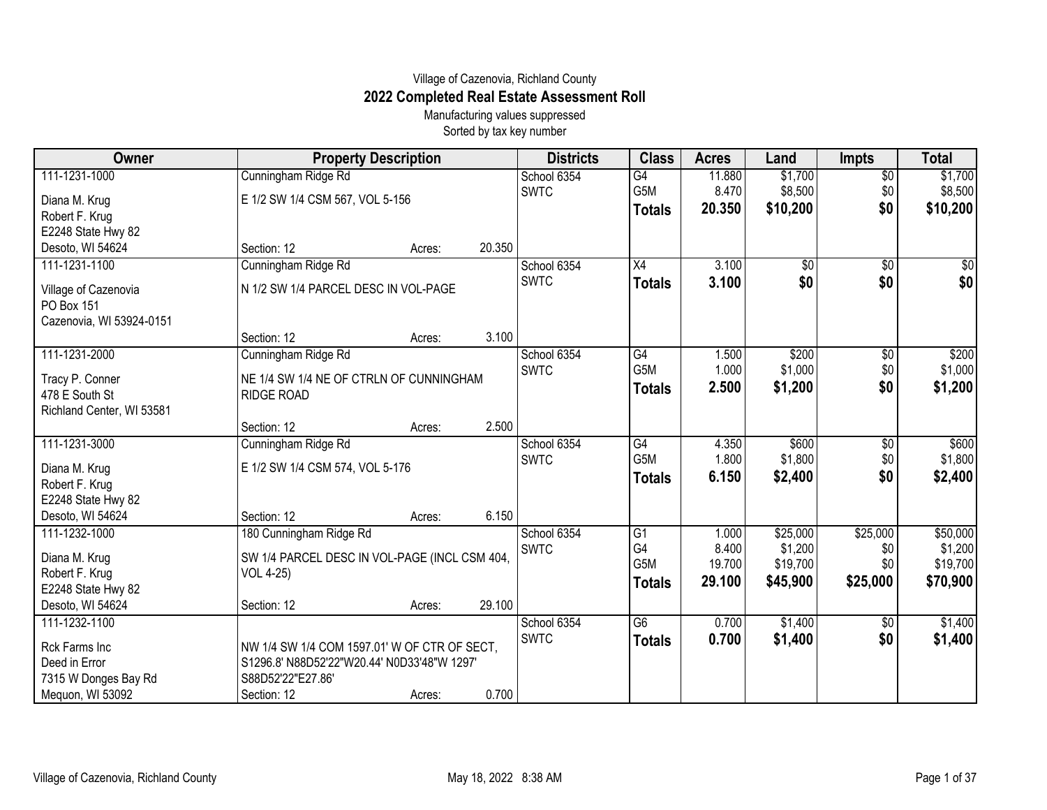Village of Cazenovia, Richland County

# 2022 Completed Real Estate Assessment Roll

Manufacturing values suppressed

Sorted by tax key number

| Owner | Property Description | | | Districts | Class | Acres | Land | Impts | Total |
|---|---|---|---|---|---|---|---|---|---|
| 111-1231-1000 | Cunningham Ridge Rd | | | School 6354 | G4 | 11.880 | $1,700 | $0 | $1,700 |
| Diana M. Krug | E 1/2 SW 1/4 CSM 567, VOL 5-156 | | | SWTC | G5M | 8.470 | $8,500 | $0 | $8,500 |
| Robert F. Krug | | | | | **Totals** | **20.350** | **$10,200** | **$0** | **$10,200** |
| E2248 State Hwy 82 | | | | | | | | | |
| Desoto, WI 54624 | Section: 12 | Acres: | 20.350 | | | | | | |
| 111-1231-1100 | Cunningham Ridge Rd | | | School 6354 | X4 | 3.100 | $0 | $0 | $0 |
| Village of Cazenovia | N 1/2 SW 1/4 PARCEL DESC IN VOL-PAGE | | | SWTC | **Totals** | **3.100** | **$0** | **$0** | **$0** |
| PO Box 151 | | | | | | | | | |
| Cazenovia, WI 53924-0151 | | | | | | | | | |
| | Section: 12 | Acres: | 3.100 | | | | | | |
| 111-1231-2000 | Cunningham Ridge Rd | | | School 6354 | G4 | 1.500 | $200 | $0 | $200 |
| Tracy P. Conner | NE 1/4 SW 1/4 NE OF CTRLN OF CUNNINGHAM RIDGE ROAD | | | SWTC | G5M | 1.000 | $1,000 | $0 | $1,000 |
| 478 E South St | | | | | **Totals** | **2.500** | **$1,200** | **$0** | **$1,200** |
| Richland Center, WI 53581 | | | | | | | | | |
| | Section: 12 | Acres: | 2.500 | | | | | | |
| 111-1231-3000 | Cunningham Ridge Rd | | | School 6354 | G4 | 4.350 | $600 | $0 | $600 |
| Diana M. Krug | E 1/2 SW 1/4 CSM 574, VOL 5-176 | | | SWTC | G5M | 1.800 | $1,800 | $0 | $1,800 |
| Robert F. Krug | | | | | **Totals** | **6.150** | **$2,400** | **$0** | **$2,400** |
| E2248 State Hwy 82 | | | | | | | | | |
| Desoto, WI 54624 | Section: 12 | Acres: | 6.150 | | | | | | |
| 111-1232-1000 | 180 Cunningham Ridge Rd | | | School 6354 | G1 | 1.000 | $25,000 | $25,000 | $50,000 |
| Diana M. Krug | SW 1/4 PARCEL DESC IN VOL-PAGE (INCL CSM 404, VOL 4-25) | | | SWTC | G4 | 8.400 | $1,200 | $0 | $1,200 |
| Robert F. Krug | | | | | G5M | 19.700 | $19,700 | $0 | $19,700 |
| E2248 State Hwy 82 | | | | | **Totals** | **29.100** | **$45,900** | **$25,000** | **$70,900** |
| Desoto, WI 54624 | Section: 12 | Acres: | 29.100 | | | | | | |
| 111-1232-1100 | | | | School 6354 | G6 | 0.700 | $1,400 | $0 | $1,400 |
| Rck Farms Inc | NW 1/4 SW 1/4 COM 1597.01' W OF CTR OF SECT, S1296.8' N88D52'22"W20.44' N0D33'48"W 1297' S88D52'22"E27.86' | | | SWTC | **Totals** | **0.700** | **$1,400** | **$0** | **$1,400** |
| Deed in Error | | | | | | | | | |
| 7315 W Donges Bay Rd | | | | | | | | | |
| Mequon, WI 53092 | Section: 12 | Acres: | 0.700 | | | | | | |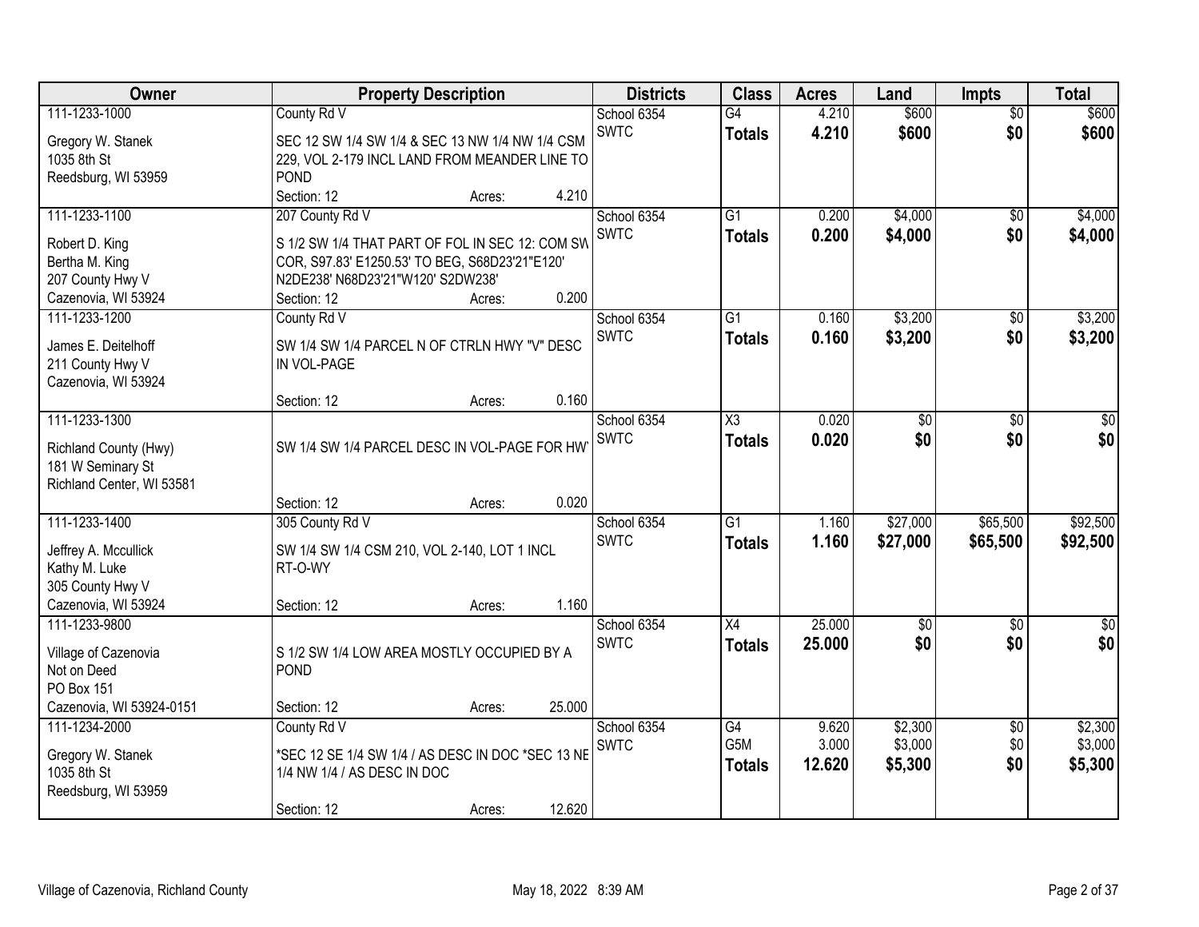| Owner | Property Description | Districts | Class | Acres | Land | Impts | Total |
|---|---|---|---|---|---|---|---|
| 111-1233-1000<br>Gregory W. Stanek<br>1035 8th St<br>Reedsburg, WI 53959 | County Rd V<br>SEC 12 SW 1/4 SW 1/4 & SEC 13 NW 1/4 NW 1/4 CSM 229, VOL 2-179 INCL LAND FROM MEANDER LINE TO POND<br>Section: 12 Acres: 4.210 | School 6354<br>SWTC | G4<br>**Totals** | 4.210<br>**4.210** | $600<br>**$600** | $0<br>**$0** | $600<br>**$600** |
| 111-1233-1100<br>Robert D. King<br>Bertha M. King<br>207 County Hwy V<br>Cazenovia, WI 53924 | 207 County Rd V<br>S 1/2 SW 1/4 THAT PART OF FOL IN SEC 12: COM SW COR, S97.83' E1250.53' TO BEG, S68D23'21"E120' N2DE238' N68D23'21"W120' S2DW238'<br>Section: 12 Acres: 0.200 | School 6354<br>SWTC | G1<br>**Totals** | 0.200<br>**0.200** | $4,000<br>**$4,000** | $0<br>**$0** | $4,000<br>**$4,000** |
| 111-1233-1200<br>James E. Deitelhoff<br>211 County Hwy V<br>Cazenovia, WI 53924 | County Rd V<br>SW 1/4 SW 1/4 PARCEL N OF CTRLN HWY "V" DESC IN VOL-PAGE<br>Section: 12 Acres: 0.160 | School 6354<br>SWTC | G1<br>**Totals** | 0.160<br>**0.160** | $3,200<br>**$3,200** | $0<br>**$0** | $3,200<br>**$3,200** |
| 111-1233-1300<br>Richland County (Hwy)<br>181 W Seminary St<br>Richland Center, WI 53581 | SW 1/4 SW 1/4 PARCEL DESC IN VOL-PAGE FOR HWY<br>Section: 12 Acres: 0.020 | School 6354<br>SWTC | X3<br>**Totals** | 0.020<br>**0.020** | $0<br>**$0** | $0<br>**$0** | $0<br>**$0** |
| 111-1233-1400<br>Jeffrey A. Mccullick<br>Kathy M. Luke<br>305 County Hwy V<br>Cazenovia, WI 53924 | 305 County Rd V<br>SW 1/4 SW 1/4 CSM 210, VOL 2-140, LOT 1 INCL RT-O-WY<br>Section: 12 Acres: 1.160 | School 6354<br>SWTC | G1<br>**Totals** | 1.160<br>**1.160** | $27,000<br>**$27,000** | $65,500<br>**$65,500** | $92,500<br>**$92,500** |
| 111-1233-9800<br>Village of Cazenovia<br>Not on Deed<br>PO Box 151<br>Cazenovia, WI 53924-0151 | S 1/2 SW 1/4 LOW AREA MOSTLY OCCUPIED BY A POND<br>Section: 12 Acres: 25.000 | School 6354<br>SWTC | X4<br>**Totals** | 25.000<br>**25.000** | $0<br>**$0** | $0<br>**$0** | $0<br>**$0** |
| 111-1234-2000<br>Gregory W. Stanek<br>1035 8th St<br>Reedsburg, WI 53959 | County Rd V<br>*SEC 12 SE 1/4 SW 1/4 / AS DESC IN DOC *SEC 13 NE 1/4 NW 1/4 / AS DESC IN DOC<br>Section: 12 Acres: 12.620 | School 6354<br>SWTC | G4<br>G5M<br>**Totals** | 9.620<br>3.000<br>**12.620** | $2,300<br>$3,000<br>**$5,300** | $0<br>$0<br>**$0** | $2,300<br>$3,000<br>**$5,300** |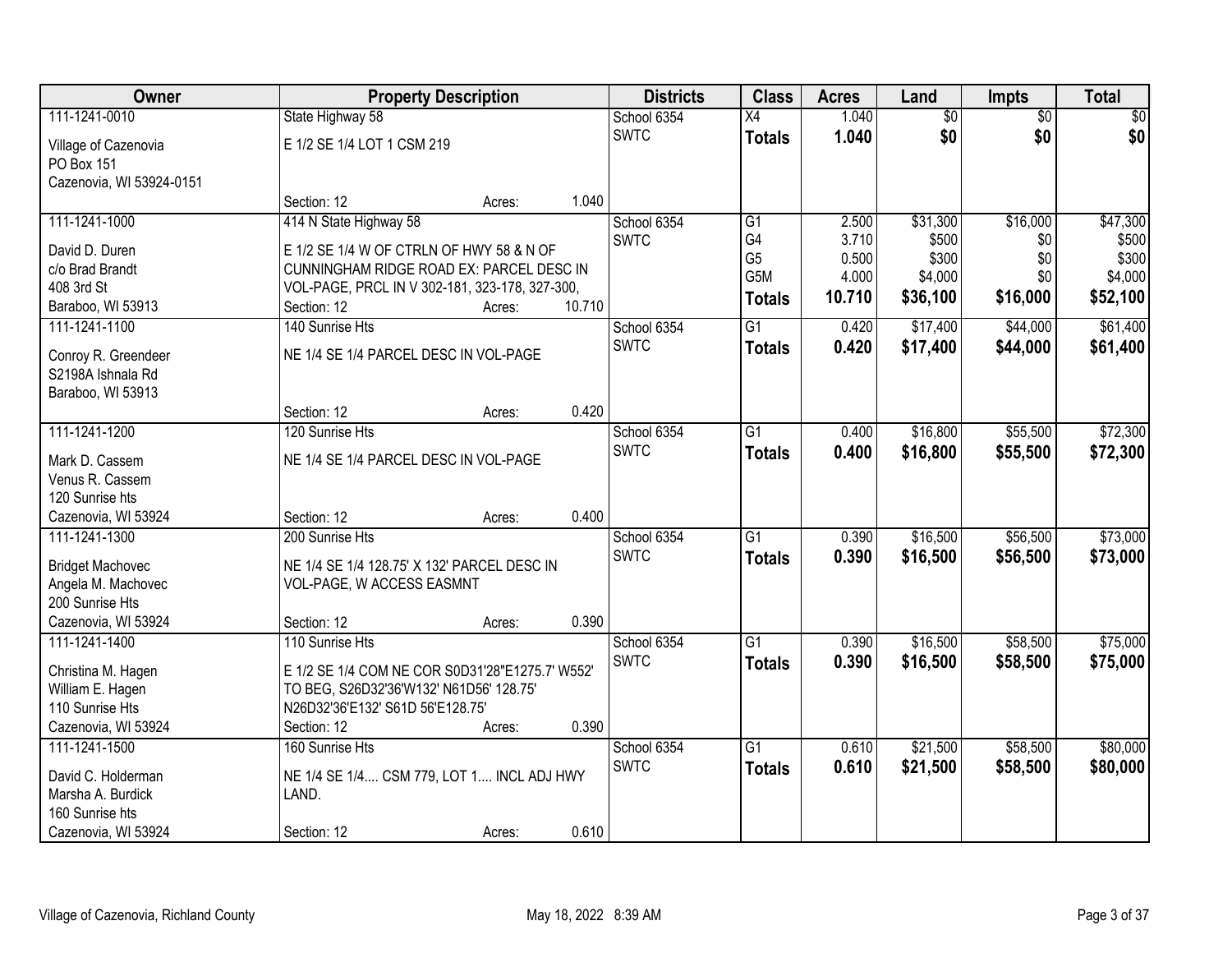| Owner | Property Description | Districts | Class | Acres | Land | Impts | Total |
|---|---|---|---|---|---|---|---|
| 111-1241-0010<br>Village of Cazenovia<br>PO Box 151<br>Cazenovia, WI 53924-0151 | State Highway 58<br>E 1/2 SE 1/4 LOT 1 CSM 219<br>Section: 12 Acres: 1.040 | School 6354<br>SWTC | X4<br>**Totals** | 1.040<br>**1.040** | $0<br>**$0** | $0<br>**$0** | $0<br>**$0** |
| 111-1241-1000<br>David D. Duren<br>c/o Brad Brandt<br>408 3rd St<br>Baraboo, WI 53913 | 414 N State Highway 58<br>E 1/2 SE 1/4 W OF CTRLN OF HWY 58 & N OF CUNNINGHAM RIDGE ROAD EX: PARCEL DESC IN VOL-PAGE, PRCL IN V 302-181, 323-178, 327-300,<br>Section: 12 Acres: 10.710 | School 6354<br>SWTC | G1<br>G4<br>G5<br>G5M<br>**Totals** | 2.500<br>3.710<br>0.500<br>4.000<br>**10.710** | $31,300<br>$500<br>$300<br>$4,000<br>**$36,100** | $16,000<br>$0<br>$0<br>$0<br>**$16,000** | $47,300<br>$500<br>$300<br>$4,000<br>**$52,100** |
| 111-1241-1100<br>Conroy R. Greendeer<br>S2198A Ishnala Rd<br>Baraboo, WI 53913 | 140 Sunrise Hts<br>NE 1/4 SE 1/4 PARCEL DESC IN VOL-PAGE<br>Section: 12 Acres: 0.420 | School 6354<br>SWTC | G1<br>**Totals** | 0.420<br>**0.420** | $17,400<br>**$17,400** | $44,000<br>**$44,000** | $61,400<br>**$61,400** |
| 111-1241-1200<br>Mark D. Cassem<br>Venus R. Cassem<br>120 Sunrise hts<br>Cazenovia, WI 53924 | 120 Sunrise Hts<br>NE 1/4 SE 1/4 PARCEL DESC IN VOL-PAGE<br>Section: 12 Acres: 0.400 | School 6354<br>SWTC | G1<br>**Totals** | 0.400<br>**0.400** | $16,800<br>**$16,800** | $55,500<br>**$55,500** | $72,300<br>**$72,300** |
| 111-1241-1300<br>Bridget Machovec<br>Angela M. Machovec<br>200 Sunrise Hts<br>Cazenovia, WI 53924 | 200 Sunrise Hts<br>NE 1/4 SE 1/4 128.75' X 132' PARCEL DESC IN VOL-PAGE, W ACCESS EASMNT<br>Section: 12 Acres: 0.390 | School 6354<br>SWTC | G1<br>**Totals** | 0.390<br>**0.390** | $16,500<br>**$16,500** | $56,500<br>**$56,500** | $73,000<br>**$73,000** |
| 111-1241-1400<br>Christina M. Hagen<br>William E. Hagen<br>110 Sunrise Hts<br>Cazenovia, WI 53924 | 110 Sunrise Hts<br>E 1/2 SE 1/4 COM NE COR S0D31'28"E1275.7' W552' TO BEG, S26D32'36'W132' N61D56' 128.75' N26D32'36'E132' S61D 56'E128.75'<br>Section: 12 Acres: 0.390 | School 6354<br>SWTC | G1<br>**Totals** | 0.390<br>**0.390** | $16,500<br>**$16,500** | $58,500<br>**$58,500** | $75,000<br>**$75,000** |
| 111-1241-1500<br>David C. Holderman<br>Marsha A. Burdick<br>160 Sunrise hts<br>Cazenovia, WI 53924 | 160 Sunrise Hts<br>NE 1/4 SE 1/4.... CSM 779, LOT 1.... INCL ADJ HWY LAND.<br>Section: 12 Acres: 0.610 | School 6354<br>SWTC | G1<br>**Totals** | 0.610<br>**0.610** | $21,500<br>**$21,500** | $58,500<br>**$58,500** | $80,000<br>**$80,000** |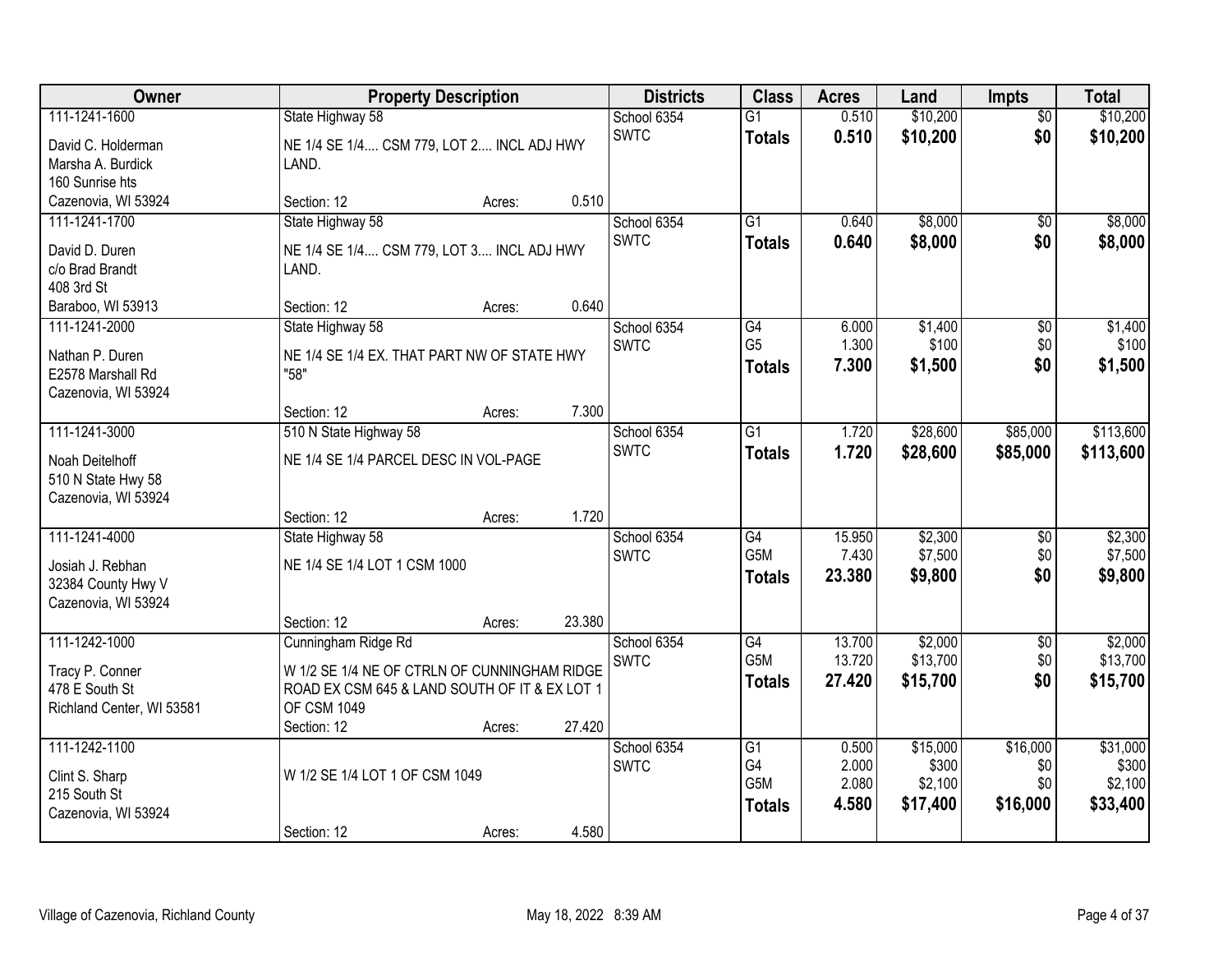| Owner | Property Description | | | Districts | Class | Acres | Land | Impts | Total |
|---|---|---|---|---|---|---|---|---|---|
| 111-1241-1600 | State Highway 58 | | | School 6354 | G1 | 0.510 | $10,200 | $0 | $10,200 |
| David C. Holderman<br>Marsha A. Burdick<br>160 Sunrise hts<br>Cazenovia, WI 53924 | NE 1/4 SE 1/4.... CSM 779, LOT 2.... INCL ADJ HWY LAND. | | | SWTC | **Totals** | **0.510** | **$10,200** | **$0** | **$10,200** |
| | Section: 12 | Acres: | 0.510 | | | | | | |
| 111-1241-1700 | State Highway 58 | | | School 6354 | G1 | 0.640 | $8,000 | $0 | $8,000 |
| David D. Duren<br>c/o Brad Brandt<br>408 3rd St<br>Baraboo, WI 53913 | NE 1/4 SE 1/4.... CSM 779, LOT 3.... INCL ADJ HWY LAND. | | | SWTC | **Totals** | **0.640** | **$8,000** | **$0** | **$8,000** |
| | Section: 12 | Acres: | 0.640 | | | | | | |
| 111-1241-2000 | State Highway 58 | | | School 6354 | G4 | 6.000 | $1,400 | $0 | $1,400 |
| Nathan P. Duren<br>E2578 Marshall Rd<br>Cazenovia, WI 53924 | NE 1/4 SE 1/4 EX. THAT PART NW OF STATE HWY "58" | | | SWTC | G5 | 1.300 | $100 | $0 | $100 |
| | | | | | **Totals** | **7.300** | **$1,500** | **$0** | **$1,500** |
| | Section: 12 | Acres: | 7.300 | | | | | | |
| 111-1241-3000 | 510 N State Highway 58 | | | School 6354 | G1 | 1.720 | $28,600 | $85,000 | $113,600 |
| Noah Deitelhoff<br>510 N State Hwy 58<br>Cazenovia, WI 53924 | NE 1/4 SE 1/4 PARCEL DESC IN VOL-PAGE | | | SWTC | **Totals** | **1.720** | **$28,600** | **$85,000** | **$113,600** |
| | Section: 12 | Acres: | 1.720 | | | | | | |
| 111-1241-4000 | State Highway 58 | | | School 6354 | G4 | 15.950 | $2,300 | $0 | $2,300 |
| Josiah J. Rebhan<br>32384 County Hwy V<br>Cazenovia, WI 53924 | NE 1/4 SE 1/4 LOT 1 CSM 1000 | | | SWTC | G5M | 7.430 | $7,500 | $0 | $7,500 |
| | | | | | **Totals** | **23.380** | **$9,800** | **$0** | **$9,800** |
| | Section: 12 | Acres: | 23.380 | | | | | | |
| 111-1242-1000 | Cunningham Ridge Rd | | | School 6354 | G4 | 13.700 | $2,000 | $0 | $2,000 |
| Tracy P. Conner<br>478 E South St<br>Richland Center, WI 53581 | W 1/2 SE 1/4 NE OF CTRLN OF CUNNINGHAM RIDGE ROAD EX CSM 645 & LAND SOUTH OF IT & EX LOT 1 OF CSM 1049 | | | SWTC | G5M | 13.720 | $13,700 | $0 | $13,700 |
| | | | | | **Totals** | **27.420** | **$15,700** | **$0** | **$15,700** |
| | Section: 12 | Acres: | 27.420 | | | | | | |
| 111-1242-1100 | | | | School 6354 | G1 | 0.500 | $15,000 | $16,000 | $31,000 |
| Clint S. Sharp<br>215 South St<br>Cazenovia, WI 53924 | W 1/2 SE 1/4 LOT 1 OF CSM 1049 | | | SWTC | G4 | 2.000 | $300 | $0 | $300 |
| | | | | | G5M | 2.080 | $2,100 | $0 | $2,100 |
| | | | | | **Totals** | **4.580** | **$17,400** | **$16,000** | **$33,400** |
| | Section: 12 | Acres: | 4.580 | | | | | | |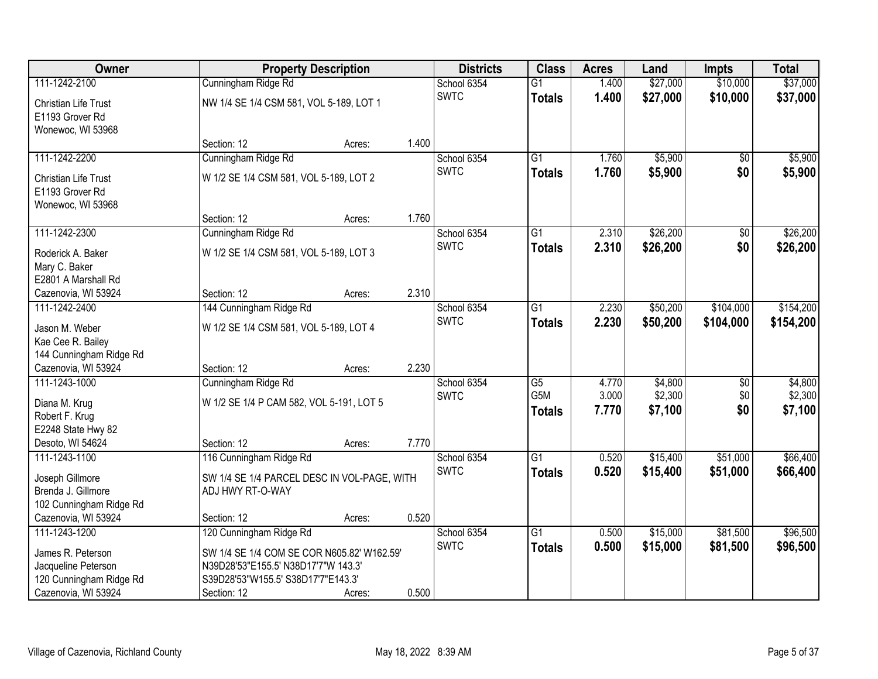| Owner | Property Description | Districts | Class | Acres | Land | Impts | Total |
|---|---|---|---|---|---|---|---|
| 111-1242-2100<br>Christian Life Trust<br>E1193 Grover Rd<br>Wonewoc, WI 53968 | Cunningham Ridge Rd<br>NW 1/4 SE 1/4 CSM 581, VOL 5-189, LOT 1<br>Section: 12 Acres: 1.400 | School 6354<br>SWTC | G1<br>**Totals** | 1.400<br>**1.400** | $27,000<br>**$27,000** | $10,000<br>**$10,000** | $37,000<br>**$37,000** |
| 111-1242-2200<br>Christian Life Trust<br>E1193 Grover Rd<br>Wonewoc, WI 53968 | Cunningham Ridge Rd<br>W 1/2 SE 1/4 CSM 581, VOL 5-189, LOT 2<br>Section: 12 Acres: 1.760 | School 6354<br>SWTC | G1<br>**Totals** | 1.760<br>**1.760** | $5,900<br>**$5,900** | $0<br>**$0** | $5,900<br>**$5,900** |
| 111-1242-2300<br>Roderick A. Baker<br>Mary C. Baker<br>E2801 A Marshall Rd<br>Cazenovia, WI 53924 | Cunningham Ridge Rd<br>W 1/2 SE 1/4 CSM 581, VOL 5-189, LOT 3<br>Section: 12 Acres: 2.310 | School 6354<br>SWTC | G1<br>**Totals** | 2.310<br>**2.310** | $26,200<br>**$26,200** | $0<br>**$0** | $26,200<br>**$26,200** |
| 111-1242-2400<br>Jason M. Weber<br>Kae Cee R. Bailey<br>144 Cunningham Ridge Rd<br>Cazenovia, WI 53924 | 144 Cunningham Ridge Rd<br>W 1/2 SE 1/4 CSM 581, VOL 5-189, LOT 4<br>Section: 12 Acres: 2.230 | School 6354<br>SWTC | G1<br>**Totals** | 2.230<br>**2.230** | $50,200<br>**$50,200** | $104,000<br>**$104,000** | $154,200<br>**$154,200** |
| 111-1243-1000<br>Diana M. Krug<br>Robert F. Krug<br>E2248 State Hwy 82<br>Desoto, WI 54624 | Cunningham Ridge Rd<br>W 1/2 SE 1/4 P CAM 582, VOL 5-191, LOT 5<br>Section: 12 Acres: 7.770 | School 6354<br>SWTC | G5<br>G5M<br>**Totals** | 4.770<br>3.000<br>**7.770** | $4,800<br>$2,300<br>**$7,100** | $0<br>$0<br>**$0** | $4,800<br>$2,300<br>**$7,100** |
| 111-1243-1100<br>Joseph Gillmore<br>Brenda J. Gillmore<br>102 Cunningham Ridge Rd<br>Cazenovia, WI 53924 | 116 Cunningham Ridge Rd<br>SW 1/4 SE 1/4 PARCEL DESC IN VOL-PAGE, WITH ADJ HWY RT-O-WAY<br>Section: 12 Acres: 0.520 | School 6354<br>SWTC | G1<br>**Totals** | 0.520<br>**0.520** | $15,400<br>**$15,400** | $51,000<br>**$51,000** | $66,400<br>**$66,400** |
| 111-1243-1200<br>James R. Peterson<br>Jacqueline Peterson<br>120 Cunningham Ridge Rd<br>Cazenovia, WI 53924 | 120 Cunningham Ridge Rd<br>SW 1/4 SE 1/4 COM SE COR N605.82' W162.59' N39D28'53"E155.5' N38D17'7"W 143.3' S39D28'53"W155.5' S38D17'7"E143.3'<br>Section: 12 Acres: 0.500 | School 6354<br>SWTC | G1<br>**Totals** | 0.500<br>**0.500** | $15,000<br>**$15,000** | $81,500<br>**$81,500** | $96,500<br>**$96,500** |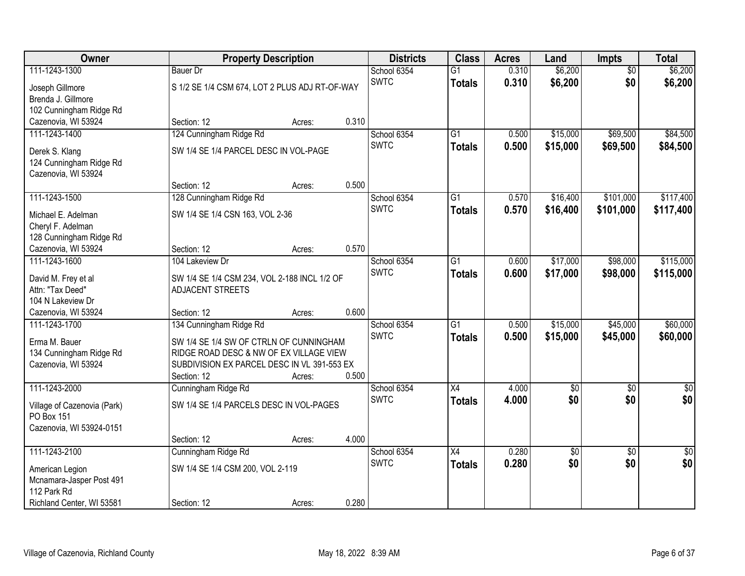| Owner | Property Description | Districts | Class | Acres | Land | Impts | Total |
|---|---|---|---|---|---|---|---|
| 111-1243-1300<br>Joseph Gillmore<br>Brenda J. Gillmore<br>102 Cunningham Ridge Rd<br>Cazenovia, WI 53924 | Bauer Dr<br>S 1/2 SE 1/4 CSM 674, LOT 2 PLUS ADJ RT-OF-WAY<br>Section: 12 Acres: 0.310 | School 6354<br>SWTC | G1<br>**Totals** | 0.310<br>**0.310** | $6,200<br>**$6,200** | $0<br>**$0** | $6,200<br>**$6,200** |
| 111-1243-1400<br>Derek S. Klang<br>124 Cunningham Ridge Rd<br>Cazenovia, WI 53924 | 124 Cunningham Ridge Rd<br>SW 1/4 SE 1/4 PARCEL DESC IN VOL-PAGE<br>Section: 12 Acres: 0.500 | School 6354<br>SWTC | G1<br>**Totals** | 0.500<br>**0.500** | $15,000<br>**$15,000** | $69,500<br>**$69,500** | $84,500<br>**$84,500** |
| 111-1243-1500<br>Michael E. Adelman<br>Cheryl F. Adelman<br>128 Cunningham Ridge Rd<br>Cazenovia, WI 53924 | 128 Cunningham Ridge Rd<br>SW 1/4 SE 1/4 CSN 163, VOL 2-36<br>Section: 12 Acres: 0.570 | School 6354<br>SWTC | G1<br>**Totals** | 0.570<br>**0.570** | $16,400<br>**$16,400** | $101,000<br>**$101,000** | $117,400<br>**$117,400** |
| 111-1243-1600<br>David M. Frey et al<br>Attn: "Tax Deed"<br>104 N Lakeview Dr<br>Cazenovia, WI 53924 | 104 Lakeview Dr<br>SW 1/4 SE 1/4 CSM 234, VOL 2-188 INCL 1/2 OF ADJACENT STREETS<br>Section: 12 Acres: 0.600 | School 6354<br>SWTC | G1<br>**Totals** | 0.600<br>**0.600** | $17,000<br>**$17,000** | $98,000<br>**$98,000** | $115,000<br>**$115,000** |
| 111-1243-1700<br>Erma M. Bauer<br>134 Cunningham Ridge Rd<br>Cazenovia, WI 53924 | 134 Cunningham Ridge Rd<br>SW 1/4 SE 1/4 SW OF CTRLN OF CUNNINGHAM RIDGE ROAD DESC & NW OF EX VILLAGE VIEW SUBDIVISION EX PARCEL DESC IN VL 391-553 EX<br>Section: 12 Acres: 0.500 | School 6354<br>SWTC | G1<br>**Totals** | 0.500<br>**0.500** | $15,000<br>**$15,000** | $45,000<br>**$45,000** | $60,000<br>**$60,000** |
| 111-1243-2000<br>Village of Cazenovia (Park)<br>PO Box 151<br>Cazenovia, WI 53924-0151 | Cunningham Ridge Rd<br>SW 1/4 SE 1/4 PARCELS DESC IN VOL-PAGES<br>Section: 12 Acres: 4.000 | School 6354<br>SWTC | X4<br>**Totals** | 4.000<br>**4.000** | $0<br>**$0** | $0<br>**$0** | $0<br>**$0** |
| 111-1243-2100<br>American Legion<br>Mcnamara-Jasper Post 491<br>112 Park Rd<br>Richland Center, WI 53581 | Cunningham Ridge Rd<br>SW 1/4 SE 1/4 CSM 200, VOL 2-119<br>Section: 12 Acres: 0.280 | School 6354<br>SWTC | X4<br>**Totals** | 0.280<br>**0.280** | $0<br>**$0** | $0<br>**$0** | $0<br>**$0** |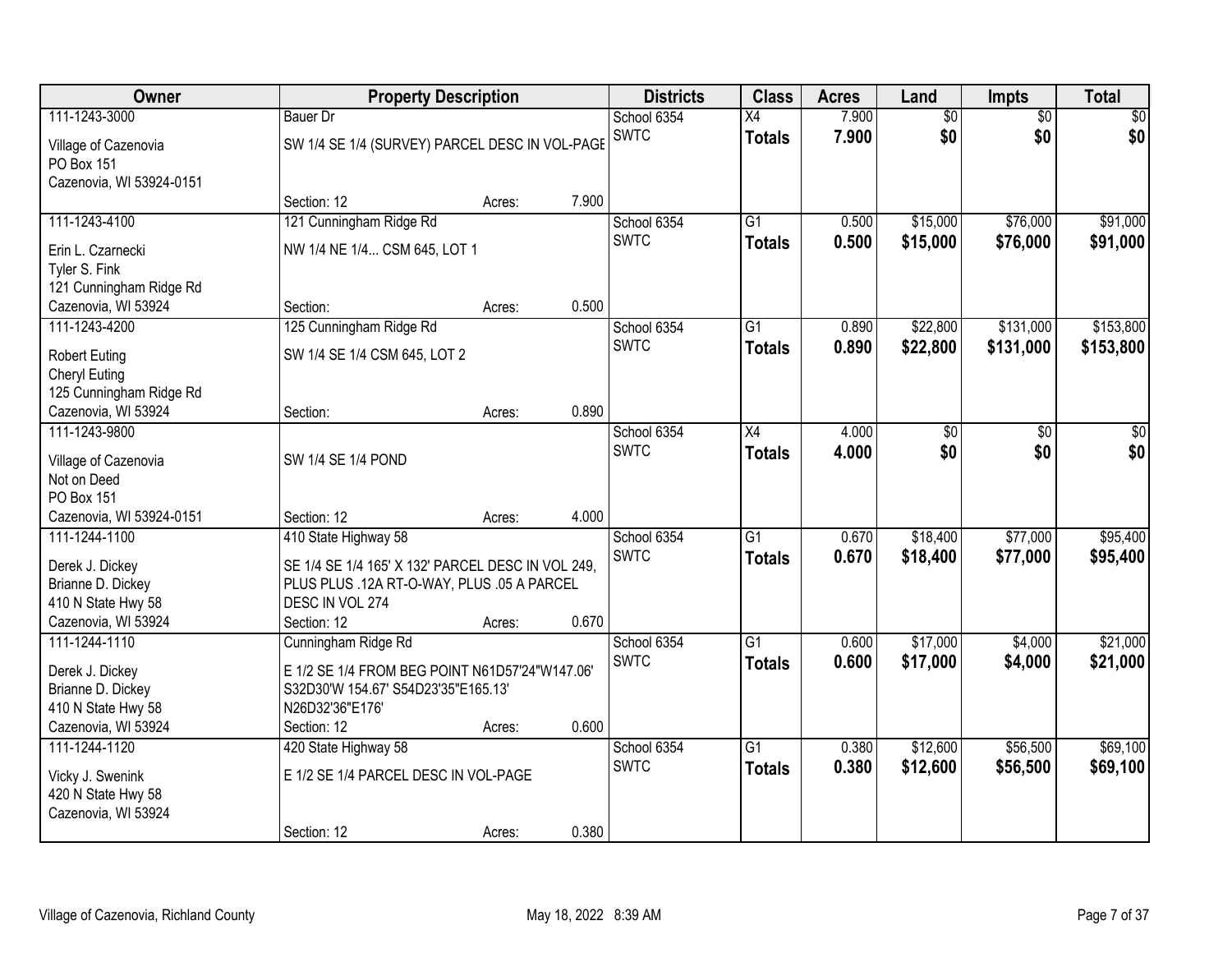| Owner | Property Description | | | Districts | Class | Acres | Land | Impts | Total |
|---|---|---|---|---|---|---|---|---|---|
| 111-1243-3000 | Bauer Dr | | | School 6354 | X4 | 7.900 | $0 | $0 | $0 |
| Village of Cazenovia<br>PO Box 151<br>Cazenovia, WI 53924-0151 | SW 1/4 SE 1/4 (SURVEY) PARCEL DESC IN VOL-PAGE | | | SWTC | **Totals** | **7.900** | **$0** | **$0** | **$0** |
| | Section: 12 | Acres: | 7.900 | | | | | | |
| 111-1243-4100 | 121 Cunningham Ridge Rd | | | School 6354 | G1 | 0.500 | $15,000 | $76,000 | $91,000 |
| Erin L. Czarnecki<br>Tyler S. Fink<br>121 Cunningham Ridge Rd<br>Cazenovia, WI 53924 | NW 1/4 NE 1/4... CSM 645, LOT 1 | | | SWTC | **Totals** | **0.500** | **$15,000** | **$76,000** | **$91,000** |
| | Section: | Acres: | 0.500 | | | | | | |
| 111-1243-4200 | 125 Cunningham Ridge Rd | | | School 6354 | G1 | 0.890 | $22,800 | $131,000 | $153,800 |
| Robert Euting<br>Cheryl Euting<br>125 Cunningham Ridge Rd<br>Cazenovia, WI 53924 | SW 1/4 SE 1/4 CSM 645, LOT 2 | | | SWTC | **Totals** | **0.890** | **$22,800** | **$131,000** | **$153,800** |
| | Section: | Acres: | 0.890 | | | | | | |
| 111-1243-9800 | | | | School 6354 | X4 | 4.000 | $0 | $0 | $0 |
| Village of Cazenovia<br>Not on Deed<br>PO Box 151<br>Cazenovia, WI 53924-0151 | SW 1/4 SE 1/4 POND | | | SWTC | **Totals** | **4.000** | **$0** | **$0** | **$0** |
| | Section: 12 | Acres: | 4.000 | | | | | | |
| 111-1244-1100 | 410 State Highway 58 | | | School 6354 | G1 | 0.670 | $18,400 | $77,000 | $95,400 |
| Derek J. Dickey<br>Brianne D. Dickey<br>410 N State Hwy 58<br>Cazenovia, WI 53924 | SE 1/4 SE 1/4 165' X 132' PARCEL DESC IN VOL 249, PLUS PLUS .12A RT-O-WAY, PLUS .05 A PARCEL DESC IN VOL 274 | | | SWTC | **Totals** | **0.670** | **$18,400** | **$77,000** | **$95,400** |
| | Section: 12 | Acres: | 0.670 | | | | | | |
| 111-1244-1110 | Cunningham Ridge Rd | | | School 6354 | G1 | 0.600 | $17,000 | $4,000 | $21,000 |
| Derek J. Dickey<br>Brianne D. Dickey<br>410 N State Hwy 58<br>Cazenovia, WI 53924 | E 1/2 SE 1/4 FROM BEG POINT N61D57'24"W147.06' S32D30'W 154.67' S54D23'35"E165.13' N26D32'36"E176' | | | SWTC | **Totals** | **0.600** | **$17,000** | **$4,000** | **$21,000** |
| | Section: 12 | Acres: | 0.600 | | | | | | |
| 111-1244-1120 | 420 State Highway 58 | | | School 6354 | G1 | 0.380 | $12,600 | $56,500 | $69,100 |
| Vicky J. Swenink<br>420 N State Hwy 58<br>Cazenovia, WI 53924 | E 1/2 SE 1/4 PARCEL DESC IN VOL-PAGE | | | SWTC | **Totals** | **0.380** | **$12,600** | **$56,500** | **$69,100** |
| | Section: 12 | Acres: | 0.380 | | | | | | |

Village of Cazenovia, Richland County

May 18, 2022 8:39 AM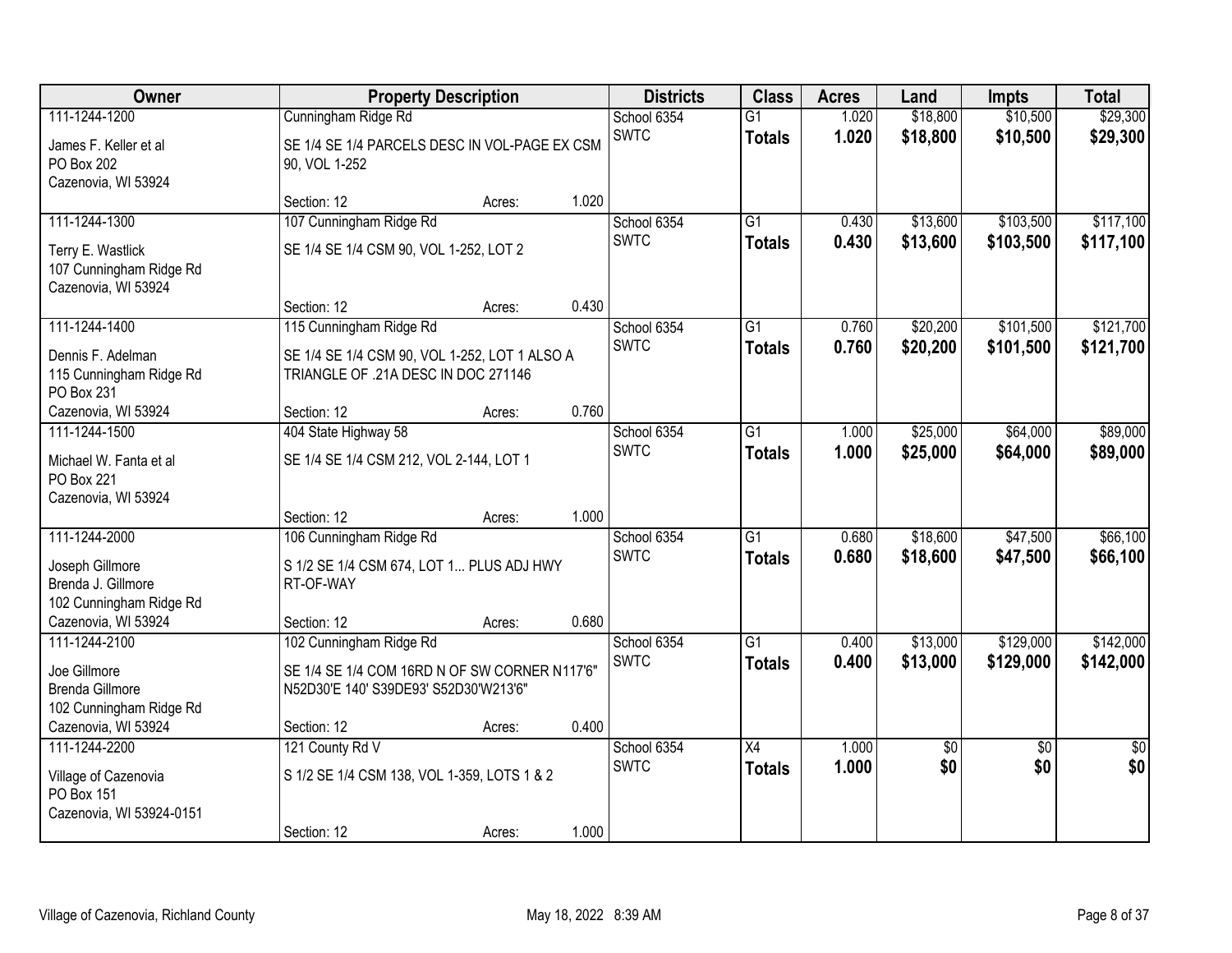| Owner | Property Description | Districts | Class | Acres | Land | Impts | Total |
|---|---|---|---|---|---|---|---|
| 111-1244-1200<br>James F. Keller et al<br>PO Box 202<br>Cazenovia, WI 53924 | Cunningham Ridge Rd<br>SE 1/4 SE 1/4 PARCELS DESC IN VOL-PAGE EX CSM 90, VOL 1-252<br>Section: 12 Acres: 1.020 | School 6354<br>SWTC | G1<br>**Totals** | 1.020<br>**1.020** | $18,800<br>**$18,800** | $10,500<br>**$10,500** | $29,300<br>**$29,300** |
| 111-1244-1300<br>Terry E. Wastlick<br>107 Cunningham Ridge Rd<br>Cazenovia, WI 53924 | 107 Cunningham Ridge Rd<br>SE 1/4 SE 1/4 CSM 90, VOL 1-252, LOT 2<br>Section: 12 Acres: 0.430 | School 6354<br>SWTC | G1<br>**Totals** | 0.430<br>**0.430** | $13,600<br>**$13,600** | $103,500<br>**$103,500** | $117,100<br>**$117,100** |
| 111-1244-1400<br>Dennis F. Adelman<br>115 Cunningham Ridge Rd<br>PO Box 231<br>Cazenovia, WI 53924 | 115 Cunningham Ridge Rd<br>SE 1/4 SE 1/4 CSM 90, VOL 1-252, LOT 1 ALSO A TRIANGLE OF .21A DESC IN DOC 271146<br>Section: 12 Acres: 0.760 | School 6354<br>SWTC | G1<br>**Totals** | 0.760<br>**0.760** | $20,200<br>**$20,200** | $101,500<br>**$101,500** | $121,700<br>**$121,700** |
| 111-1244-1500<br>Michael W. Fanta et al<br>PO Box 221<br>Cazenovia, WI 53924 | 404 State Highway 58<br>SE 1/4 SE 1/4 CSM 212, VOL 2-144, LOT 1<br>Section: 12 Acres: 1.000 | School 6354<br>SWTC | G1<br>**Totals** | 1.000<br>**1.000** | $25,000<br>**$25,000** | $64,000<br>**$64,000** | $89,000<br>**$89,000** |
| 111-1244-2000<br>Joseph Gillmore<br>Brenda J. Gillmore<br>102 Cunningham Ridge Rd<br>Cazenovia, WI 53924 | 106 Cunningham Ridge Rd<br>S 1/2 SE 1/4 CSM 674, LOT 1... PLUS ADJ HWY RT-OF-WAY<br>Section: 12 Acres: 0.680 | School 6354<br>SWTC | G1<br>**Totals** | 0.680<br>**0.680** | $18,600<br>**$18,600** | $47,500<br>**$47,500** | $66,100<br>**$66,100** |
| 111-1244-2100<br>Joe Gillmore<br>Brenda Gillmore<br>102 Cunningham Ridge Rd<br>Cazenovia, WI 53924 | 102 Cunningham Ridge Rd<br>SE 1/4 SE 1/4 COM 16RD N OF SW CORNER N117'6" N52D30'E 140' S39DE93' S52D30'W213'6"<br>Section: 12 Acres: 0.400 | School 6354<br>SWTC | G1<br>**Totals** | 0.400<br>**0.400** | $13,000<br>**$13,000** | $129,000<br>**$129,000** | $142,000<br>**$142,000** |
| 111-1244-2200<br>Village of Cazenovia<br>PO Box 151<br>Cazenovia, WI 53924-0151 | 121 County Rd V<br>S 1/2 SE 1/4 CSM 138, VOL 1-359, LOTS 1 & 2<br>Section: 12 Acres: 1.000 | School 6354<br>SWTC | X4<br>**Totals** | 1.000<br>**1.000** | $0<br>**$0** | $0<br>**$0** | $0<br>**$0** |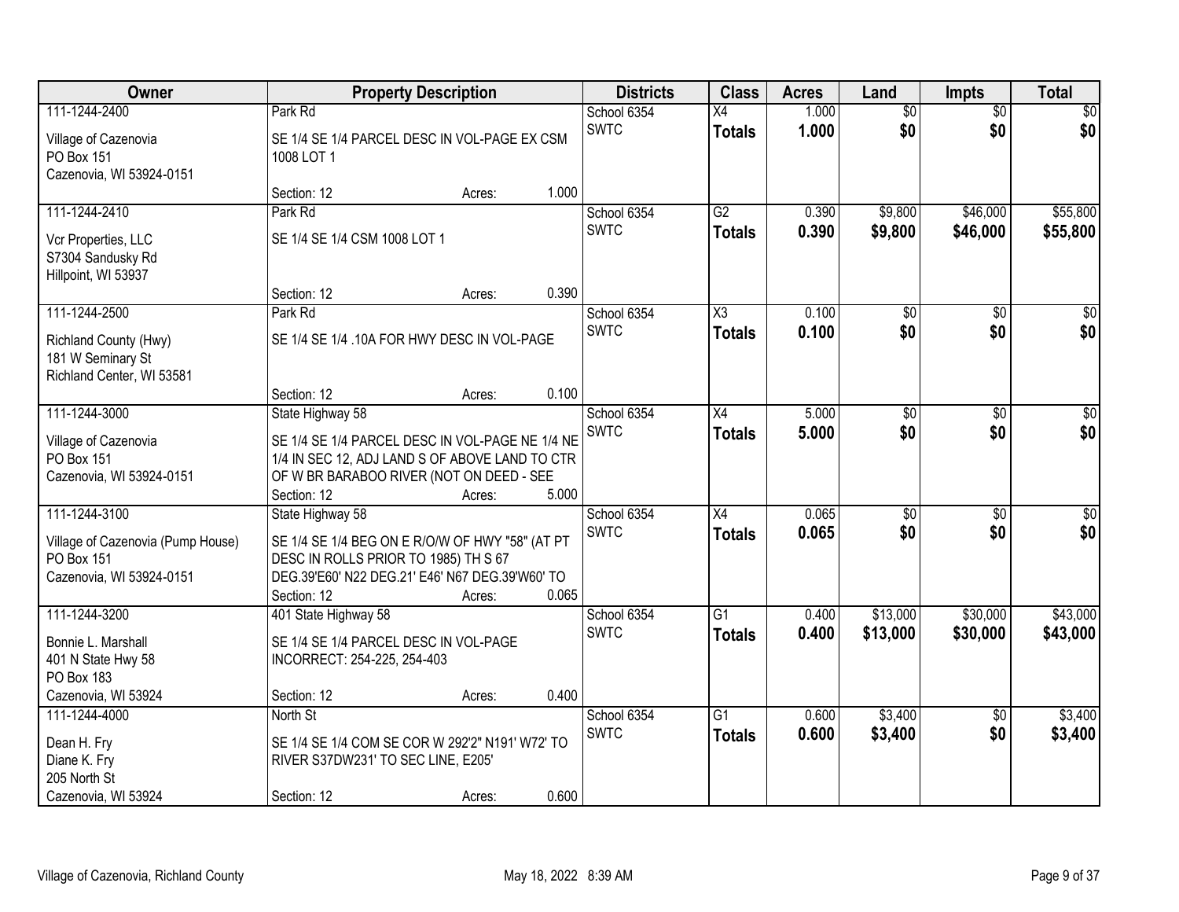| Owner | Property Description | Districts | Class | Acres | Land | Impts | Total |
|---|---|---|---|---|---|---|---|
| 111-1244-2400<br>Village of Cazenovia<br>PO Box 151<br>Cazenovia, WI 53924-0151 | Park Rd<br>SE 1/4 SE 1/4 PARCEL DESC IN VOL-PAGE EX CSM 1008 LOT 1<br>Section: 12 Acres: 1.000 | School 6354<br>SWTC | X4<br>**Totals** | 1.000<br>**1.000** | $0<br>**$0** | $0<br>**$0** | $0<br>**$0** |
| 111-1244-2410<br>Vcr Properties, LLC<br>S7304 Sandusky Rd<br>Hillpoint, WI 53937 | Park Rd<br>SE 1/4 SE 1/4 CSM 1008 LOT 1<br>Section: 12 Acres: 0.390 | School 6354<br>SWTC | G2<br>**Totals** | 0.390<br>**0.390** | $9,800<br>**$9,800** | $46,000<br>**$46,000** | $55,800<br>**$55,800** |
| 111-1244-2500<br>Richland County (Hwy)<br>181 W Seminary St<br>Richland Center, WI 53581 | Park Rd<br>SE 1/4 SE 1/4 .10A FOR HWY DESC IN VOL-PAGE<br>Section: 12 Acres: 0.100 | School 6354<br>SWTC | X3<br>**Totals** | 0.100<br>**0.100** | $0<br>**$0** | $0<br>**$0** | $0<br>**$0** |
| 111-1244-3000<br>Village of Cazenovia<br>PO Box 151<br>Cazenovia, WI 53924-0151 | State Highway 58<br>SE 1/4 SE 1/4 PARCEL DESC IN VOL-PAGE NE 1/4 NE 1/4 IN SEC 12, ADJ LAND S OF ABOVE LAND TO CTR OF W BR BARABOO RIVER (NOT ON DEED - SEE<br>Section: 12 Acres: 5.000 | School 6354<br>SWTC | X4<br>**Totals** | 5.000<br>**5.000** | $0<br>**$0** | $0<br>**$0** | $0<br>**$0** |
| 111-1244-3100<br>Village of Cazenovia (Pump House)<br>PO Box 151<br>Cazenovia, WI 53924-0151 | State Highway 58<br>SE 1/4 SE 1/4 BEG ON E R/O/W OF HWY "58" (AT PT DESC IN ROLLS PRIOR TO 1985) TH S 67 DEG.39'E60' N22 DEG.21' E46' N67 DEG.39'W60' TO<br>Section: 12 Acres: 0.065 | School 6354<br>SWTC | X4<br>**Totals** | 0.065<br>**0.065** | $0<br>**$0** | $0<br>**$0** | $0<br>**$0** |
| 111-1244-3200<br>Bonnie L. Marshall<br>401 N State Hwy 58<br>PO Box 183<br>Cazenovia, WI 53924 | 401 State Highway 58<br>SE 1/4 SE 1/4 PARCEL DESC IN VOL-PAGE INCORRECT: 254-225, 254-403<br>Section: 12 Acres: 0.400 | School 6354<br>SWTC | G1<br>**Totals** | 0.400<br>**0.400** | $13,000<br>**$13,000** | $30,000<br>**$30,000** | $43,000<br>**$43,000** |
| 111-1244-4000<br>Dean H. Fry<br>Diane K. Fry<br>205 North St<br>Cazenovia, WI 53924 | North St<br>SE 1/4 SE 1/4 COM SE COR W 292'2" N191' W72' TO RIVER S37DW231' TO SEC LINE, E205'<br>Section: 12 Acres: 0.600 | School 6354<br>SWTC | G1<br>**Totals** | 0.600<br>**0.600** | $3,400<br>**$3,400** | $0<br>**$0** | $3,400<br>**$3,400** |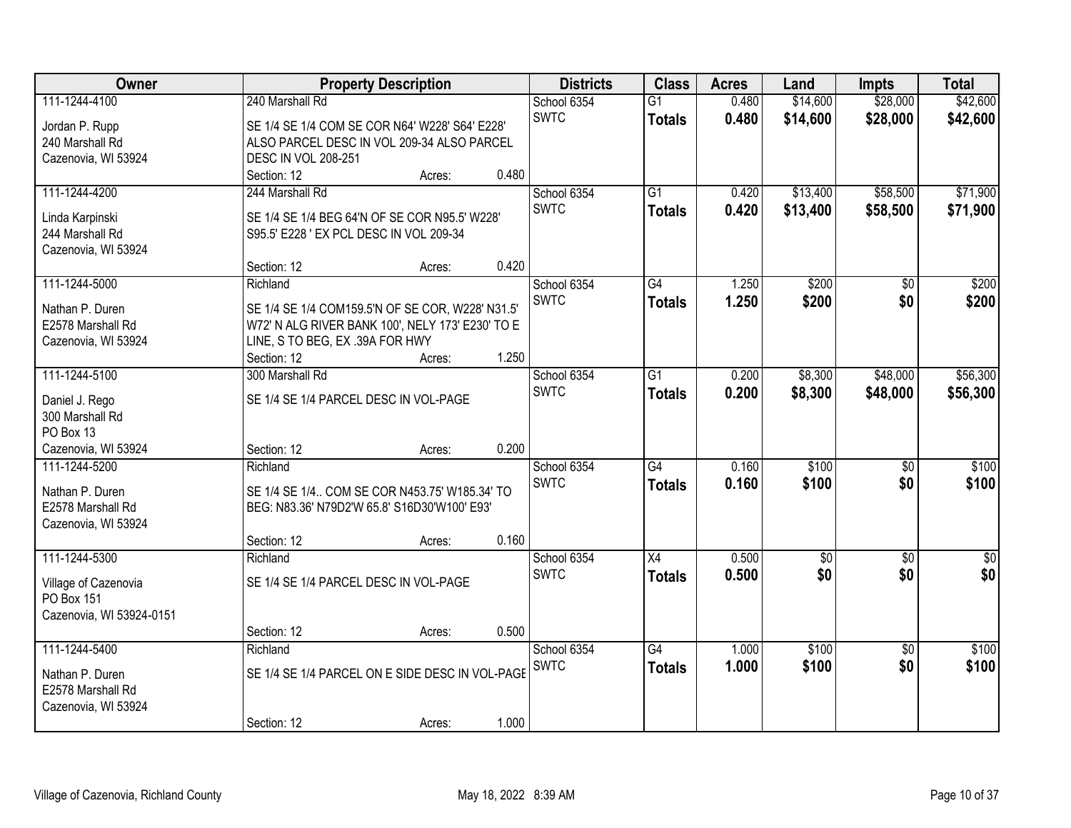| Owner | Property Description | Districts | Class | Acres | Land | Impts | Total |
|---|---|---|---|---|---|---|---|
| 111-1244-4100<br><br>Jordan P. Rupp<br>240 Marshall Rd<br>Cazenovia, WI 53924 | 240 Marshall Rd<br><br>SE 1/4 SE 1/4 COM SE COR N64' W228' S64' E228' ALSO PARCEL DESC IN VOL 209-34 ALSO PARCEL DESC IN VOL 208-251<br>Section: 12 Acres: 0.480 | School 6354<br>SWTC | G1<br>**Totals** | 0.480<br>**0.480** | $14,600<br>**$14,600** | $28,000<br>**$28,000** | $42,600<br>**$42,600** |
| 111-1244-4200<br><br>Linda Karpinski<br>244 Marshall Rd<br>Cazenovia, WI 53924 | 244 Marshall Rd<br><br>SE 1/4 SE 1/4 BEG 64'N OF SE COR N95.5' W228' S95.5' E228 ' EX PCL DESC IN VOL 209-34<br><br>Section: 12 Acres: 0.420 | School 6354<br>SWTC | G1<br>**Totals** | 0.420<br>**0.420** | $13,400<br>**$13,400** | $58,500<br>**$58,500** | $71,900<br>**$71,900** |
| 111-1244-5000<br><br>Nathan P. Duren<br>E2578 Marshall Rd<br>Cazenovia, WI 53924 | Richland<br><br>SE 1/4 SE 1/4 COM159.5'N OF SE COR, W228' N31.5' W72' N ALG RIVER BANK 100', NELY 173' E230' TO E LINE, S TO BEG, EX .39A FOR HWY<br>Section: 12 Acres: 1.250 | School 6354<br>SWTC | G4<br>**Totals** | 1.250<br>**1.250** | $200<br>**$200** | $0<br>**$0** | $200<br>**$200** |
| 111-1244-5100<br><br>Daniel J. Rego<br>300 Marshall Rd<br>PO Box 13<br>Cazenovia, WI 53924 | 300 Marshall Rd<br><br>SE 1/4 SE 1/4 PARCEL DESC IN VOL-PAGE<br><br>Section: 12 Acres: 0.200 | School 6354<br>SWTC | G1<br>**Totals** | 0.200<br>**0.200** | $8,300<br>**$8,300** | $48,000<br>**$48,000** | $56,300<br>**$56,300** |
| 111-1244-5200<br><br>Nathan P. Duren<br>E2578 Marshall Rd<br>Cazenovia, WI 53924 | Richland<br><br>SE 1/4 SE 1/4.. COM SE COR N453.75' W185.34' TO BEG: N83.36' N79D2'W 65.8' S16D30'W100' E93'<br><br>Section: 12 Acres: 0.160 | School 6354<br>SWTC | G4<br>**Totals** | 0.160<br>**0.160** | $100<br>**$100** | $0<br>**$0** | $100<br>**$100** |
| 111-1244-5300<br><br>Village of Cazenovia<br>PO Box 151<br>Cazenovia, WI 53924-0151 | Richland<br><br>SE 1/4 SE 1/4 PARCEL DESC IN VOL-PAGE<br><br>Section: 12 Acres: 0.500 | School 6354<br>SWTC | X4<br>**Totals** | 0.500<br>**0.500** | $0<br>**$0** | $0<br>**$0** | $0<br>**$0** |
| 111-1244-5400<br><br>Nathan P. Duren<br>E2578 Marshall Rd<br>Cazenovia, WI 53924 | Richland<br><br>SE 1/4 SE 1/4 PARCEL ON E SIDE DESC IN VOL-PAGE<br><br>Section: 12 Acres: 1.000 | School 6354<br>SWTC | G4<br>**Totals** | 1.000<br>**1.000** | $100<br>**$100** | $0<br>**$0** | $100<br>**$100** |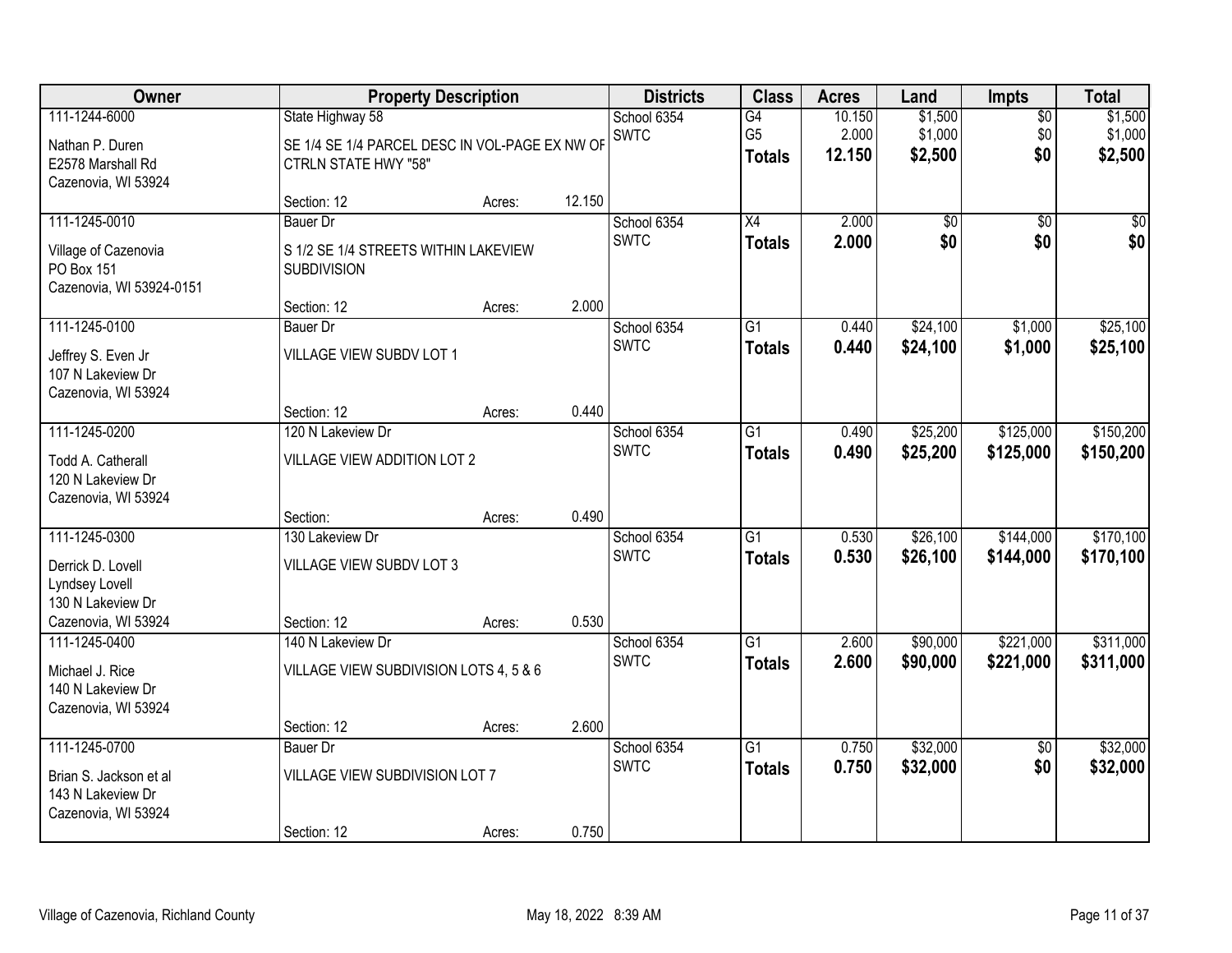| Owner | Property Description | | | Districts | Class | Acres | Land | Impts | Total |
|---|---|---|---|---|---|---|---|---|---|
| 111-1244-6000<br>Nathan P. Duren<br>E2578 Marshall Rd<br>Cazenovia, WI 53924 | State Highway 58<br>SE 1/4 SE 1/4 PARCEL DESC IN VOL-PAGE EX NW OF CTRLN STATE HWY "58"<br>Section: 12 | Acres: | 12.150 | School 6354<br>SWTC | G4<br>G5<br>**Totals** | 10.150<br>2.000<br>**12.150** | $1,500<br>$1,000<br>**$2,500** | $0<br>$0<br>**$0** | $1,500<br>$1,000<br>**$2,500** |
| 111-1245-0010<br>Village of Cazenovia<br>PO Box 151<br>Cazenovia, WI 53924-0151 | Bauer Dr<br>S 1/2 SE 1/4 STREETS WITHIN LAKEVIEW SUBDIVISION<br>Section: 12 | Acres: | 2.000 | School 6354<br>SWTC | X4<br>**Totals** | 2.000<br>**2.000** | $0<br>**$0** | $0<br>**$0** | $0<br>**$0** |
| 111-1245-0100<br>Jeffrey S. Even Jr<br>107 N Lakeview Dr<br>Cazenovia, WI 53924 | Bauer Dr<br>VILLAGE VIEW SUBDV LOT 1<br>Section: 12 | Acres: | 0.440 | School 6354<br>SWTC | G1<br>**Totals** | 0.440<br>**0.440** | $24,100<br>**$24,100** | $1,000<br>**$1,000** | $25,100<br>**$25,100** |
| 111-1245-0200<br>Todd A. Catherall<br>120 N Lakeview Dr<br>Cazenovia, WI 53924 | 120 N Lakeview Dr<br>VILLAGE VIEW ADDITION LOT 2<br>Section: | Acres: | 0.490 | School 6354<br>SWTC | G1<br>**Totals** | 0.490<br>**0.490** | $25,200<br>**$25,200** | $125,000<br>**$125,000** | $150,200<br>**$150,200** |
| 111-1245-0300<br>Derrick D. Lovell<br>Lyndsey Lovell<br>130 N Lakeview Dr<br>Cazenovia, WI 53924 | 130 Lakeview Dr<br>VILLAGE VIEW SUBDV LOT 3<br>Section: 12 | Acres: | 0.530 | School 6354<br>SWTC | G1<br>**Totals** | 0.530<br>**0.530** | $26,100<br>**$26,100** | $144,000<br>**$144,000** | $170,100<br>**$170,100** |
| 111-1245-0400<br>Michael J. Rice<br>140 N Lakeview Dr<br>Cazenovia, WI 53924 | 140 N Lakeview Dr<br>VILLAGE VIEW SUBDIVISION LOTS 4, 5 & 6<br>Section: 12 | Acres: | 2.600 | School 6354<br>SWTC | G1<br>**Totals** | 2.600<br>**2.600** | $90,000<br>**$90,000** | $221,000<br>**$221,000** | $311,000<br>**$311,000** |
| 111-1245-0700<br>Brian S. Jackson et al<br>143 N Lakeview Dr<br>Cazenovia, WI 53924 | Bauer Dr<br>VILLAGE VIEW SUBDIVISION LOT 7<br>Section: 12 | Acres: | 0.750 | School 6354<br>SWTC | G1<br>**Totals** | 0.750<br>**0.750** | $32,000<br>**$32,000** | $0<br>**$0** | $32,000<br>**$32,000** |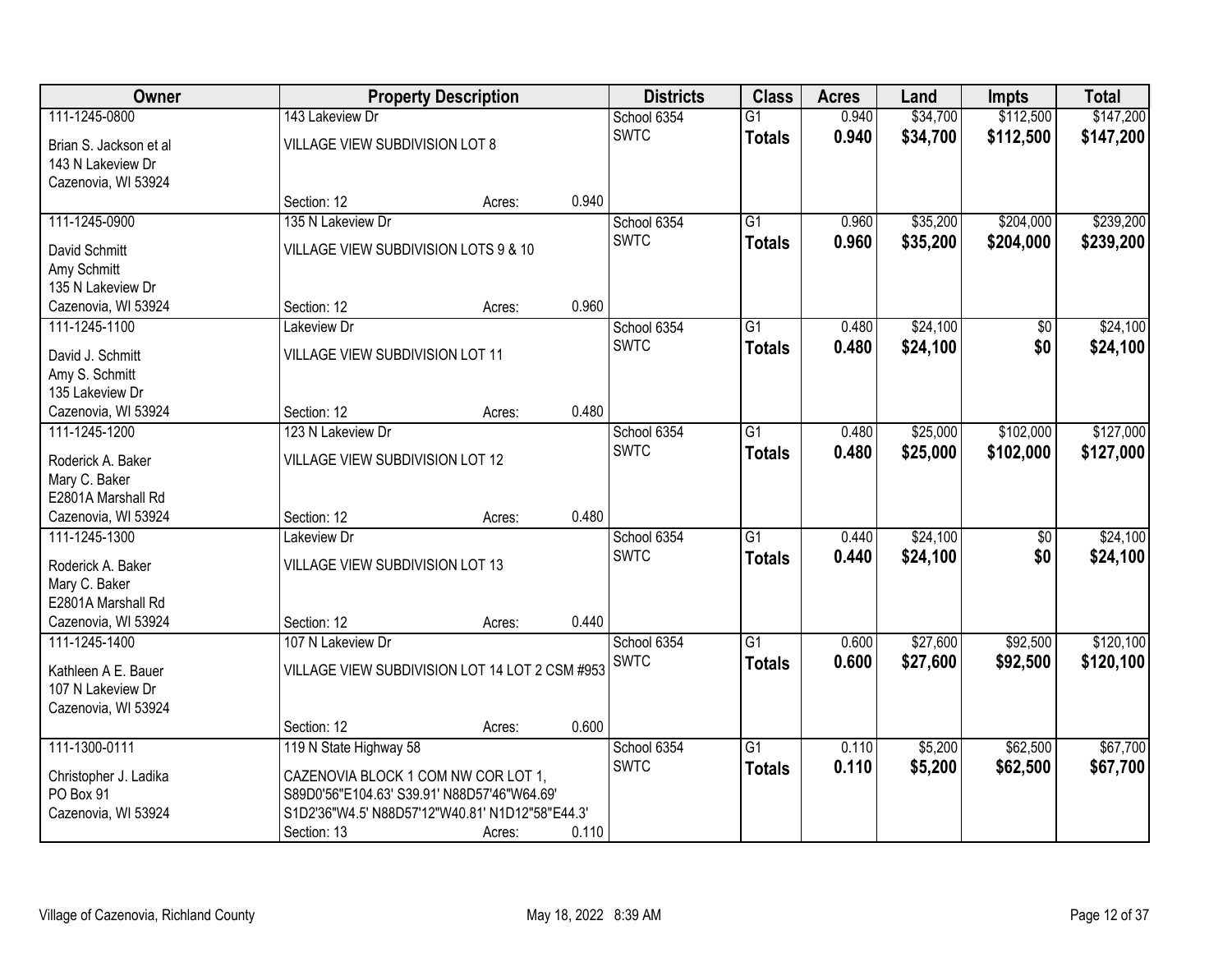| Owner | Property Description | | Districts | Class | Acres | Land | Impts | Total |
|---|---|---|---|---|---|---|---|---|
| 111-1245-0800 | 143 Lakeview Dr | | School 6354 | G1 | 0.940 | $34,700 | $112,500 | $147,200 |
| Brian S. Jackson et al<br>143 N Lakeview Dr<br>Cazenovia, WI 53924 | VILLAGE VIEW SUBDIVISION LOT 8 | | SWTC | **Totals** | **0.940** | **$34,700** | **$112,500** | **$147,200** |
| | Section: 12 | Acres: 0.940 | | | | | | |
| 111-1245-0900 | 135 N Lakeview Dr | | School 6354 | G1 | 0.960 | $35,200 | $204,000 | $239,200 |
| David Schmitt<br>Amy Schmitt<br>135 N Lakeview Dr<br>Cazenovia, WI 53924 | VILLAGE VIEW SUBDIVISION LOTS 9 & 10 | | SWTC | **Totals** | **0.960** | **$35,200** | **$204,000** | **$239,200** |
| | Section: 12 | Acres: 0.960 | | | | | | |
| 111-1245-1100 | Lakeview Dr | | School 6354 | G1 | 0.480 | $24,100 | $0 | $24,100 |
| David J. Schmitt<br>Amy S. Schmitt<br>135 Lakeview Dr<br>Cazenovia, WI 53924 | VILLAGE VIEW SUBDIVISION LOT 11 | | SWTC | **Totals** | **0.480** | **$24,100** | **$0** | **$24,100** |
| | Section: 12 | Acres: 0.480 | | | | | | |
| 111-1245-1200 | 123 N Lakeview Dr | | School 6354 | G1 | 0.480 | $25,000 | $102,000 | $127,000 |
| Roderick A. Baker<br>Mary C. Baker<br>E2801A Marshall Rd<br>Cazenovia, WI 53924 | VILLAGE VIEW SUBDIVISION LOT 12 | | SWTC | **Totals** | **0.480** | **$25,000** | **$102,000** | **$127,000** |
| | Section: 12 | Acres: 0.480 | | | | | | |
| 111-1245-1300 | Lakeview Dr | | School 6354 | G1 | 0.440 | $24,100 | $0 | $24,100 |
| Roderick A. Baker<br>Mary C. Baker<br>E2801A Marshall Rd<br>Cazenovia, WI 53924 | VILLAGE VIEW SUBDIVISION LOT 13 | | SWTC | **Totals** | **0.440** | **$24,100** | **$0** | **$24,100** |
| | Section: 12 | Acres: 0.440 | | | | | | |
| 111-1245-1400 | 107 N Lakeview Dr | | School 6354 | G1 | 0.600 | $27,600 | $92,500 | $120,100 |
| Kathleen A E. Bauer<br>107 N Lakeview Dr<br>Cazenovia, WI 53924 | VILLAGE VIEW SUBDIVISION LOT 14 LOT 2 CSM #953 | | SWTC | **Totals** | **0.600** | **$27,600** | **$92,500** | **$120,100** |
| | Section: 12 | Acres: 0.600 | | | | | | |
| 111-1300-0111 | 119 N State Highway 58 | | School 6354 | G1 | 0.110 | $5,200 | $62,500 | $67,700 |
| Christopher J. Ladika<br>PO Box 91<br>Cazenovia, WI 53924 | CAZENOVIA BLOCK 1 COM NW COR LOT 1, S89D0'56"E104.63' S39.91' N88D57'46"W64.69' S1D2'36"W4.5' N88D57'12"W40.81' N1D12'58"E44.3' | | SWTC | **Totals** | **0.110** | **$5,200** | **$62,500** | **$67,700** |
| | Section: 13 | Acres: 0.110 | | | | | | |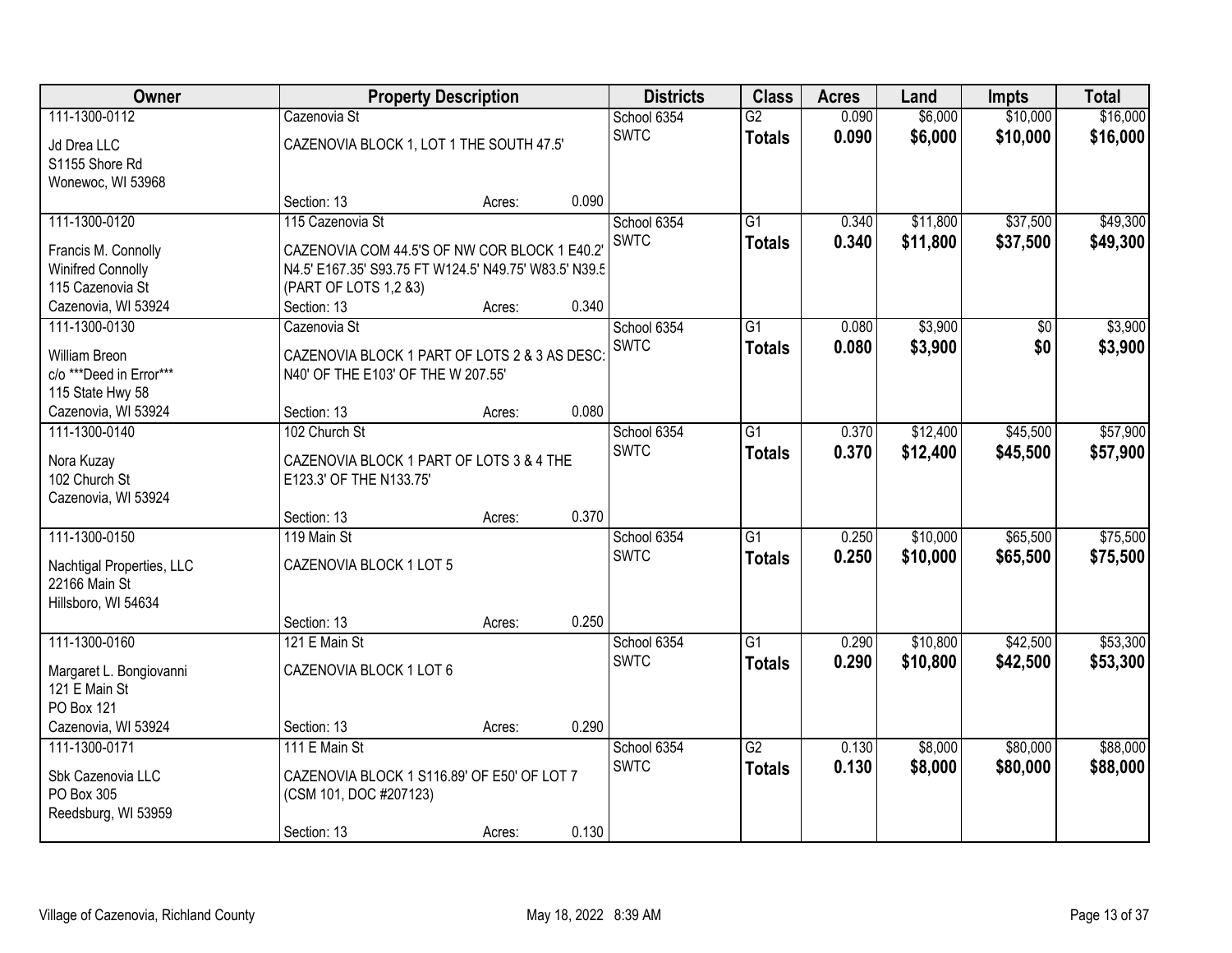| Owner | Property Description | Districts | Class | Acres | Land | Impts | Total |
|---|---|---|---|---|---|---|---|
| 111-1300-0112<br>Jd Drea LLC<br>S1155 Shore Rd<br>Wonewoc, WI 53968 | Cazenovia St<br>CAZENOVIA BLOCK 1, LOT 1 THE SOUTH 47.5'<br>Section: 13 Acres: 0.090 | School 6354<br>SWTC | G2<br>**Totals** | 0.090<br>**0.090** | $6,000<br>**$6,000** | $10,000<br>**$10,000** | $16,000<br>**$16,000** |
| 111-1300-0120<br>Francis M. Connolly<br>Winifred Connolly<br>115 Cazenovia St<br>Cazenovia, WI 53924 | 115 Cazenovia St<br>CAZENOVIA COM 44.5'S OF NW COR BLOCK 1 E40.2' N4.5' E167.35' S93.75 FT W124.5' N49.75' W83.5' N39.5 (PART OF LOTS 1,2 &3)<br>Section: 13 Acres: 0.340 | School 6354<br>SWTC | G1<br>**Totals** | 0.340<br>**0.340** | $11,800<br>**$11,800** | $37,500<br>**$37,500** | $49,300<br>**$49,300** |
| 111-1300-0130<br>William Breon<br>c/o ***Deed in Error***<br>115 State Hwy 58<br>Cazenovia, WI 53924 | Cazenovia St<br>CAZENOVIA BLOCK 1 PART OF LOTS 2 & 3 AS DESC: N40' OF THE E103' OF THE W 207.55'<br>Section: 13 Acres: 0.080 | School 6354<br>SWTC | G1<br>**Totals** | 0.080<br>**0.080** | $3,900<br>**$3,900** | $0<br>**$0** | $3,900<br>**$3,900** |
| 111-1300-0140<br>Nora Kuzay<br>102 Church St<br>Cazenovia, WI 53924 | 102 Church St<br>CAZENOVIA BLOCK 1 PART OF LOTS 3 & 4 THE E123.3' OF THE N133.75'<br>Section: 13 Acres: 0.370 | School 6354<br>SWTC | G1<br>**Totals** | 0.370<br>**0.370** | $12,400<br>**$12,400** | $45,500<br>**$45,500** | $57,900<br>**$57,900** |
| 111-1300-0150<br>Nachtigal Properties, LLC<br>22166 Main St<br>Hillsboro, WI 54634 | 119 Main St<br>CAZENOVIA BLOCK 1 LOT 5<br>Section: 13 Acres: 0.250 | School 6354<br>SWTC | G1<br>**Totals** | 0.250<br>**0.250** | $10,000<br>**$10,000** | $65,500<br>**$65,500** | $75,500<br>**$75,500** |
| 111-1300-0160<br>Margaret L. Bongiovanni<br>121 E Main St<br>PO Box 121<br>Cazenovia, WI 53924 | 121 E Main St<br>CAZENOVIA BLOCK 1 LOT 6<br>Section: 13 Acres: 0.290 | School 6354<br>SWTC | G1<br>**Totals** | 0.290<br>**0.290** | $10,800<br>**$10,800** | $42,500<br>**$42,500** | $53,300<br>**$53,300** |
| 111-1300-0171<br>Sbk Cazenovia LLC<br>PO Box 305<br>Reedsburg, WI 53959 | 111 E Main St<br>CAZENOVIA BLOCK 1 S116.89' OF E50' OF LOT 7 (CSM 101, DOC #207123)<br>Section: 13 Acres: 0.130 | School 6354<br>SWTC | G2<br>**Totals** | 0.130<br>**0.130** | $8,000<br>**$8,000** | $80,000<br>**$80,000** | $88,000<br>**$88,000** |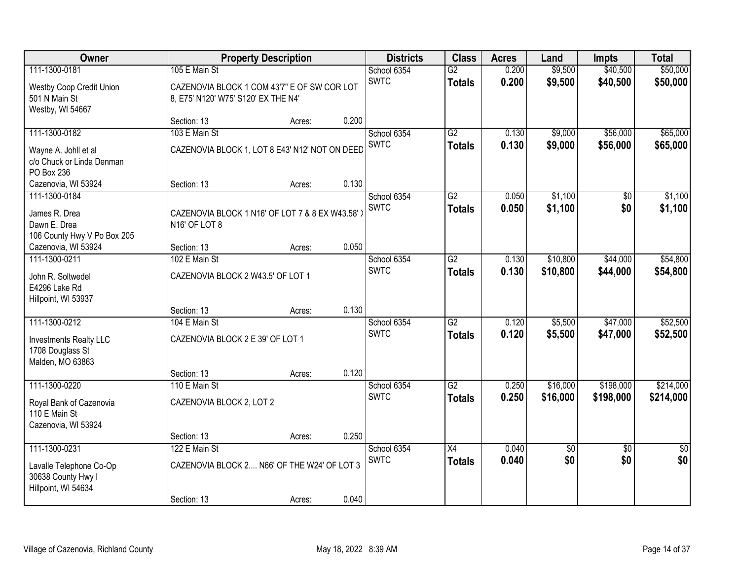| Owner | Property Description | | | Districts | Class | Acres | Land | Impts | Total |
|---|---|---|---|---|---|---|---|---|---|
| 111-1300-0181 | 105 E Main St | | | School 6354 | G2 | 0.200 | $9,500 | $40,500 | $50,000 |
| Westby Coop Credit Union<br>501 N Main St<br>Westby, WI 54667 | CAZENOVIA BLOCK 1 COM 43'7" E OF SW COR LOT 8, E75' N120' W75' S120' EX THE N4' | | | SWTC | **Totals** | **0.200** | **$9,500** | **$40,500** | **$50,000** |
| | Section: 13 | Acres: | 0.200 | | | | | | |
| 111-1300-0182 | 103 E Main St | | | School 6354 | G2 | 0.130 | $9,000 | $56,000 | $65,000 |
| Wayne A. Johll et al<br>c/o Chuck or Linda Denman<br>PO Box 236<br>Cazenovia, WI 53924 | CAZENOVIA BLOCK 1, LOT 8 E43' N12' NOT ON DEED | | | SWTC | **Totals** | **0.130** | **$9,000** | **$56,000** | **$65,000** |
| | Section: 13 | Acres: | 0.130 | | | | | | |
| 111-1300-0184 | | | | School 6354 | G2 | 0.050 | $1,100 | $0 | $1,100 |
| James R. Drea<br>Dawn E. Drea<br>106 County Hwy V Po Box 205<br>Cazenovia, WI 53924 | CAZENOVIA BLOCK 1 N16' OF LOT 7 & 8 EX W43.58' X N16' OF LOT 8 | | | SWTC | **Totals** | **0.050** | **$1,100** | **$0** | **$1,100** |
| | Section: 13 | Acres: | 0.050 | | | | | | |
| 111-1300-0211 | 102 E Main St | | | School 6354 | G2 | 0.130 | $10,800 | $44,000 | $54,800 |
| John R. Soltwedel<br>E4296 Lake Rd<br>Hillpoint, WI 53937 | CAZENOVIA BLOCK 2 W43.5' OF LOT 1 | | | SWTC | **Totals** | **0.130** | **$10,800** | **$44,000** | **$54,800** |
| | Section: 13 | Acres: | 0.130 | | | | | | |
| 111-1300-0212 | 104 E Main St | | | School 6354 | G2 | 0.120 | $5,500 | $47,000 | $52,500 |
| Investments Realty LLC<br>1708 Douglass St<br>Malden, MO 63863 | CAZENOVIA BLOCK 2 E 39' OF LOT 1 | | | SWTC | **Totals** | **0.120** | **$5,500** | **$47,000** | **$52,500** |
| | Section: 13 | Acres: | 0.120 | | | | | | |
| 111-1300-0220 | 110 E Main St | | | School 6354 | G2 | 0.250 | $16,000 | $198,000 | $214,000 |
| Royal Bank of Cazenovia<br>110 E Main St<br>Cazenovia, WI 53924 | CAZENOVIA BLOCK 2, LOT 2 | | | SWTC | **Totals** | **0.250** | **$16,000** | **$198,000** | **$214,000** |
| | Section: 13 | Acres: | 0.250 | | | | | | |
| 111-1300-0231 | 122 E Main St | | | School 6354 | X4 | 0.040 | $0 | $0 | $0 |
| Lavalle Telephone Co-Op<br>30638 County Hwy I<br>Hillpoint, WI 54634 | CAZENOVIA BLOCK 2.... N66' OF THE W24' OF LOT 3 | | | SWTC | **Totals** | **0.040** | **$0** | **$0** | **$0** |
| | Section: 13 | Acres: | 0.040 | | | | | | |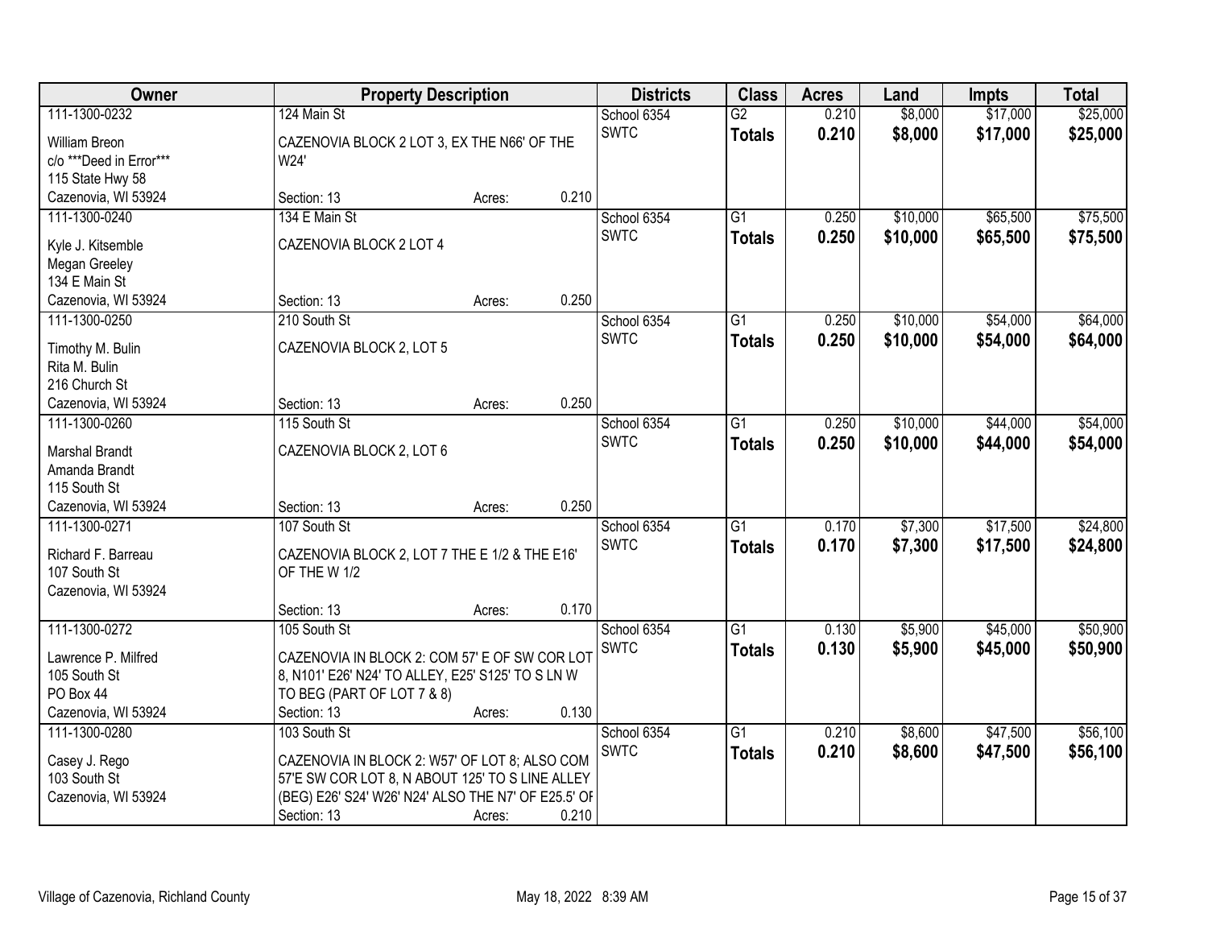| Owner | Property Description | | | Districts | Class | Acres | Land | Impts | Total |
|---|---|---|---|---|---|---|---|---|---|
| 111-1300-0232<br>William Breon<br>c/o ***Deed in Error***<br>115 State Hwy 58<br>Cazenovia, WI 53924 | 124 Main St<br>CAZENOVIA BLOCK 2 LOT 3, EX THE N66' OF THE W24'<br>Section: 13 | Acres: | 0.210 | School 6354<br>SWTC | G2<br>**Totals** | 0.210<br>**0.210** | $8,000<br>**$8,000** | $17,000<br>**$17,000** | $25,000<br>**$25,000** |
| 111-1300-0240<br>Kyle J. Kitsemble<br>Megan Greeley<br>134 E Main St<br>Cazenovia, WI 53924 | 134 E Main St<br>CAZENOVIA BLOCK 2 LOT 4<br>Section: 13 | Acres: | 0.250 | School 6354<br>SWTC | G1<br>**Totals** | 0.250<br>**0.250** | $10,000<br>**$10,000** | $65,500<br>**$65,500** | $75,500<br>**$75,500** |
| 111-1300-0250<br>Timothy M. Bulin<br>Rita M. Bulin<br>216 Church St<br>Cazenovia, WI 53924 | 210 South St<br>CAZENOVIA BLOCK 2, LOT 5<br>Section: 13 | Acres: | 0.250 | School 6354<br>SWTC | G1<br>**Totals** | 0.250<br>**0.250** | $10,000<br>**$10,000** | $54,000<br>**$54,000** | $64,000<br>**$64,000** |
| 111-1300-0260<br>Marshal Brandt<br>Amanda Brandt<br>115 South St<br>Cazenovia, WI 53924 | 115 South St<br>CAZENOVIA BLOCK 2, LOT 6<br>Section: 13 | Acres: | 0.250 | School 6354<br>SWTC | G1<br>**Totals** | 0.250<br>**0.250** | $10,000<br>**$10,000** | $44,000<br>**$44,000** | $54,000<br>**$54,000** |
| 111-1300-0271<br>Richard F. Barreau<br>107 South St<br>Cazenovia, WI 53924 | 107 South St<br>CAZENOVIA BLOCK 2, LOT 7 THE E 1/2 & THE E16' OF THE W 1/2<br>Section: 13 | Acres: | 0.170 | School 6354<br>SWTC | G1<br>**Totals** | 0.170<br>**0.170** | $7,300<br>**$7,300** | $17,500<br>**$17,500** | $24,800<br>**$24,800** |
| 111-1300-0272<br>Lawrence P. Milfred<br>105 South St<br>PO Box 44<br>Cazenovia, WI 53924 | 105 South St<br>CAZENOVIA IN BLOCK 2: COM 57' E OF SW COR LOT 8, N101' E26' N24' TO ALLEY, E25' S125' TO S LN W TO BEG (PART OF LOT 7 & 8)<br>Section: 13 | Acres: | 0.130 | School 6354<br>SWTC | G1<br>**Totals** | 0.130<br>**0.130** | $5,900<br>**$5,900** | $45,000<br>**$45,000** | $50,900<br>**$50,900** |
| 111-1300-0280<br>Casey J. Rego<br>103 South St<br>Cazenovia, WI 53924 | 103 South St<br>CAZENOVIA IN BLOCK 2: W57' OF LOT 8; ALSO COM 57'E SW COR LOT 8, N ABOUT 125' TO S LINE ALLEY (BEG) E26' S24' W26' N24' ALSO THE N7' OF E25.5' OF<br>Section: 13 | Acres: | 0.210 | School 6354<br>SWTC | G1<br>**Totals** | 0.210<br>**0.210** | $8,600<br>**$8,600** | $47,500<br>**$47,500** | $56,100<br>**$56,100** |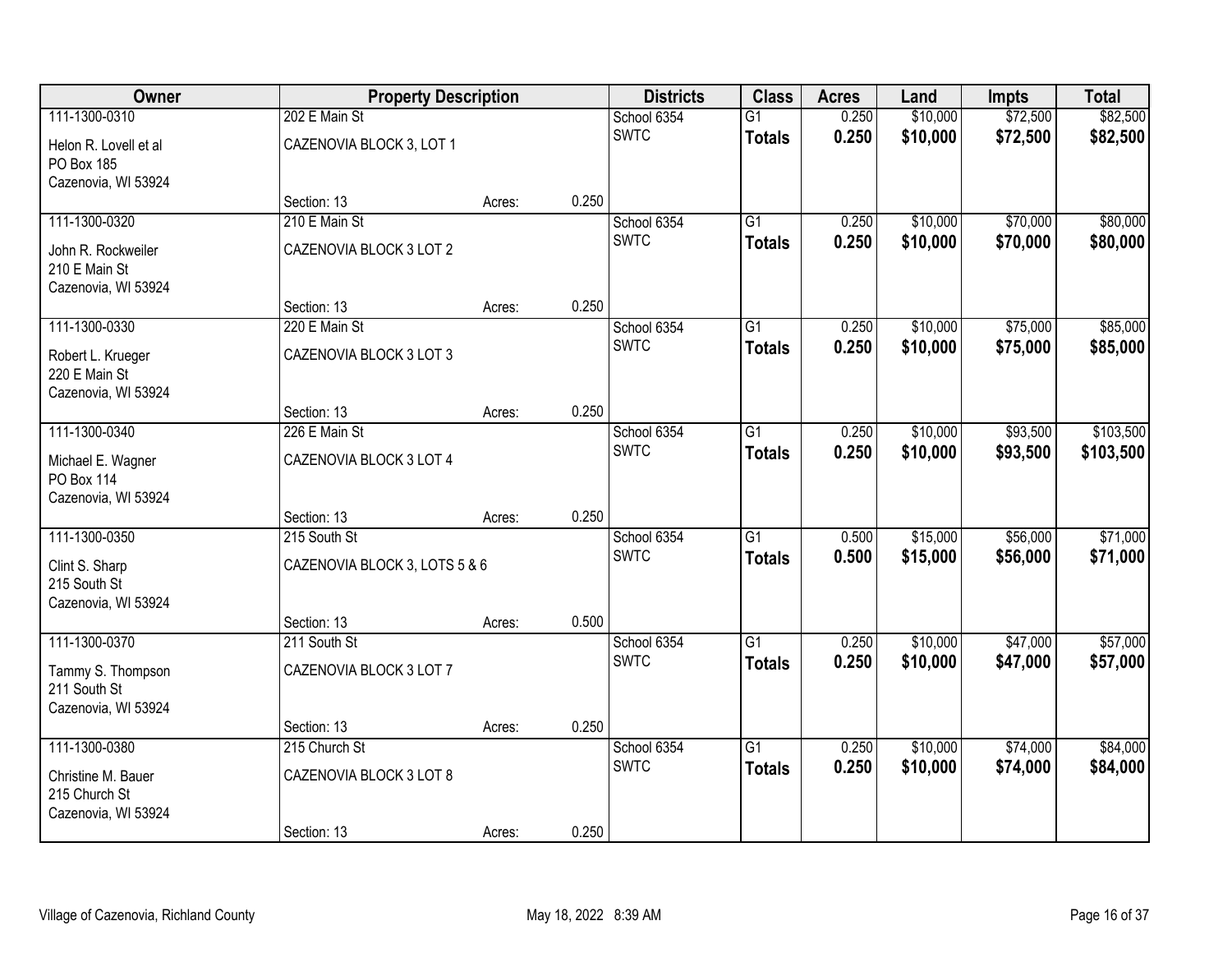| Owner | Property Description | | | Districts | Class | Acres | Land | Impts | Total |
|---|---|---|---|---|---|---|---|---|---|
| 111-1300-0310 | 202 E Main St | | | School 6354 | G1 | 0.250 | $10,000 | $72,500 | $82,500 |
| Helon R. Lovell et al<br>PO Box 185<br>Cazenovia, WI 53924 | CAZENOVIA BLOCK 3, LOT 1 | | | SWTC | **Totals** | **0.250** | **$10,000** | **$72,500** | **$82,500** |
| | Section: 13 | Acres: | 0.250 | | | | | | |
| 111-1300-0320 | 210 E Main St | | | School 6354 | G1 | 0.250 | $10,000 | $70,000 | $80,000 |
| John R. Rockweiler<br>210 E Main St<br>Cazenovia, WI 53924 | CAZENOVIA BLOCK 3 LOT 2 | | | SWTC | **Totals** | **0.250** | **$10,000** | **$70,000** | **$80,000** |
| | Section: 13 | Acres: | 0.250 | | | | | | |
| 111-1300-0330 | 220 E Main St | | | School 6354 | G1 | 0.250 | $10,000 | $75,000 | $85,000 |
| Robert L. Krueger<br>220 E Main St<br>Cazenovia, WI 53924 | CAZENOVIA BLOCK 3 LOT 3 | | | SWTC | **Totals** | **0.250** | **$10,000** | **$75,000** | **$85,000** |
| | Section: 13 | Acres: | 0.250 | | | | | | |
| 111-1300-0340 | 226 E Main St | | | School 6354 | G1 | 0.250 | $10,000 | $93,500 | $103,500 |
| Michael E. Wagner<br>PO Box 114<br>Cazenovia, WI 53924 | CAZENOVIA BLOCK 3 LOT 4 | | | SWTC | **Totals** | **0.250** | **$10,000** | **$93,500** | **$103,500** |
| | Section: 13 | Acres: | 0.250 | | | | | | |
| 111-1300-0350 | 215 South St | | | School 6354 | G1 | 0.500 | $15,000 | $56,000 | $71,000 |
| Clint S. Sharp<br>215 South St<br>Cazenovia, WI 53924 | CAZENOVIA BLOCK 3, LOTS 5 & 6 | | | SWTC | **Totals** | **0.500** | **$15,000** | **$56,000** | **$71,000** |
| | Section: 13 | Acres: | 0.500 | | | | | | |
| 111-1300-0370 | 211 South St | | | School 6354 | G1 | 0.250 | $10,000 | $47,000 | $57,000 |
| Tammy S. Thompson<br>211 South St<br>Cazenovia, WI 53924 | CAZENOVIA BLOCK 3 LOT 7 | | | SWTC | **Totals** | **0.250** | **$10,000** | **$47,000** | **$57,000** |
| | Section: 13 | Acres: | 0.250 | | | | | | |
| 111-1300-0380 | 215 Church St | | | School 6354 | G1 | 0.250 | $10,000 | $74,000 | $84,000 |
| Christine M. Bauer<br>215 Church St<br>Cazenovia, WI 53924 | CAZENOVIA BLOCK 3 LOT 8 | | | SWTC | **Totals** | **0.250** | **$10,000** | **$74,000** | **$84,000** |
| | Section: 13 | Acres: | 0.250 | | | | | | |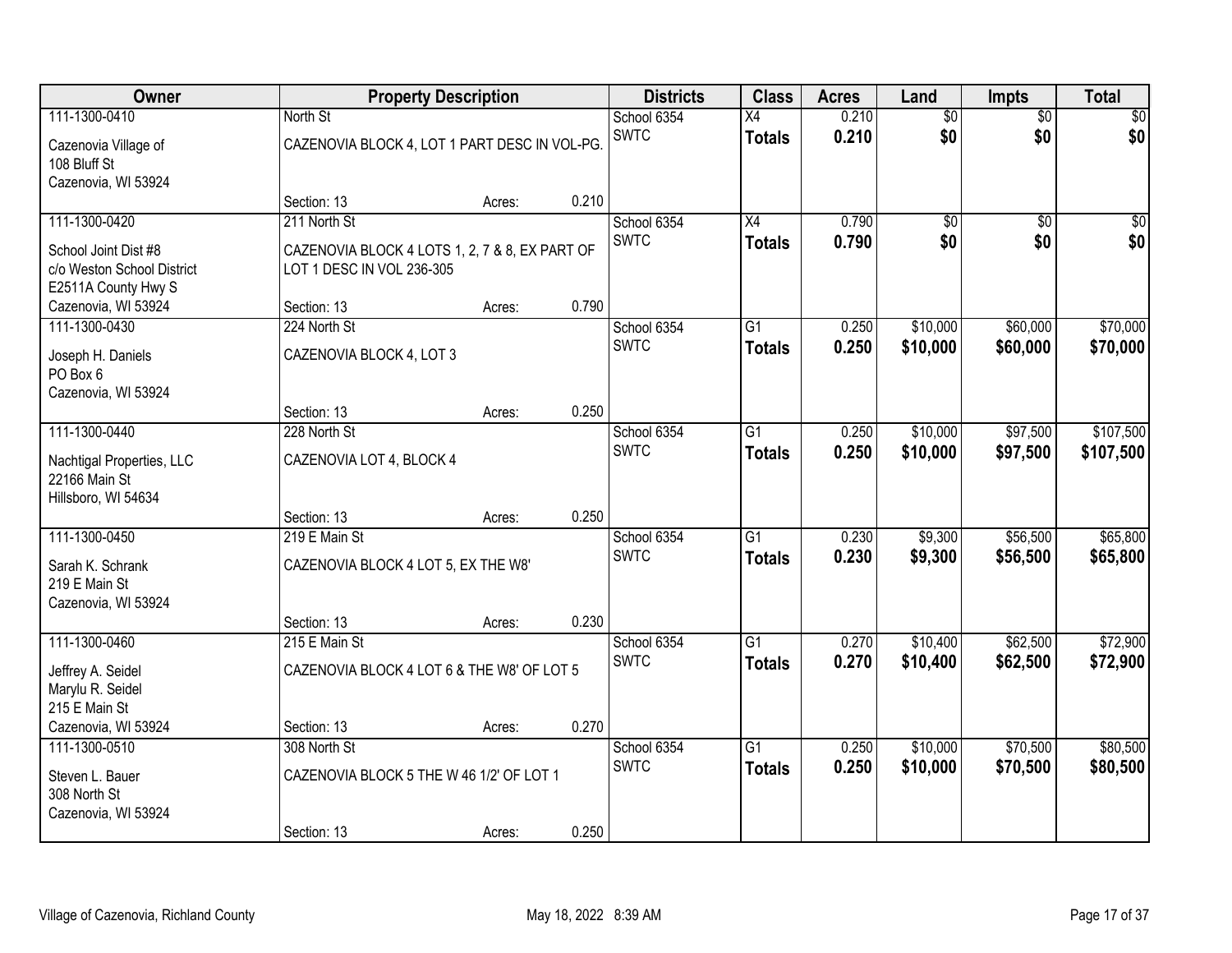| Owner | Property Description | | | Districts | Class | Acres | Land | Impts | Total |
|---|---|---|---|---|---|---|---|---|---|
| 111-1300-0410 | North St | | | School 6354 | X4 | 0.210 | $0 | $0 | $0 |
| Cazenovia Village of<br>108 Bluff St<br>Cazenovia, WI 53924 | CAZENOVIA BLOCK 4, LOT 1 PART DESC IN VOL-PG. | | | SWTC | **Totals** | **0.210** | **$0** | **$0** | **$0** |
| | Section: 13 | Acres: | 0.210 | | | | | | |
| 111-1300-0420 | 211 North St | | | School 6354 | X4 | 0.790 | $0 | $0 | $0 |
| School Joint Dist #8<br>c/o Weston School District<br>E2511A County Hwy S<br>Cazenovia, WI 53924 | CAZENOVIA BLOCK 4 LOTS 1, 2, 7 & 8, EX PART OF LOT 1 DESC IN VOL 236-305 | | | SWTC | **Totals** | **0.790** | **$0** | **$0** | **$0** |
| | Section: 13 | Acres: | 0.790 | | | | | | |
| 111-1300-0430 | 224 North St | | | School 6354 | G1 | 0.250 | $10,000 | $60,000 | $70,000 |
| Joseph H. Daniels<br>PO Box 6<br>Cazenovia, WI 53924 | CAZENOVIA BLOCK 4, LOT 3 | | | SWTC | **Totals** | **0.250** | **$10,000** | **$60,000** | **$70,000** |
| | Section: 13 | Acres: | 0.250 | | | | | | |
| 111-1300-0440 | 228 North St | | | School 6354 | G1 | 0.250 | $10,000 | $97,500 | $107,500 |
| Nachtigal Properties, LLC<br>22166 Main St<br>Hillsboro, WI 54634 | CAZENOVIA LOT 4, BLOCK 4 | | | SWTC | **Totals** | **0.250** | **$10,000** | **$97,500** | **$107,500** |
| | Section: 13 | Acres: | 0.250 | | | | | | |
| 111-1300-0450 | 219 E Main St | | | School 6354 | G1 | 0.230 | $9,300 | $56,500 | $65,800 |
| Sarah K. Schrank<br>219 E Main St<br>Cazenovia, WI 53924 | CAZENOVIA BLOCK 4 LOT 5, EX THE W8' | | | SWTC | **Totals** | **0.230** | **$9,300** | **$56,500** | **$65,800** |
| | Section: 13 | Acres: | 0.230 | | | | | | |
| 111-1300-0460 | 215 E Main St | | | School 6354 | G1 | 0.270 | $10,400 | $62,500 | $72,900 |
| Jeffrey A. Seidel<br>Marylu R. Seidel<br>215 E Main St<br>Cazenovia, WI 53924 | CAZENOVIA BLOCK 4 LOT 6 & THE W8' OF LOT 5 | | | SWTC | **Totals** | **0.270** | **$10,400** | **$62,500** | **$72,900** |
| | Section: 13 | Acres: | 0.270 | | | | | | |
| 111-1300-0510 | 308 North St | | | School 6354 | G1 | 0.250 | $10,000 | $70,500 | $80,500 |
| Steven L. Bauer<br>308 North St<br>Cazenovia, WI 53924 | CAZENOVIA BLOCK 5 THE W 46 1/2' OF LOT 1 | | | SWTC | **Totals** | **0.250** | **$10,000** | **$70,500** | **$80,500** |
| | Section: 13 | Acres: | 0.250 | | | | | | |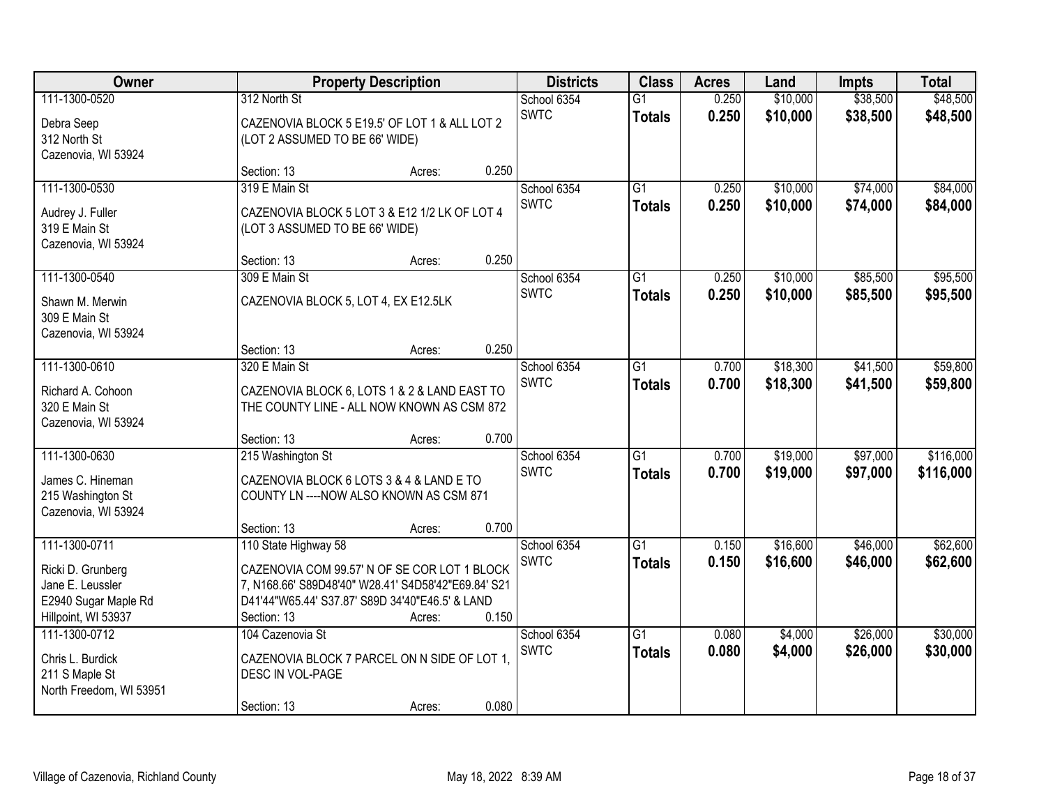| Owner | Property Description | Districts | Class | Acres | Land | Impts | Total |
|---|---|---|---|---|---|---|---|
| 111-1300-0520<br>Debra Seep<br>312 North St<br>Cazenovia, WI 53924 | 312 North St<br>CAZENOVIA BLOCK 5 E19.5' OF LOT 1 & ALL LOT 2 (LOT 2 ASSUMED TO BE 66' WIDE)<br>Section: 13 Acres: 0.250 | School 6354<br>SWTC | G1<br>**Totals** | 0.250<br>**0.250** | $10,000<br>**$10,000** | $38,500<br>**$38,500** | $48,500<br>**$48,500** |
| 111-1300-0530<br>Audrey J. Fuller<br>319 E Main St<br>Cazenovia, WI 53924 | 319 E Main St<br>CAZENOVIA BLOCK 5 LOT 3 & E12 1/2 LK OF LOT 4 (LOT 3 ASSUMED TO BE 66' WIDE)<br>Section: 13 Acres: 0.250 | School 6354<br>SWTC | G1<br>**Totals** | 0.250<br>**0.250** | $10,000<br>**$10,000** | $74,000<br>**$74,000** | $84,000<br>**$84,000** |
| 111-1300-0540<br>Shawn M. Merwin<br>309 E Main St<br>Cazenovia, WI 53924 | 309 E Main St<br>CAZENOVIA BLOCK 5, LOT 4, EX E12.5LK<br>Section: 13 Acres: 0.250 | School 6354<br>SWTC | G1<br>**Totals** | 0.250<br>**0.250** | $10,000<br>**$10,000** | $85,500<br>**$85,500** | $95,500<br>**$95,500** |
| 111-1300-0610<br>Richard A. Cohoon<br>320 E Main St<br>Cazenovia, WI 53924 | 320 E Main St<br>CAZENOVIA BLOCK 6, LOTS 1 & 2 & LAND EAST TO THE COUNTY LINE - ALL NOW KNOWN AS CSM 872<br>Section: 13 Acres: 0.700 | School 6354<br>SWTC | G1<br>**Totals** | 0.700<br>**0.700** | $18,300<br>**$18,300** | $41,500<br>**$41,500** | $59,800<br>**$59,800** |
| 111-1300-0630<br>James C. Hineman<br>215 Washington St<br>Cazenovia, WI 53924 | 215 Washington St<br>CAZENOVIA BLOCK 6 LOTS 3 & 4 & LAND E TO COUNTY LN ----NOW ALSO KNOWN AS CSM 871<br>Section: 13 Acres: 0.700 | School 6354<br>SWTC | G1<br>**Totals** | 0.700<br>**0.700** | $19,000<br>**$19,000** | $97,000<br>**$97,000** | $116,000<br>**$116,000** |
| 111-1300-0711<br>Ricki D. Grunberg<br>Jane E. Leussler<br>E2940 Sugar Maple Rd<br>Hillpoint, WI 53937 | 110 State Highway 58<br>CAZENOVIA COM 99.57' N OF SE COR LOT 1 BLOCK 7, N168.66' S89D48'40" W28.41' S4D58'42"E69.84' S21 D41'44"W65.44' S37.87' S89D 34'40"E46.5' & LAND<br>Section: 13 Acres: 0.150 | School 6354<br>SWTC | G1<br>**Totals** | 0.150<br>**0.150** | $16,600<br>**$16,600** | $46,000<br>**$46,000** | $62,600<br>**$62,600** |
| 111-1300-0712<br>Chris L. Burdick<br>211 S Maple St<br>North Freedom, WI 53951 | 104 Cazenovia St<br>CAZENOVIA BLOCK 7 PARCEL ON N SIDE OF LOT 1, DESC IN VOL-PAGE<br>Section: 13 Acres: 0.080 | School 6354<br>SWTC | G1<br>**Totals** | 0.080<br>**0.080** | $4,000<br>**$4,000** | $26,000<br>**$26,000** | $30,000<br>**$30,000** |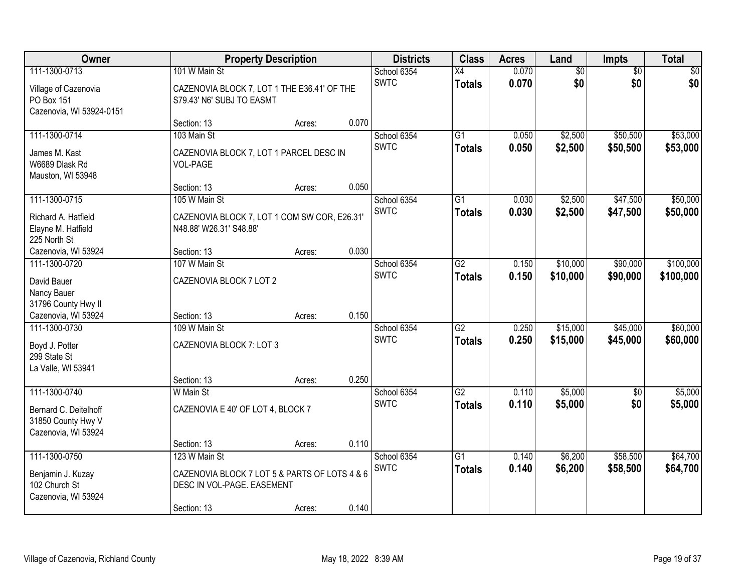| Owner | Property Description | Districts | Class | Acres | Land | Impts | Total |
|---|---|---|---|---|---|---|---|
| 111-1300-0713<br>Village of Cazenovia<br>PO Box 151<br>Cazenovia, WI 53924-0151 | 101 W Main St<br>CAZENOVIA BLOCK 7, LOT 1 THE E36.41' OF THE S79.43' N6' SUBJ TO EASMT<br>Section: 13 Acres: 0.070 | School 6354<br>SWTC | X4<br>**Totals** | 0.070<br>**0.070** | $0<br>**$0** | $0<br>**$0** | $0<br>**$0** |
| 111-1300-0714<br>James M. Kast<br>W6689 Dlask Rd<br>Mauston, WI 53948 | 103 Main St<br>CAZENOVIA BLOCK 7, LOT 1 PARCEL DESC IN VOL-PAGE<br>Section: 13 Acres: 0.050 | School 6354<br>SWTC | G1<br>**Totals** | 0.050<br>**0.050** | $2,500<br>**$2,500** | $50,500<br>**$50,500** | $53,000<br>**$53,000** |
| 111-1300-0715<br>Richard A. Hatfield<br>Elayne M. Hatfield<br>225 North St<br>Cazenovia, WI 53924 | 105 W Main St<br>CAZENOVIA BLOCK 7, LOT 1 COM SW COR, E26.31' N48.88' W26.31' S48.88'<br>Section: 13 Acres: 0.030 | School 6354<br>SWTC | G1<br>**Totals** | 0.030<br>**0.030** | $2,500<br>**$2,500** | $47,500<br>**$47,500** | $50,000<br>**$50,000** |
| 111-1300-0720<br>David Bauer<br>Nancy Bauer<br>31796 County Hwy II<br>Cazenovia, WI 53924 | 107 W Main St<br>CAZENOVIA BLOCK 7 LOT 2<br>Section: 13 Acres: 0.150 | School 6354<br>SWTC | G2<br>**Totals** | 0.150<br>**0.150** | $10,000<br>**$10,000** | $90,000<br>**$90,000** | $100,000<br>**$100,000** |
| 111-1300-0730<br>Boyd J. Potter<br>299 State St<br>La Valle, WI 53941 | 109 W Main St<br>CAZENOVIA BLOCK 7: LOT 3<br>Section: 13 Acres: 0.250 | School 6354<br>SWTC | G2<br>**Totals** | 0.250<br>**0.250** | $15,000<br>**$15,000** | $45,000<br>**$45,000** | $60,000<br>**$60,000** |
| 111-1300-0740<br>Bernard C. Deitelhoff<br>31850 County Hwy V<br>Cazenovia, WI 53924 | W Main St<br>CAZENOVIA E 40' OF LOT 4, BLOCK 7<br>Section: 13 Acres: 0.110 | School 6354<br>SWTC | G2<br>**Totals** | 0.110<br>**0.110** | $5,000<br>**$5,000** | $0<br>**$0** | $5,000<br>**$5,000** |
| 111-1300-0750<br>Benjamin J. Kuzay<br>102 Church St<br>Cazenovia, WI 53924 | 123 W Main St<br>CAZENOVIA BLOCK 7 LOT 5 & PARTS OF LOTS 4 & 6 DESC IN VOL-PAGE. EASEMENT<br>Section: 13 Acres: 0.140 | School 6354<br>SWTC | G1<br>**Totals** | 0.140<br>**0.140** | $6,200<br>**$6,200** | $58,500<br>**$58,500** | $64,700<br>**$64,700** |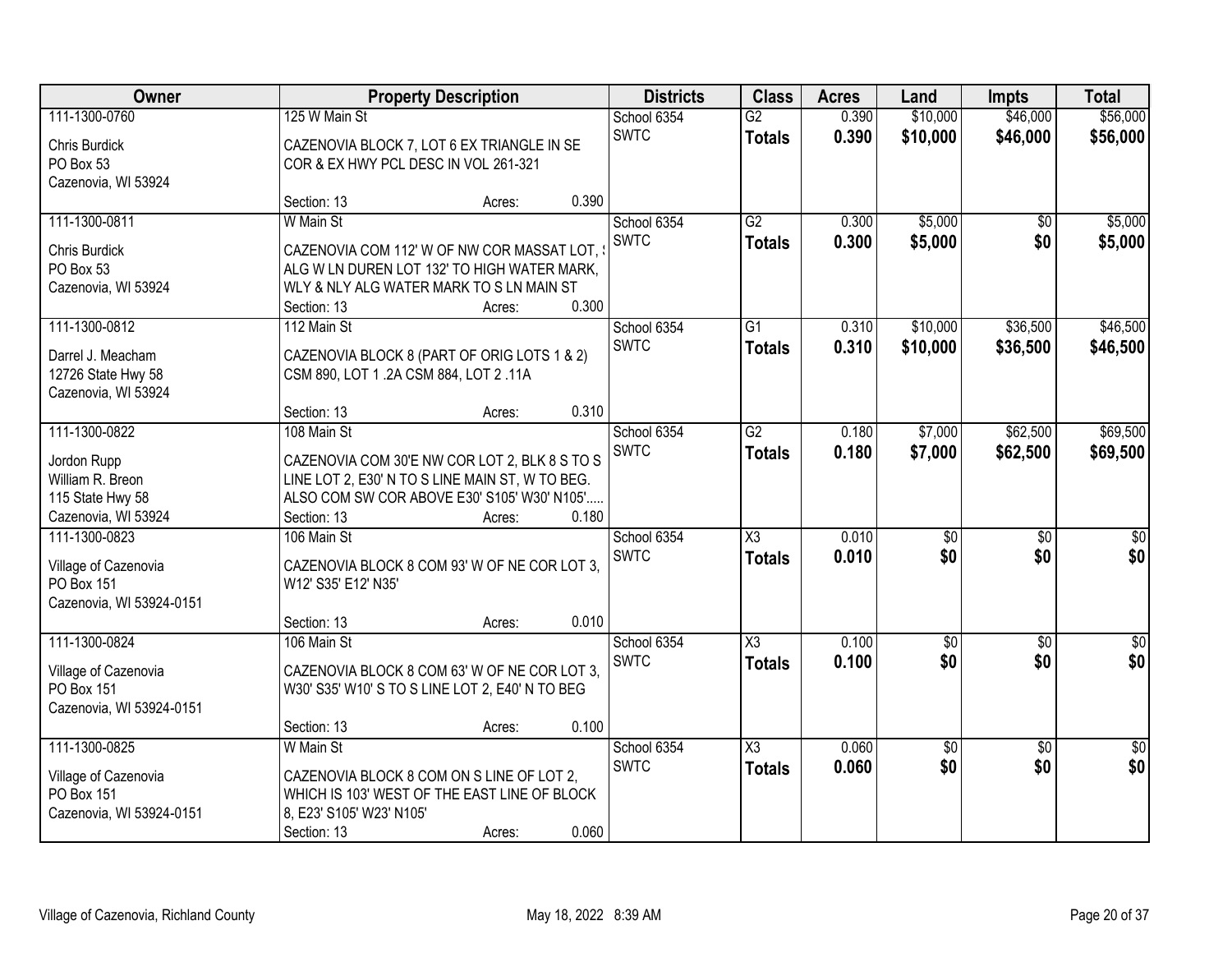| Owner | Property Description | Districts | Class | Acres | Land | Impts | Total |
|---|---|---|---|---|---|---|---|
| 111-1300-0760<br>Chris Burdick<br>PO Box 53<br>Cazenovia, WI 53924 | 125 W Main St<br>CAZENOVIA BLOCK 7, LOT 6 EX TRIANGLE IN SE COR & EX HWY PCL DESC IN VOL 261-321<br>Section: 13 Acres: 0.390 | School 6354<br>SWTC | G2<br>**Totals** | 0.390<br>**0.390** | $10,000<br>**$10,000** | $46,000<br>**$46,000** | $56,000<br>**$56,000** |
| 111-1300-0811<br>Chris Burdick<br>PO Box 53<br>Cazenovia, WI 53924 | W Main St<br>CAZENOVIA COM 112' W OF NW COR MASSAT LOT, ALG W LN DUREN LOT 132' TO HIGH WATER MARK, WLY & NLY ALG WATER MARK TO S LN MAIN ST<br>Section: 13 Acres: 0.300 | School 6354<br>SWTC | G2<br>**Totals** | 0.300<br>**0.300** | $5,000<br>**$5,000** | $0<br>**$0** | $5,000<br>**$5,000** |
| 111-1300-0812<br>Darrel J. Meacham<br>12726 State Hwy 58<br>Cazenovia, WI 53924 | 112 Main St<br>CAZENOVIA BLOCK 8 (PART OF ORIG LOTS 1 & 2) CSM 890, LOT 1 .2A CSM 884, LOT 2 .11A<br>Section: 13 Acres: 0.310 | School 6354<br>SWTC | G1<br>**Totals** | 0.310<br>**0.310** | $10,000<br>**$10,000** | $36,500<br>**$36,500** | $46,500<br>**$46,500** |
| 111-1300-0822<br>Jordon Rupp<br>William R. Breon<br>115 State Hwy 58<br>Cazenovia, WI 53924 | 108 Main St<br>CAZENOVIA COM 30'E NW COR LOT 2, BLK 8 S TO S LINE LOT 2, E30' N TO S LINE MAIN ST, W TO BEG. ALSO COM SW COR ABOVE E30' S105' W30' N105'.....<br>Section: 13 Acres: 0.180 | School 6354<br>SWTC | G2<br>**Totals** | 0.180<br>**0.180** | $7,000<br>**$7,000** | $62,500<br>**$62,500** | $69,500<br>**$69,500** |
| 111-1300-0823<br>Village of Cazenovia<br>PO Box 151<br>Cazenovia, WI 53924-0151 | 106 Main St<br>CAZENOVIA BLOCK 8 COM 93' W OF NE COR LOT 3, W12' S35' E12' N35'<br>Section: 13 Acres: 0.010 | School 6354<br>SWTC | X3<br>**Totals** | 0.010<br>**0.010** | $0<br>**$0** | $0<br>**$0** | $0<br>**$0** |
| 111-1300-0824<br>Village of Cazenovia<br>PO Box 151<br>Cazenovia, WI 53924-0151 | 106 Main St<br>CAZENOVIA BLOCK 8 COM 63' W OF NE COR LOT 3, W30' S35' W10' S TO S LINE LOT 2, E40' N TO BEG<br>Section: 13 Acres: 0.100 | School 6354<br>SWTC | X3<br>**Totals** | 0.100<br>**0.100** | $0<br>**$0** | $0<br>**$0** | $0<br>**$0** |
| 111-1300-0825<br>Village of Cazenovia<br>PO Box 151<br>Cazenovia, WI 53924-0151 | W Main St<br>CAZENOVIA BLOCK 8 COM ON S LINE OF LOT 2, WHICH IS 103' WEST OF THE EAST LINE OF BLOCK 8, E23' S105' W23' N105'<br>Section: 13 Acres: 0.060 | School 6354<br>SWTC | X3<br>**Totals** | 0.060<br>**0.060** | $0<br>**$0** | $0<br>**$0** | $0<br>**$0** |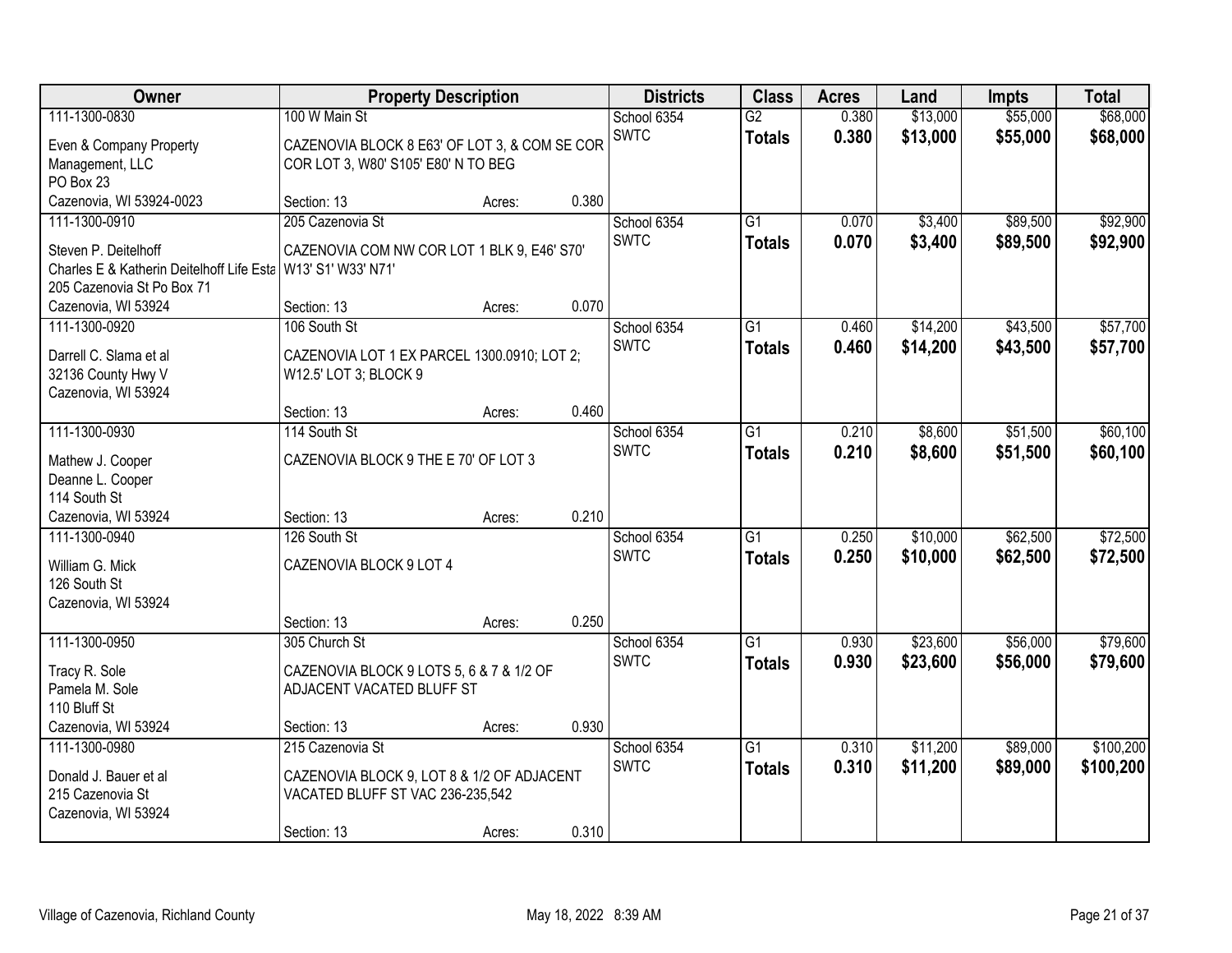| Owner | Property Description | | | Districts | Class | Acres | Land | Impts | Total |
|---|---|---|---|---|---|---|---|---|---|
| 111-1300-0830 | 100 W Main St | | | School 6354 | G2 | 0.380 | $13,000 | $55,000 | $68,000 |
| Even & Company Property Management, LLC PO Box 23 Cazenovia, WI 53924-0023 | CAZENOVIA BLOCK 8 E63' OF LOT 3, & COM SE COR COR LOT 3, W80' S105' E80' N TO BEG | | | SWTC | **Totals** | **0.380** | **$13,000** | **$55,000** | **$68,000** |
| | Section: 13 | Acres: | 0.380 | | | | | | |
| 111-1300-0910 | 205 Cazenovia St | | | School 6354 | G1 | 0.070 | $3,400 | $89,500 | $92,900 |
| Steven P. Deitelhoff Charles E & Katherin Deitelhoff Life Esta 205 Cazenovia St Po Box 71 Cazenovia, WI 53924 | CAZENOVIA COM NW COR LOT 1 BLK 9, E46' S70' W13' S1' W33' N71' | | | SWTC | **Totals** | **0.070** | **$3,400** | **$89,500** | **$92,900** |
| | Section: 13 | Acres: | 0.070 | | | | | | |
| 111-1300-0920 | 106 South St | | | School 6354 | G1 | 0.460 | $14,200 | $43,500 | $57,700 |
| Darrell C. Slama et al 32136 County Hwy V Cazenovia, WI 53924 | CAZENOVIA LOT 1 EX PARCEL 1300.0910; LOT 2; W12.5' LOT 3; BLOCK 9 | | | SWTC | **Totals** | **0.460** | **$14,200** | **$43,500** | **$57,700** |
| | Section: 13 | Acres: | 0.460 | | | | | | |
| 111-1300-0930 | 114 South St | | | School 6354 | G1 | 0.210 | $8,600 | $51,500 | $60,100 |
| Mathew J. Cooper Deanne L. Cooper 114 South St Cazenovia, WI 53924 | CAZENOVIA BLOCK 9 THE E 70' OF LOT 3 | | | SWTC | **Totals** | **0.210** | **$8,600** | **$51,500** | **$60,100** |
| | Section: 13 | Acres: | 0.210 | | | | | | |
| 111-1300-0940 | 126 South St | | | School 6354 | G1 | 0.250 | $10,000 | $62,500 | $72,500 |
| William G. Mick 126 South St Cazenovia, WI 53924 | CAZENOVIA BLOCK 9 LOT 4 | | | SWTC | **Totals** | **0.250** | **$10,000** | **$62,500** | **$72,500** |
| | Section: 13 | Acres: | 0.250 | | | | | | |
| 111-1300-0950 | 305 Church St | | | School 6354 | G1 | 0.930 | $23,600 | $56,000 | $79,600 |
| Tracy R. Sole Pamela M. Sole 110 Bluff St Cazenovia, WI 53924 | CAZENOVIA BLOCK 9 LOTS 5, 6 & 7 & 1/2 OF ADJACENT VACATED BLUFF ST | | | SWTC | **Totals** | **0.930** | **$23,600** | **$56,000** | **$79,600** |
| | Section: 13 | Acres: | 0.930 | | | | | | |
| 111-1300-0980 | 215 Cazenovia St | | | School 6354 | G1 | 0.310 | $11,200 | $89,000 | $100,200 |
| Donald J. Bauer et al 215 Cazenovia St Cazenovia, WI 53924 | CAZENOVIA BLOCK 9, LOT 8 & 1/2 OF ADJACENT VACATED BLUFF ST VAC 236-235,542 | | | SWTC | **Totals** | **0.310** | **$11,200** | **$89,000** | **$100,200** |
| | Section: 13 | Acres: | 0.310 | | | | | | |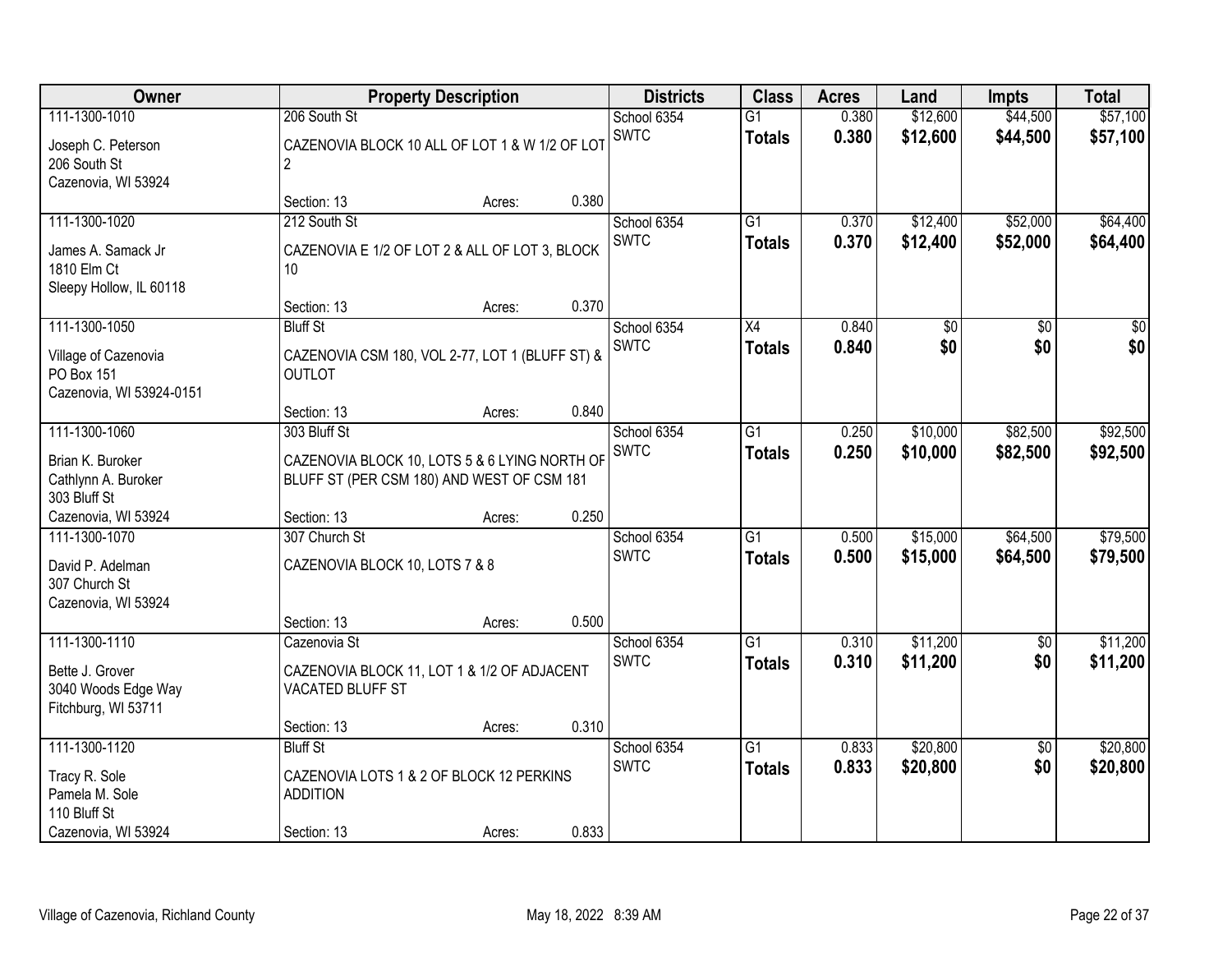| Owner | Property Description | | | Districts | Class | Acres | Land | Impts | Total |
|---|---|---|---|---|---|---|---|---|---|
| 111-1300-1010<br>Joseph C. Peterson<br>206 South St<br>Cazenovia, WI 53924 | 206 South St<br>CAZENOVIA BLOCK 10 ALL OF LOT 1 & W 1/2 OF LOT 2<br>Section: 13 | Acres: | 0.380 | School 6354<br>SWTC | G1<br>**Totals** | 0.380<br>**0.380** | $12,600<br>**$12,600** | $44,500<br>**$44,500** | $57,100<br>**$57,100** |
| 111-1300-1020<br>James A. Samack Jr<br>1810 Elm Ct<br>Sleepy Hollow, IL 60118 | 212 South St<br>CAZENOVIA E 1/2 OF LOT 2 & ALL OF LOT 3, BLOCK 10<br>Section: 13 | Acres: | 0.370 | School 6354<br>SWTC | G1<br>**Totals** | 0.370<br>**0.370** | $12,400<br>**$12,400** | $52,000<br>**$52,000** | $64,400<br>**$64,400** |
| 111-1300-1050<br>Village of Cazenovia<br>PO Box 151<br>Cazenovia, WI 53924-0151 | Bluff St<br>CAZENOVIA CSM 180, VOL 2-77, LOT 1 (BLUFF ST) & OUTLOT<br>Section: 13 | Acres: | 0.840 | School 6354<br>SWTC | X4<br>**Totals** | 0.840<br>**0.840** | $0<br>**$0** | $0<br>**$0** | $0<br>**$0** |
| 111-1300-1060<br>Brian K. Buroker<br>Cathlynn A. Buroker<br>303 Bluff St<br>Cazenovia, WI 53924 | 303 Bluff St<br>CAZENOVIA BLOCK 10, LOTS 5 & 6 LYING NORTH OF BLUFF ST (PER CSM 180) AND WEST OF CSM 181<br>Section: 13 | Acres: | 0.250 | School 6354<br>SWTC | G1<br>**Totals** | 0.250<br>**0.250** | $10,000<br>**$10,000** | $82,500<br>**$82,500** | $92,500<br>**$92,500** |
| 111-1300-1070<br>David P. Adelman<br>307 Church St<br>Cazenovia, WI 53924 | 307 Church St<br>CAZENOVIA BLOCK 10, LOTS 7 & 8<br>Section: 13 | Acres: | 0.500 | School 6354<br>SWTC | G1<br>**Totals** | 0.500<br>**0.500** | $15,000<br>**$15,000** | $64,500<br>**$64,500** | $79,500<br>**$79,500** |
| 111-1300-1110<br>Bette J. Grover<br>3040 Woods Edge Way<br>Fitchburg, WI 53711 | Cazenovia St<br>CAZENOVIA BLOCK 11, LOT 1 & 1/2 OF ADJACENT VACATED BLUFF ST<br>Section: 13 | Acres: | 0.310 | School 6354<br>SWTC | G1<br>**Totals** | 0.310<br>**0.310** | $11,200<br>**$11,200** | $0<br>**$0** | $11,200<br>**$11,200** |
| 111-1300-1120<br>Tracy R. Sole<br>Pamela M. Sole<br>110 Bluff St<br>Cazenovia, WI 53924 | Bluff St<br>CAZENOVIA LOTS 1 & 2 OF BLOCK 12 PERKINS ADDITION<br>Section: 13 | Acres: | 0.833 | School 6354<br>SWTC | G1<br>**Totals** | 0.833<br>**0.833** | $20,800<br>**$20,800** | $0<br>**$0** | $20,800<br>**$20,800** |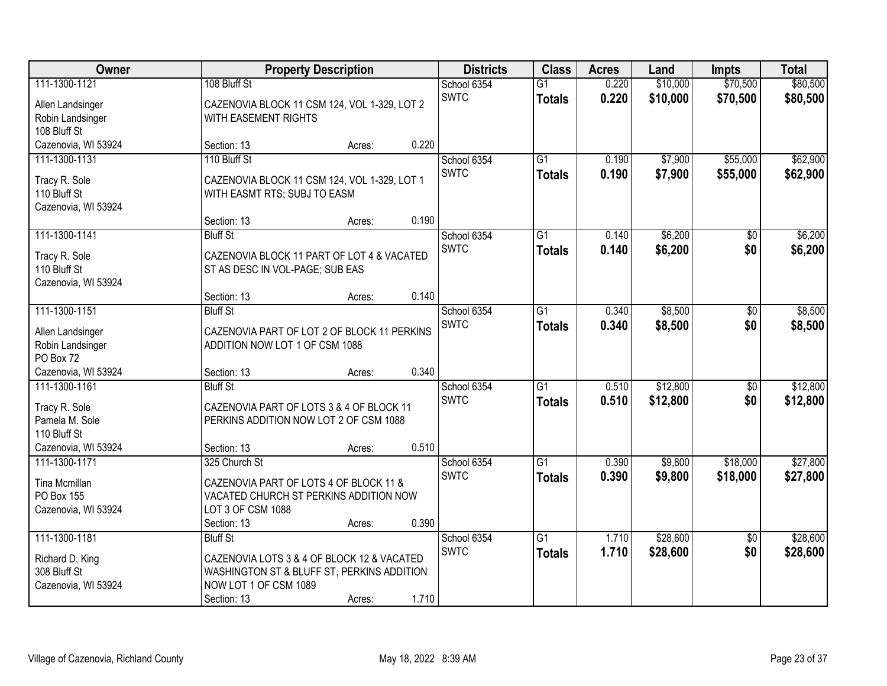| Owner | Property Description | Districts | Class | Acres | Land | Impts | Total |
|---|---|---|---|---|---|---|---|
| 111-1300-1121<br>Allen Landsinger<br>Robin Landsinger<br>108 Bluff St<br>Cazenovia, WI 53924 | 108 Bluff St<br>CAZENOVIA BLOCK 11 CSM 124, VOL 1-329, LOT 2 WITH EASEMENT RIGHTS<br>Section: 13 Acres: 0.220 | School 6354<br>SWTC | G1<br>**Totals** | 0.220<br>**0.220** | $10,000<br>**$10,000** | $70,500<br>**$70,500** | $80,500<br>**$80,500** |
| 111-1300-1131<br>Tracy R. Sole<br>110 Bluff St<br>Cazenovia, WI 53924 | 110 Bluff St<br>CAZENOVIA BLOCK 11 CSM 124, VOL 1-329, LOT 1 WITH EASMT RTS; SUBJ TO EASM<br>Section: 13 Acres: 0.190 | School 6354<br>SWTC | G1<br>**Totals** | 0.190<br>**0.190** | $7,900<br>**$7,900** | $55,000<br>**$55,000** | $62,900<br>**$62,900** |
| 111-1300-1141<br>Tracy R. Sole<br>110 Bluff St<br>Cazenovia, WI 53924 | Bluff St<br>CAZENOVIA BLOCK 11 PART OF LOT 4 & VACATED ST AS DESC IN VOL-PAGE; SUB EAS<br>Section: 13 Acres: 0.140 | School 6354<br>SWTC | G1<br>**Totals** | 0.140<br>**0.140** | $6,200<br>**$6,200** | $0<br>**$0** | $6,200<br>**$6,200** |
| 111-1300-1151<br>Allen Landsinger<br>Robin Landsinger<br>PO Box 72<br>Cazenovia, WI 53924 | Bluff St<br>CAZENOVIA PART OF LOT 2 OF BLOCK 11 PERKINS ADDITION NOW LOT 1 OF CSM 1088<br>Section: 13 Acres: 0.340 | School 6354<br>SWTC | G1<br>**Totals** | 0.340<br>**0.340** | $8,500<br>**$8,500** | $0<br>**$0** | $8,500<br>**$8,500** |
| 111-1300-1161<br>Tracy R. Sole<br>Pamela M. Sole<br>110 Bluff St<br>Cazenovia, WI 53924 | Bluff St<br>CAZENOVIA PART OF LOTS 3 & 4 OF BLOCK 11 PERKINS ADDITION NOW LOT 2 OF CSM 1088<br>Section: 13 Acres: 0.510 | School 6354<br>SWTC | G1<br>**Totals** | 0.510<br>**0.510** | $12,800<br>**$12,800** | $0<br>**$0** | $12,800<br>**$12,800** |
| 111-1300-1171<br>Tina Mcmillan<br>PO Box 155<br>Cazenovia, WI 53924 | 325 Church St<br>CAZENOVIA PART OF LOTS 4 OF BLOCK 11 & VACATED CHURCH ST PERKINS ADDITION NOW LOT 3 OF CSM 1088<br>Section: 13 Acres: 0.390 | School 6354<br>SWTC | G1<br>**Totals** | 0.390<br>**0.390** | $9,800<br>**$9,800** | $18,000<br>**$18,000** | $27,800<br>**$27,800** |
| 111-1300-1181<br>Richard D. King<br>308 Bluff St<br>Cazenovia, WI 53924 | Bluff St<br>CAZENOVIA LOTS 3 & 4 OF BLOCK 12 & VACATED WASHINGTON ST & BLUFF ST, PERKINS ADDITION NOW LOT 1 OF CSM 1089<br>Section: 13 Acres: 1.710 | School 6354<br>SWTC | G1<br>**Totals** | 1.710<br>**1.710** | $28,600<br>**$28,600** | $0<br>**$0** | $28,600<br>**$28,600** |

Village of Cazenovia, Richland County May 18, 2022 8:39 AM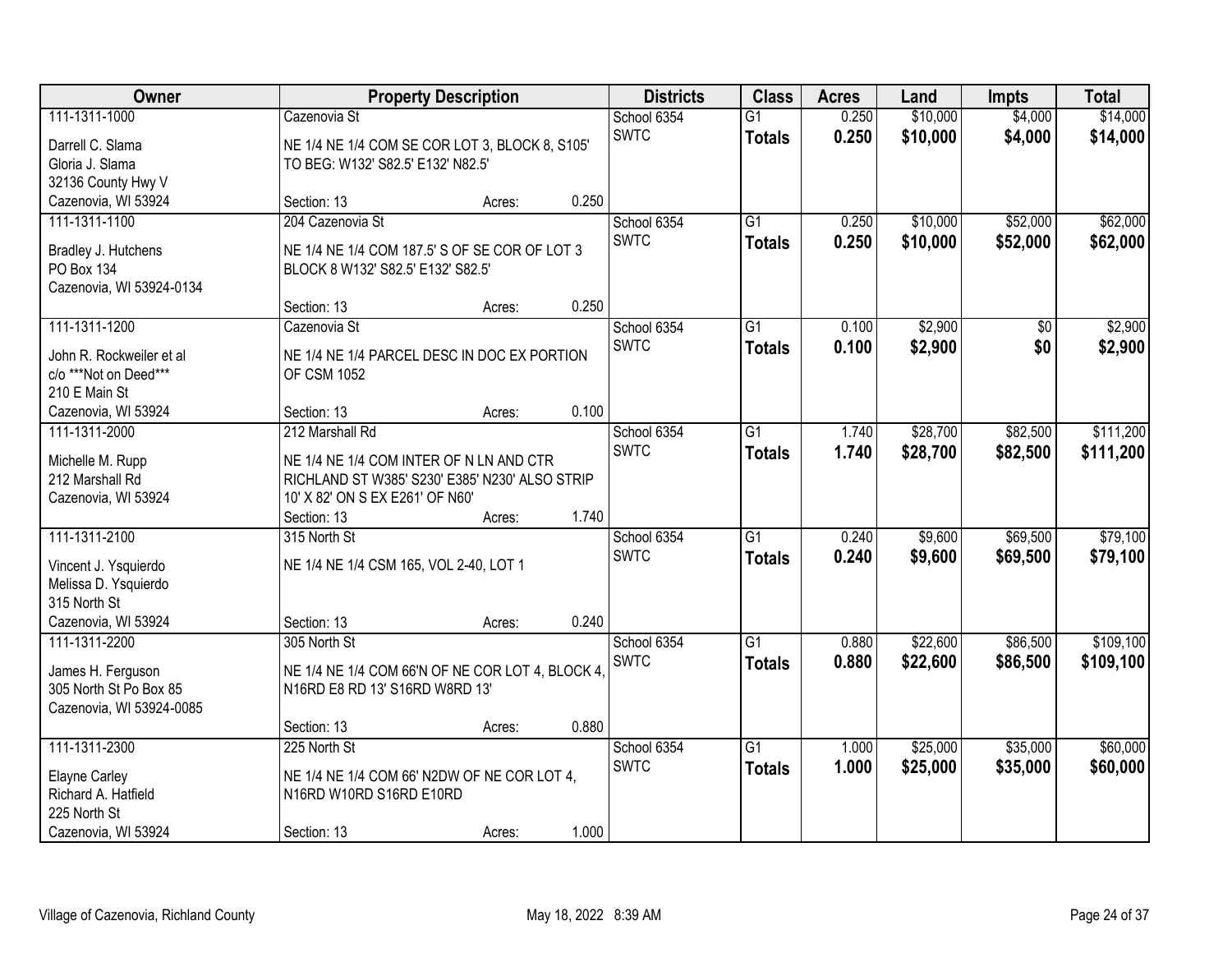| Owner | Property Description | | | Districts | Class | Acres | Land | Impts | Total |
|---|---|---|---|---|---|---|---|---|---|
| 111-1311-1000<br>Darrell C. Slama<br>Gloria J. Slama<br>32136 County Hwy V<br>Cazenovia, WI 53924 | Cazenovia St<br>NE 1/4 NE 1/4 COM SE COR LOT 3, BLOCK 8, S105' TO BEG: W132' S82.5' E132' N82.5'<br>Section: 13 | Acres: | 0.250 | School 6354<br>SWTC | G1<br>**Totals** | 0.250<br>**0.250** | $10,000<br>**$10,000** | $4,000<br>**$4,000** | $14,000<br>**$14,000** |
| 111-1311-1100<br>Bradley J. Hutchens<br>PO Box 134<br>Cazenovia, WI 53924-0134 | 204 Cazenovia St<br>NE 1/4 NE 1/4 COM 187.5' S OF SE COR OF LOT 3 BLOCK 8 W132' S82.5' E132' S82.5'<br>Section: 13 | Acres: | 0.250 | School 6354<br>SWTC | G1<br>**Totals** | 0.250<br>**0.250** | $10,000<br>**$10,000** | $52,000<br>**$52,000** | $62,000<br>**$62,000** |
| 111-1311-1200<br>John R. Rockweiler et al<br>c/o ***Not on Deed***<br>210 E Main St<br>Cazenovia, WI 53924 | Cazenovia St<br>NE 1/4 NE 1/4 PARCEL DESC IN DOC EX PORTION OF CSM 1052<br>Section: 13 | Acres: | 0.100 | School 6354<br>SWTC | G1<br>**Totals** | 0.100<br>**0.100** | $2,900<br>**$2,900** | $0<br>**$0** | $2,900<br>**$2,900** |
| 111-1311-2000<br>Michelle M. Rupp<br>212 Marshall Rd<br>Cazenovia, WI 53924 | 212 Marshall Rd<br>NE 1/4 NE 1/4 COM INTER OF N LN AND CTR RICHLAND ST W385' S230' E385' N230' ALSO STRIP 10' X 82' ON S EX E261' OF N60'<br>Section: 13 | Acres: | 1.740 | School 6354<br>SWTC | G1<br>**Totals** | 1.740<br>**1.740** | $28,700<br>**$28,700** | $82,500<br>**$82,500** | $111,200<br>**$111,200** |
| 111-1311-2100<br>Vincent J. Ysquierdo<br>Melissa D. Ysquierdo<br>315 North St<br>Cazenovia, WI 53924 | 315 North St<br>NE 1/4 NE 1/4 CSM 165, VOL 2-40, LOT 1<br>Section: 13 | Acres: | 0.240 | School 6354<br>SWTC | G1<br>**Totals** | 0.240<br>**0.240** | $9,600<br>**$9,600** | $69,500<br>**$69,500** | $79,100<br>**$79,100** |
| 111-1311-2200<br>James H. Ferguson<br>305 North St Po Box 85<br>Cazenovia, WI 53924-0085 | 305 North St<br>NE 1/4 NE 1/4 COM 66'N OF NE COR LOT 4, BLOCK 4, N16RD E8 RD 13' S16RD W8RD 13'<br>Section: 13 | Acres: | 0.880 | School 6354<br>SWTC | G1<br>**Totals** | 0.880<br>**0.880** | $22,600<br>**$22,600** | $86,500<br>**$86,500** | $109,100<br>**$109,100** |
| 111-1311-2300<br>Elayne Carley<br>Richard A. Hatfield<br>225 North St<br>Cazenovia, WI 53924 | 225 North St<br>NE 1/4 NE 1/4 COM 66' N2DW OF NE COR LOT 4, N16RD W10RD S16RD E10RD<br>Section: 13 | Acres: | 1.000 | School 6354<br>SWTC | G1<br>**Totals** | 1.000<br>**1.000** | $25,000<br>**$25,000** | $35,000<br>**$35,000** | $60,000<br>**$60,000** |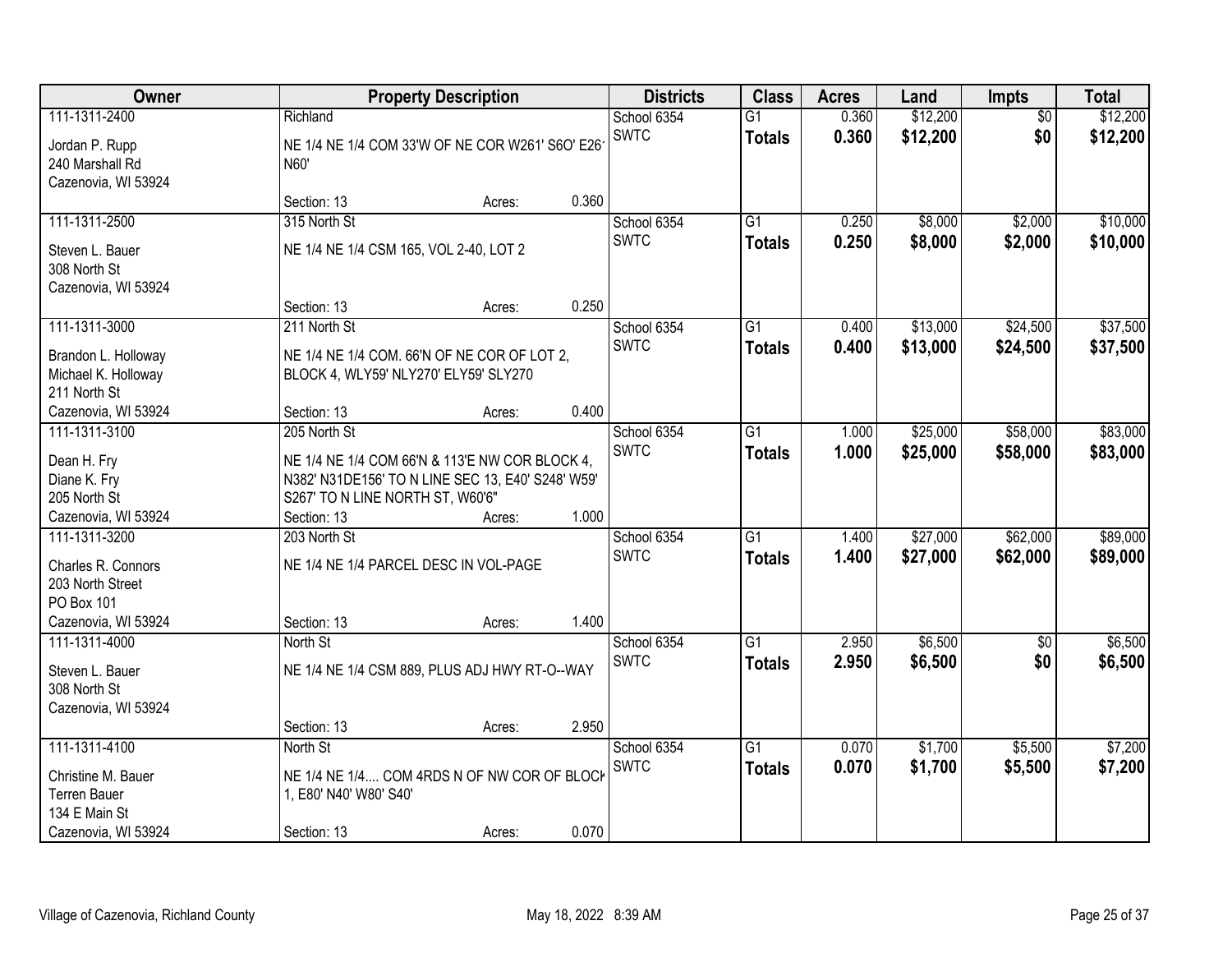| Owner | Property Description | Districts | Class | Acres | Land | Impts | Total |
|---|---|---|---|---|---|---|---|
| 111-1311-2400<br>Jordan P. Rupp<br>240 Marshall Rd<br>Cazenovia, WI 53924 | Richland<br>NE 1/4 NE 1/4 COM 33'W OF NE COR W261' S6O' E26'<br>N60'<br>Section: 13 Acres: 0.360 | School 6354<br>SWTC | G1<br>**Totals** | 0.360<br>**0.360** | $12,200<br>**$12,200** | $0<br>**$0** | $12,200<br>**$12,200** |
| 111-1311-2500<br>Steven L. Bauer<br>308 North St<br>Cazenovia, WI 53924 | 315 North St<br>NE 1/4 NE 1/4 CSM 165, VOL 2-40, LOT 2<br>Section: 13 Acres: 0.250 | School 6354<br>SWTC | G1<br>**Totals** | 0.250<br>**0.250** | $8,000<br>**$8,000** | $2,000<br>**$2,000** | $10,000<br>**$10,000** |
| 111-1311-3000<br>Brandon L. Holloway<br>Michael K. Holloway<br>211 North St<br>Cazenovia, WI 53924 | 211 North St<br>NE 1/4 NE 1/4 COM. 66'N OF NE COR OF LOT 2, BLOCK 4, WLY59' NLY270' ELY59' SLY270<br>Section: 13 Acres: 0.400 | School 6354<br>SWTC | G1<br>**Totals** | 0.400<br>**0.400** | $13,000<br>**$13,000** | $24,500<br>**$24,500** | $37,500<br>**$37,500** |
| 111-1311-3100<br>Dean H. Fry<br>Diane K. Fry<br>205 North St<br>Cazenovia, WI 53924 | 205 North St<br>NE 1/4 NE 1/4 COM 66'N & 113'E NW COR BLOCK 4, N382' N31DE156' TO N LINE SEC 13, E40' S248' W59' S267' TO N LINE NORTH ST, W60'6"<br>Section: 13 Acres: 1.000 | School 6354<br>SWTC | G1<br>**Totals** | 1.000<br>**1.000** | $25,000<br>**$25,000** | $58,000<br>**$58,000** | $83,000<br>**$83,000** |
| 111-1311-3200<br>Charles R. Connors<br>203 North Street<br>PO Box 101<br>Cazenovia, WI 53924 | 203 North St<br>NE 1/4 NE 1/4 PARCEL DESC IN VOL-PAGE<br>Section: 13 Acres: 1.400 | School 6354<br>SWTC | G1<br>**Totals** | 1.400<br>**1.400** | $27,000<br>**$27,000** | $62,000<br>**$62,000** | $89,000<br>**$89,000** |
| 111-1311-4000<br>Steven L. Bauer<br>308 North St<br>Cazenovia, WI 53924 | North St<br>NE 1/4 NE 1/4 CSM 889, PLUS ADJ HWY RT-O--WAY<br>Section: 13 Acres: 2.950 | School 6354<br>SWTC | G1<br>**Totals** | 2.950<br>**2.950** | $6,500<br>**$6,500** | $0<br>**$0** | $6,500<br>**$6,500** |
| 111-1311-4100<br>Christine M. Bauer<br>Terren Bauer<br>134 E Main St<br>Cazenovia, WI 53924 | North St<br>NE 1/4 NE 1/4.... COM 4RDS N OF NW COR OF BLOCK 1, E80' N40' W80' S40'<br>Section: 13 Acres: 0.070 | School 6354<br>SWTC | G1<br>**Totals** | 0.070<br>**0.070** | $1,700<br>**$1,700** | $5,500<br>**$5,500** | $7,200<br>**$7,200** |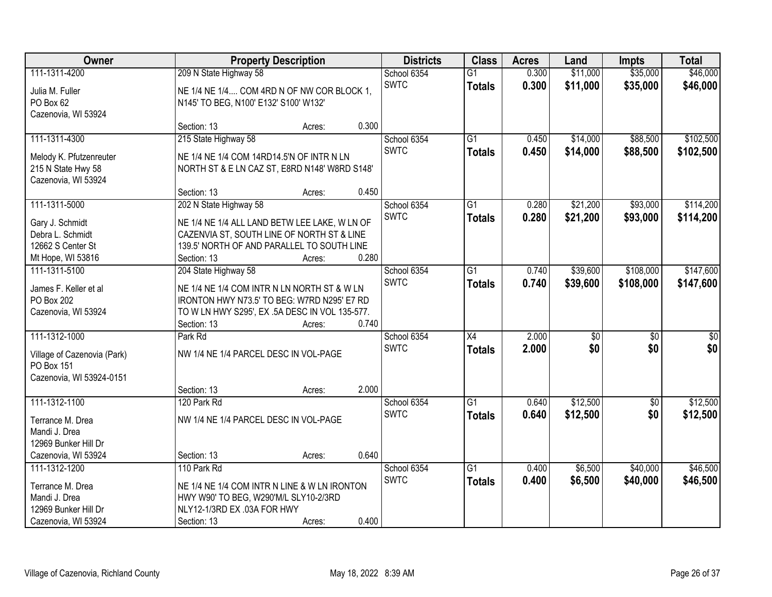| Owner | Property Description | Districts | Class | Acres | Land | Impts | Total |
|---|---|---|---|---|---|---|---|
| 111-1311-4200<br>Julia M. Fuller<br>PO Box 62<br>Cazenovia, WI 53924 | 209 N State Highway 58<br>NE 1/4 NE 1/4.... COM 4RD N OF NW COR BLOCK 1, N145' TO BEG, N100' E132' S100' W132'<br>Section: 13 Acres: 0.300 | School 6354<br>SWTC | G1<br>**Totals** | 0.300<br>**0.300** | $11,000<br>**$11,000** | $35,000<br>**$35,000** | $46,000<br>**$46,000** |
| 111-1311-4300<br>Melody K. Pfutzenreuter<br>215 N State Hwy 58<br>Cazenovia, WI 53924 | 215 State Highway 58<br>NE 1/4 NE 1/4 COM 14RD14.5'N OF INTR N LN NORTH ST & E LN CAZ ST, E8RD N148' W8RD S148'<br>Section: 13 Acres: 0.450 | School 6354<br>SWTC | G1<br>**Totals** | 0.450<br>**0.450** | $14,000<br>**$14,000** | $88,500<br>**$88,500** | $102,500<br>**$102,500** |
| 111-1311-5000<br>Gary J. Schmidt<br>Debra L. Schmidt<br>12662 S Center St<br>Mt Hope, WI 53816 | 202 N State Highway 58<br>NE 1/4 NE 1/4 ALL LAND BETW LEE LAKE, W LN OF CAZENVIA ST, SOUTH LINE OF NORTH ST & LINE 139.5' NORTH OF AND PARALLEL TO SOUTH LINE<br>Section: 13 Acres: 0.280 | School 6354<br>SWTC | G1<br>**Totals** | 0.280<br>**0.280** | $21,200<br>**$21,200** | $93,000<br>**$93,000** | $114,200<br>**$114,200** |
| 111-1311-5100<br>James F. Keller et al<br>PO Box 202<br>Cazenovia, WI 53924 | 204 State Highway 58<br>NE 1/4 NE 1/4 COM INTR N LN NORTH ST & W LN IRONTON HWY N73.5' TO BEG: W7RD N295' E7 RD TO W LN HWY S295', EX .5A DESC IN VOL 135-577.<br>Section: 13 Acres: 0.740 | School 6354<br>SWTC | G1<br>**Totals** | 0.740<br>**0.740** | $39,600<br>**$39,600** | $108,000<br>**$108,000** | $147,600<br>**$147,600** |
| 111-1312-1000<br>Village of Cazenovia (Park)<br>PO Box 151<br>Cazenovia, WI 53924-0151 | Park Rd<br>NW 1/4 NE 1/4 PARCEL DESC IN VOL-PAGE<br>Section: 13 Acres: 2.000 | School 6354<br>SWTC | X4<br>**Totals** | 2.000<br>**2.000** | $0<br>**$0** | $0<br>**$0** | $0<br>**$0** |
| 111-1312-1100<br>Terrance M. Drea<br>Mandi J. Drea<br>12969 Bunker Hill Dr<br>Cazenovia, WI 53924 | 120 Park Rd<br>NW 1/4 NE 1/4 PARCEL DESC IN VOL-PAGE<br>Section: 13 Acres: 0.640 | School 6354<br>SWTC | G1<br>**Totals** | 0.640<br>**0.640** | $12,500<br>**$12,500** | $0<br>**$0** | $12,500<br>**$12,500** |
| 111-1312-1200<br>Terrance M. Drea<br>Mandi J. Drea<br>12969 Bunker Hill Dr<br>Cazenovia, WI 53924 | 110 Park Rd<br>NE 1/4 NE 1/4 COM INTR N LINE & W LN IRONTON HWY W90' TO BEG, W290'M/L SLY10-2/3RD NLY12-1/3RD EX .03A FOR HWY<br>Section: 13 Acres: 0.400 | School 6354<br>SWTC | G1<br>**Totals** | 0.400<br>**0.400** | $6,500<br>**$6,500** | $40,000<br>**$40,000** | $46,500<br>**$46,500** |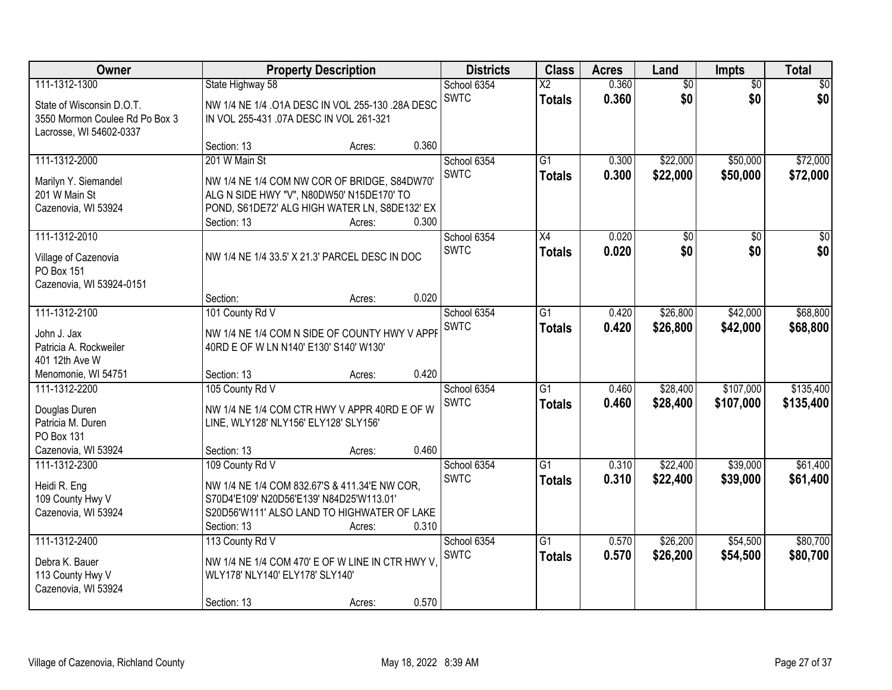| Owner | Property Description | Districts | Class | Acres | Land | Impts | Total |
|---|---|---|---|---|---|---|---|
| 111-1312-1300<br><br>State of Wisconsin D.O.T.<br>3550 Mormon Coulee Rd Po Box 3<br>Lacrosse, WI 54602-0337 | State Highway 58<br><br>NW 1/4 NE 1/4 .O1A DESC IN VOL 255-130 .28A DESC IN VOL 255-431 .07A DESC IN VOL 261-321<br><br>Section: 13 Acres: 0.360 | School 6354<br>SWTC | X2<br>**Totals** | 0.360<br>**0.360** | $0<br>**$0** | $0<br>**$0** | $0<br>**$0** |
| 111-1312-2000<br><br>Marilyn Y. Siemandel<br>201 W Main St<br>Cazenovia, WI 53924 | 201 W Main St<br><br>NW 1/4 NE 1/4 COM NW COR OF BRIDGE, S84DW70' ALG N SIDE HWY "V", N80DW50' N15DE170' TO POND, S61DE72' ALG HIGH WATER LN, S8DE132' EX<br>Section: 13 Acres: 0.300 | School 6354<br>SWTC | G1<br>**Totals** | 0.300<br>**0.300** | $22,000<br>**$22,000** | $50,000<br>**$50,000** | $72,000<br>**$72,000** |
| 111-1312-2010<br><br>Village of Cazenovia<br>PO Box 151<br>Cazenovia, WI 53924-0151 | NW 1/4 NE 1/4 33.5' X 21.3' PARCEL DESC IN DOC<br><br>Section: Acres: 0.020 | School 6354<br>SWTC | X4<br>**Totals** | 0.020<br>**0.020** | $0<br>**$0** | $0<br>**$0** | $0<br>**$0** |
| 111-1312-2100<br><br>John J. Jax<br>Patricia A. Rockweiler<br>401 12th Ave W<br>Menomonie, WI 54751 | 101 County Rd V<br><br>NW 1/4 NE 1/4 COM N SIDE OF COUNTY HWY V APPR 40RD E OF W LN N140' E130' S140' W130'<br><br>Section: 13 Acres: 0.420 | School 6354<br>SWTC | G1<br>**Totals** | 0.420<br>**0.420** | $26,800<br>**$26,800** | $42,000<br>**$42,000** | $68,800<br>**$68,800** |
| 111-1312-2200<br><br>Douglas Duren<br>Patricia M. Duren<br>PO Box 131<br>Cazenovia, WI 53924 | 105 County Rd V<br><br>NW 1/4 NE 1/4 COM CTR HWY V APPR 40RD E OF W LINE, WLY128' NLY156' ELY128' SLY156'<br><br>Section: 13 Acres: 0.460 | School 6354<br>SWTC | G1<br>**Totals** | 0.460<br>**0.460** | $28,400<br>**$28,400** | $107,000<br>**$107,000** | $135,400<br>**$135,400** |
| 111-1312-2300<br><br>Heidi R. Eng<br>109 County Hwy V<br>Cazenovia, WI 53924 | 109 County Rd V<br><br>NW 1/4 NE 1/4 COM 832.67'S & 411.34'E NW COR, S70D4'E109' N20D56'E139' N84D25'W113.01' S20D56'W111' ALSO LAND TO HIGHWATER OF LAKE<br>Section: 13 Acres: 0.310 | School 6354<br>SWTC | G1<br>**Totals** | 0.310<br>**0.310** | $22,400<br>**$22,400** | $39,000<br>**$39,000** | $61,400<br>**$61,400** |
| 111-1312-2400<br><br>Debra K. Bauer<br>113 County Hwy V<br>Cazenovia, WI 53924 | 113 County Rd V<br><br>NW 1/4 NE 1/4 COM 470' E OF W LINE IN CTR HWY V, WLY178' NLY140' ELY178' SLY140'<br><br>Section: 13 Acres: 0.570 | School 6354<br>SWTC | G1<br>**Totals** | 0.570<br>**0.570** | $26,200<br>**$26,200** | $54,500<br>**$54,500** | $80,700<br>**$80,700** |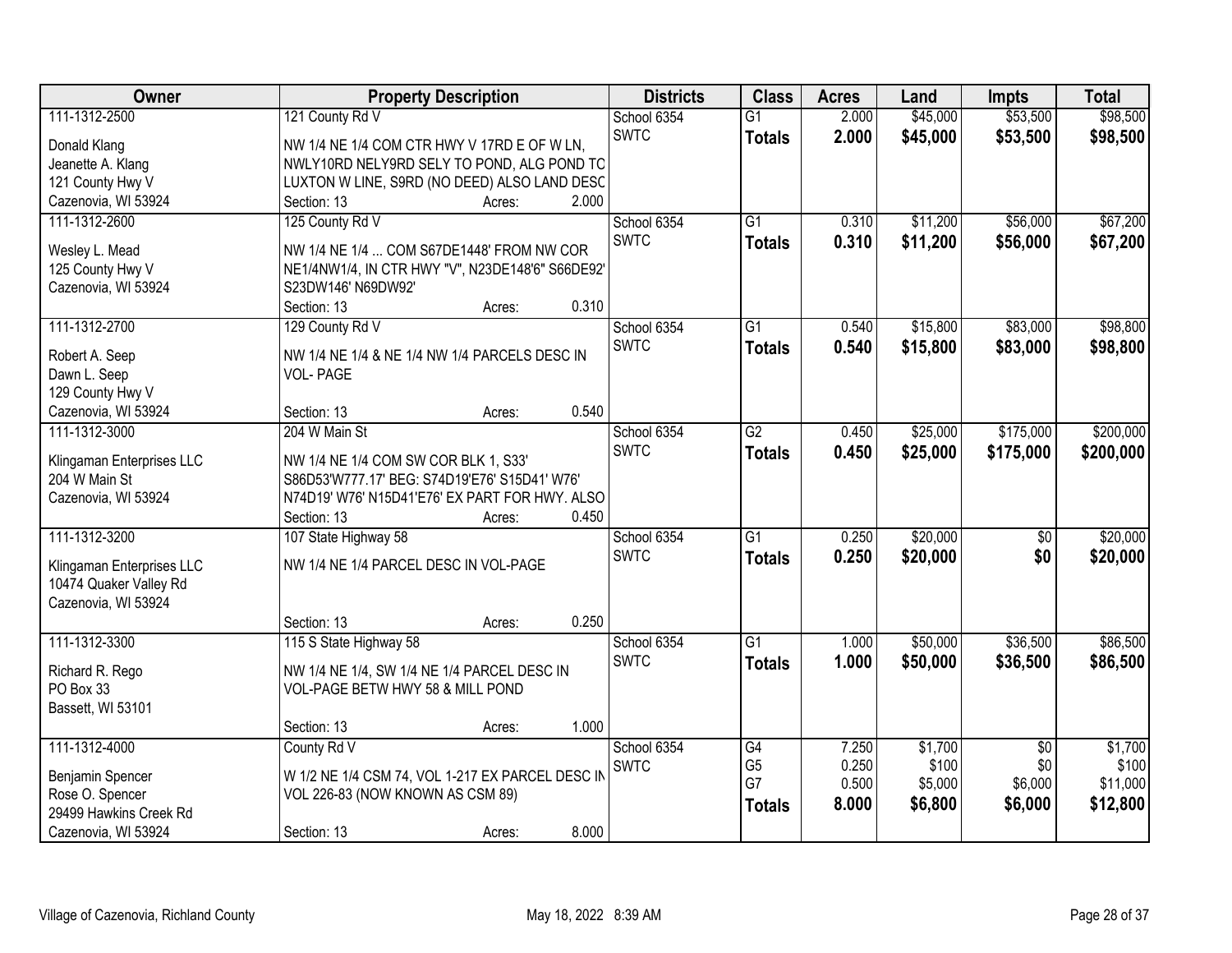| Owner | Property Description | Districts | Class | Acres | Land | Impts | Total |
|---|---|---|---|---|---|---|---|
| 111-1312-2500<br>Donald Klang<br>Jeanette A. Klang<br>121 County Hwy V<br>Cazenovia, WI 53924 | 121 County Rd V<br>NW 1/4 NE 1/4 COM CTR HWY V 17RD E OF W LN, NWLY10RD NELY9RD SELY TO POND, ALG POND TO LUXTON W LINE, S9RD (NO DEED) ALSO LAND DESC<br>Section: 13 Acres: 2.000 | School 6354<br>SWTC | G1<br>**Totals** | 2.000<br>**2.000** | $45,000<br>**$45,000** | $53,500<br>**$53,500** | $98,500<br>**$98,500** |
| 111-1312-2600<br>Wesley L. Mead<br>125 County Hwy V<br>Cazenovia, WI 53924 | 125 County Rd V<br>NW 1/4 NE 1/4 ... COM S67DE1448' FROM NW COR NE1/4NW1/4, IN CTR HWY "V", N23DE148'6" S66DE92' S23DW146' N69DW92'<br>Section: 13 Acres: 0.310 | School 6354<br>SWTC | G1<br>**Totals** | 0.310<br>**0.310** | $11,200<br>**$11,200** | $56,000<br>**$56,000** | $67,200<br>**$67,200** |
| 111-1312-2700<br>Robert A. Seep<br>Dawn L. Seep<br>129 County Hwy V<br>Cazenovia, WI 53924 | 129 County Rd V<br>NW 1/4 NE 1/4 & NE 1/4 NW 1/4 PARCELS DESC IN VOL- PAGE<br>Section: 13 Acres: 0.540 | School 6354<br>SWTC | G1<br>**Totals** | 0.540<br>**0.540** | $15,800<br>**$15,800** | $83,000<br>**$83,000** | $98,800<br>**$98,800** |
| 111-1312-3000<br>Klingaman Enterprises LLC<br>204 W Main St<br>Cazenovia, WI 53924 | 204 W Main St<br>NW 1/4 NE 1/4 COM SW COR BLK 1, S33' S86D53'W777.17' BEG: S74D19'E76' S15D41' W76' N74D19' W76' N15D41'E76' EX PART FOR HWY. ALSO<br>Section: 13 Acres: 0.450 | School 6354<br>SWTC | G2<br>**Totals** | 0.450<br>**0.450** | $25,000<br>**$25,000** | $175,000<br>**$175,000** | $200,000<br>**$200,000** |
| 111-1312-3200<br>Klingaman Enterprises LLC<br>10474 Quaker Valley Rd<br>Cazenovia, WI 53924 | 107 State Highway 58<br>NW 1/4 NE 1/4 PARCEL DESC IN VOL-PAGE<br>Section: 13 Acres: 0.250 | School 6354<br>SWTC | G1<br>**Totals** | 0.250<br>**0.250** | $20,000<br>**$20,000** | $0<br>**$0** | $20,000<br>**$20,000** |
| 111-1312-3300<br>Richard R. Rego<br>PO Box 33<br>Bassett, WI 53101 | 115 S State Highway 58<br>NW 1/4 NE 1/4, SW 1/4 NE 1/4 PARCEL DESC IN VOL-PAGE BETW HWY 58 & MILL POND<br>Section: 13 Acres: 1.000 | School 6354<br>SWTC | G1<br>**Totals** | 1.000<br>**1.000** | $50,000<br>**$50,000** | $36,500<br>**$36,500** | $86,500<br>**$86,500** |
| 111-1312-4000<br>Benjamin Spencer<br>Rose O. Spencer<br>29499 Hawkins Creek Rd<br>Cazenovia, WI 53924 | County Rd V<br>W 1/2 NE 1/4 CSM 74, VOL 1-217 EX PARCEL DESC IN VOL 226-83 (NOW KNOWN AS CSM 89)<br>Section: 13 Acres: 8.000 | School 6354<br>SWTC | G4<br>G5<br>G7<br>**Totals** | 7.250<br>0.250<br>0.500<br>**8.000** | $1,700<br>$100<br>$5,000<br>**$6,800** | $0<br>$0<br>$6,000<br>**$6,000** | $1,700<br>$100<br>$11,000<br>**$12,800** |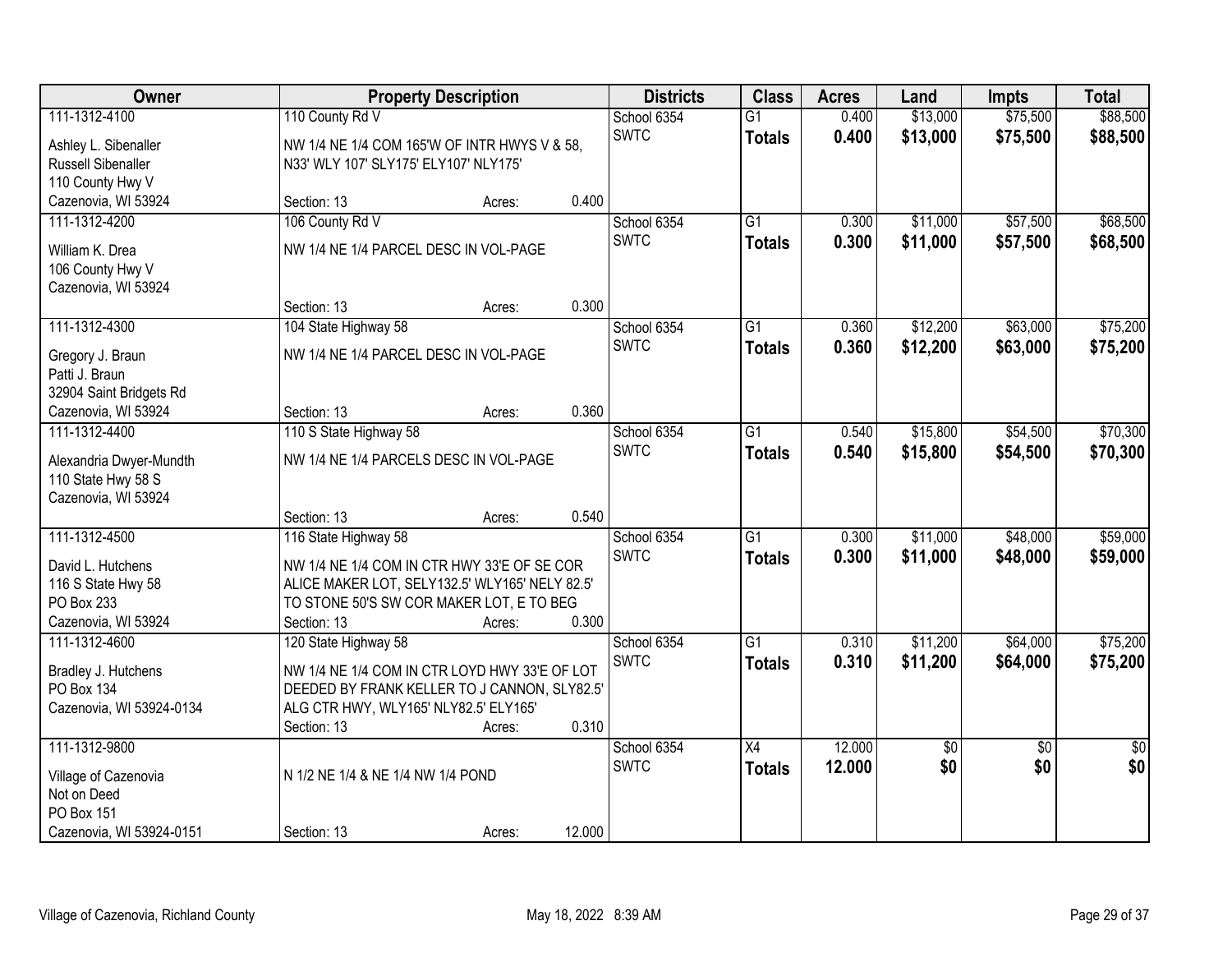| Owner | Property Description | | | Districts | Class | Acres | Land | Impts | Total |
|---|---|---|---|---|---|---|---|---|---|
| 111-1312-4100 | 110 County Rd V | | | School 6354 | G1 | 0.400 | $13,000 | $75,500 | $88,500 |
| Ashley L. Sibenaller<br>Russell Sibenaller<br>110 County Hwy V<br>Cazenovia, WI 53924 | NW 1/4 NE 1/4 COM 165'W OF INTR HWYS V & 58, N33' WLY 107' SLY175' ELY107' NLY175' | | | SWTC | **Totals** | **0.400** | **$13,000** | **$75,500** | **$88,500** |
| | Section: 13 | Acres: | 0.400 | | | | | | |
| 111-1312-4200 | 106 County Rd V | | | School 6354 | G1 | 0.300 | $11,000 | $57,500 | $68,500 |
| William K. Drea<br>106 County Hwy V<br>Cazenovia, WI 53924 | NW 1/4 NE 1/4 PARCEL DESC IN VOL-PAGE | | | SWTC | **Totals** | **0.300** | **$11,000** | **$57,500** | **$68,500** |
| | Section: 13 | Acres: | 0.300 | | | | | | |
| 111-1312-4300 | 104 State Highway 58 | | | School 6354 | G1 | 0.360 | $12,200 | $63,000 | $75,200 |
| Gregory J. Braun<br>Patti J. Braun<br>32904 Saint Bridgets Rd<br>Cazenovia, WI 53924 | NW 1/4 NE 1/4 PARCEL DESC IN VOL-PAGE | | | SWTC | **Totals** | **0.360** | **$12,200** | **$63,000** | **$75,200** |
| | Section: 13 | Acres: | 0.360 | | | | | | |
| 111-1312-4400 | 110 S State Highway 58 | | | School 6354 | G1 | 0.540 | $15,800 | $54,500 | $70,300 |
| Alexandria Dwyer-Mundth<br>110 State Hwy 58 S<br>Cazenovia, WI 53924 | NW 1/4 NE 1/4 PARCELS DESC IN VOL-PAGE | | | SWTC | **Totals** | **0.540** | **$15,800** | **$54,500** | **$70,300** |
| | Section: 13 | Acres: | 0.540 | | | | | | |
| 111-1312-4500 | 116 State Highway 58 | | | School 6354 | G1 | 0.300 | $11,000 | $48,000 | $59,000 |
| David L. Hutchens<br>116 S State Hwy 58<br>PO Box 233<br>Cazenovia, WI 53924 | NW 1/4 NE 1/4 COM IN CTR HWY 33'E OF SE COR ALICE MAKER LOT, SELY132.5' WLY165' NELY 82.5' TO STONE 50'S SW COR MAKER LOT, E TO BEG | | | SWTC | **Totals** | **0.300** | **$11,000** | **$48,000** | **$59,000** |
| | Section: 13 | Acres: | 0.300 | | | | | | |
| 111-1312-4600 | 120 State Highway 58 | | | School 6354 | G1 | 0.310 | $11,200 | $64,000 | $75,200 |
| Bradley J. Hutchens<br>PO Box 134<br>Cazenovia, WI 53924-0134 | NW 1/4 NE 1/4 COM IN CTR LOYD HWY 33'E OF LOT DEEDED BY FRANK KELLER TO J CANNON, SLY82.5' ALG CTR HWY, WLY165' NLY82.5' ELY165' | | | SWTC | **Totals** | **0.310** | **$11,200** | **$64,000** | **$75,200** |
| | Section: 13 | Acres: | 0.310 | | | | | | |
| 111-1312-9800 | | | | School 6354 | X4 | 12.000 | $0 | $0 | $0 |
| Village of Cazenovia<br>Not on Deed<br>PO Box 151<br>Cazenovia, WI 53924-0151 | N 1/2 NE 1/4 & NE 1/4 NW 1/4 POND | | | SWTC | **Totals** | **12.000** | **$0** | **$0** | **$0** |
| | Section: 13 | Acres: | 12.000 | | | | | | |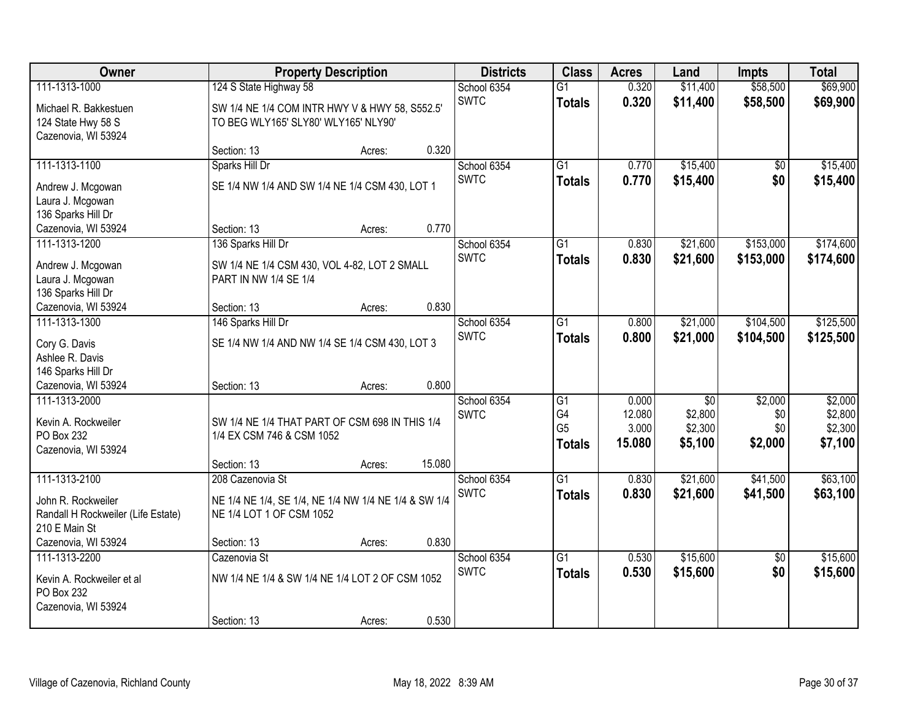| Owner | Property Description | Districts | Class | Acres | Land | Impts | Total |
|---|---|---|---|---|---|---|---|
| 111-1313-1000<br>Michael R. Bakkestuen<br>124 State Hwy 58 S<br>Cazenovia, WI 53924 | 124 S State Highway 58<br>SW 1/4 NE 1/4 COM INTR HWY V & HWY 58, S552.5' TO BEG WLY165' SLY80' WLY165' NLY90'<br>Section: 13 Acres: 0.320 | School 6354<br>SWTC | G1<br>**Totals** | 0.320<br>**0.320** | \$11,400<br>**\$11,400** | \$58,500<br>**\$58,500** | \$69,900<br>**\$69,900** |
| 111-1313-1100<br>Andrew J. Mcgowan<br>Laura J. Mcgowan<br>136 Sparks Hill Dr<br>Cazenovia, WI 53924 | Sparks Hill Dr<br>SE 1/4 NW 1/4 AND SW 1/4 NE 1/4 CSM 430, LOT 1<br>Section: 13 Acres: 0.770 | School 6354<br>SWTC | G1<br>**Totals** | 0.770<br>**0.770** | \$15,400<br>**\$15,400** | \$0<br>**\$0** | \$15,400<br>**\$15,400** |
| 111-1313-1200<br>Andrew J. Mcgowan<br>Laura J. Mcgowan<br>136 Sparks Hill Dr<br>Cazenovia, WI 53924 | 136 Sparks Hill Dr<br>SW 1/4 NE 1/4 CSM 430, VOL 4-82, LOT 2 SMALL PART IN NW 1/4 SE 1/4<br>Section: 13 Acres: 0.830 | School 6354<br>SWTC | G1<br>**Totals** | 0.830<br>**0.830** | \$21,600<br>**\$21,600** | \$153,000<br>**\$153,000** | \$174,600<br>**\$174,600** |
| 111-1313-1300<br>Cory G. Davis<br>Ashlee R. Davis<br>146 Sparks Hill Dr<br>Cazenovia, WI 53924 | 146 Sparks Hill Dr<br>SE 1/4 NW 1/4 AND NW 1/4 SE 1/4 CSM 430, LOT 3<br>Section: 13 Acres: 0.800 | School 6354<br>SWTC | G1<br>**Totals** | 0.800<br>**0.800** | \$21,000<br>**\$21,000** | \$104,500<br>**\$104,500** | \$125,500<br>**\$125,500** |
| 111-1313-2000<br>Kevin A. Rockweiler<br>PO Box 232<br>Cazenovia, WI 53924 | SW 1/4 NE 1/4 THAT PART OF CSM 698 IN THIS 1/4 1/4 EX CSM 746 & CSM 1052<br>Section: 13 Acres: 15.080 | School 6354<br>SWTC | G1<br>G4<br>G5<br>**Totals** | 0.000<br>12.080<br>3.000<br>**15.080** | \$0<br>\$2,800<br>\$2,300<br>**\$5,100** | \$2,000<br>\$0<br>\$0<br>**\$2,000** | \$2,000<br>\$2,800<br>\$2,300<br>**\$7,100** |
| 111-1313-2100<br>John R. Rockweiler<br>Randall H Rockweiler (Life Estate)<br>210 E Main St<br>Cazenovia, WI 53924 | 208 Cazenovia St<br>NE 1/4 NE 1/4, SE 1/4, NE 1/4 NW 1/4 NE 1/4 & SW 1/4 NE 1/4 LOT 1 OF CSM 1052<br>Section: 13 Acres: 0.830 | School 6354<br>SWTC | G1<br>**Totals** | 0.830<br>**0.830** | \$21,600<br>**\$21,600** | \$41,500<br>**\$41,500** | \$63,100<br>**\$63,100** |
| 111-1313-2200<br>Kevin A. Rockweiler et al<br>PO Box 232<br>Cazenovia, WI 53924 | Cazenovia St<br>NW 1/4 NE 1/4 & SW 1/4 NE 1/4 LOT 2 OF CSM 1052<br>Section: 13 Acres: 0.530 | School 6354<br>SWTC | G1<br>**Totals** | 0.530<br>**0.530** | \$15,600<br>**\$15,600** | \$0<br>**\$0** | \$15,600<br>**\$15,600** |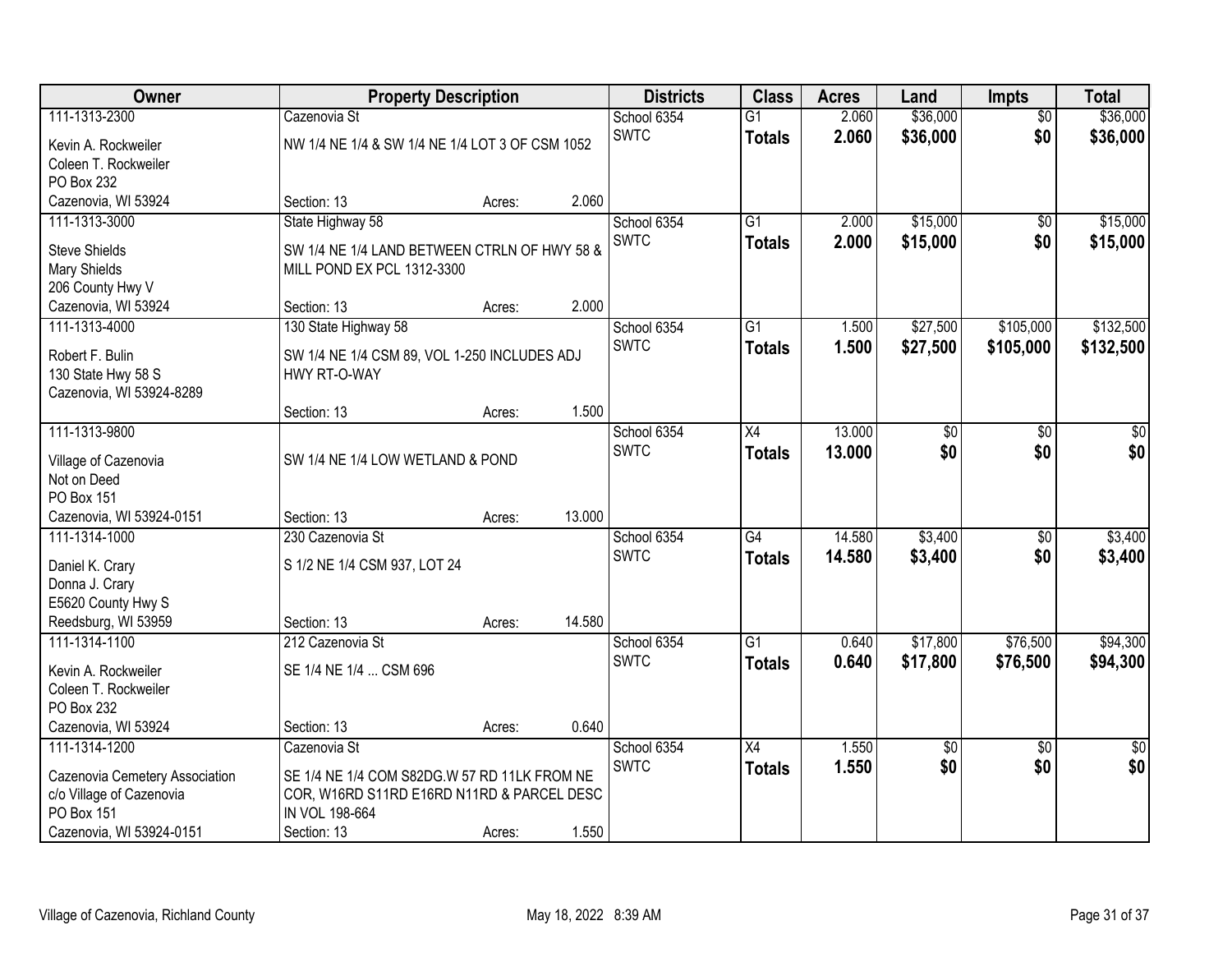| Owner | Property Description | | | Districts | Class | Acres | Land | Impts | Total |
|---|---|---|---|---|---|---|---|---|---|
| 111-1313-2300 | Cazenovia St | | | School 6354 | G1 | 2.060 | $36,000 | $0 | $36,000 |
| Kevin A. Rockweiler<br>Coleen T. Rockweiler<br>PO Box 232<br>Cazenovia, WI 53924 | NW 1/4 NE 1/4 & SW 1/4 NE 1/4 LOT 3 OF CSM 1052 | | | SWTC | **Totals** | **2.060** | **$36,000** | **$0** | **$36,000** |
| | Section: 13 | Acres: | 2.060 | | | | | | |
| 111-1313-3000 | State Highway 58 | | | School 6354 | G1 | 2.000 | $15,000 | $0 | $15,000 |
| Steve Shields<br>Mary Shields<br>206 County Hwy V<br>Cazenovia, WI 53924 | SW 1/4 NE 1/4 LAND BETWEEN CTRLN OF HWY 58 & MILL POND EX PCL 1312-3300 | | | SWTC | **Totals** | **2.000** | **$15,000** | **$0** | **$15,000** |
| | Section: 13 | Acres: | 2.000 | | | | | | |
| 111-1313-4000 | 130 State Highway 58 | | | School 6354 | G1 | 1.500 | $27,500 | $105,000 | $132,500 |
| Robert F. Bulin<br>130 State Hwy 58 S<br>Cazenovia, WI 53924-8289 | SW 1/4 NE 1/4 CSM 89, VOL 1-250 INCLUDES ADJ HWY RT-O-WAY | | | SWTC | **Totals** | **1.500** | **$27,500** | **$105,000** | **$132,500** |
| | Section: 13 | Acres: | 1.500 | | | | | | |
| 111-1313-9800 | | | | School 6354 | X4 | 13.000 | $0 | $0 | $0 |
| Village of Cazenovia<br>Not on Deed<br>PO Box 151<br>Cazenovia, WI 53924-0151 | SW 1/4 NE 1/4 LOW WETLAND & POND | | | SWTC | **Totals** | **13.000** | **$0** | **$0** | **$0** |
| | Section: 13 | Acres: | 13.000 | | | | | | |
| 111-1314-1000 | 230 Cazenovia St | | | School 6354 | G4 | 14.580 | $3,400 | $0 | $3,400 |
| Daniel K. Crary<br>Donna J. Crary<br>E5620 County Hwy S<br>Reedsburg, WI 53959 | S 1/2 NE 1/4 CSM 937, LOT 24 | | | SWTC | **Totals** | **14.580** | **$3,400** | **$0** | **$3,400** |
| | Section: 13 | Acres: | 14.580 | | | | | | |
| 111-1314-1100 | 212 Cazenovia St | | | School 6354 | G1 | 0.640 | $17,800 | $76,500 | $94,300 |
| Kevin A. Rockweiler<br>Coleen T. Rockweiler<br>PO Box 232<br>Cazenovia, WI 53924 | SE 1/4 NE 1/4 ... CSM 696 | | | SWTC | **Totals** | **0.640** | **$17,800** | **$76,500** | **$94,300** |
| | Section: 13 | Acres: | 0.640 | | | | | | |
| 111-1314-1200 | Cazenovia St | | | School 6354 | X4 | 1.550 | $0 | $0 | $0 |
| Cazenovia Cemetery Association<br>c/o Village of Cazenovia<br>PO Box 151<br>Cazenovia, WI 53924-0151 | SE 1/4 NE 1/4 COM S82DG.W 57 RD 11LK FROM NE COR, W16RD S11RD E16RD N11RD & PARCEL DESC IN VOL 198-664 | | | SWTC | **Totals** | **1.550** | **$0** | **$0** | **$0** |
| | Section: 13 | Acres: | 1.550 | | | | | | |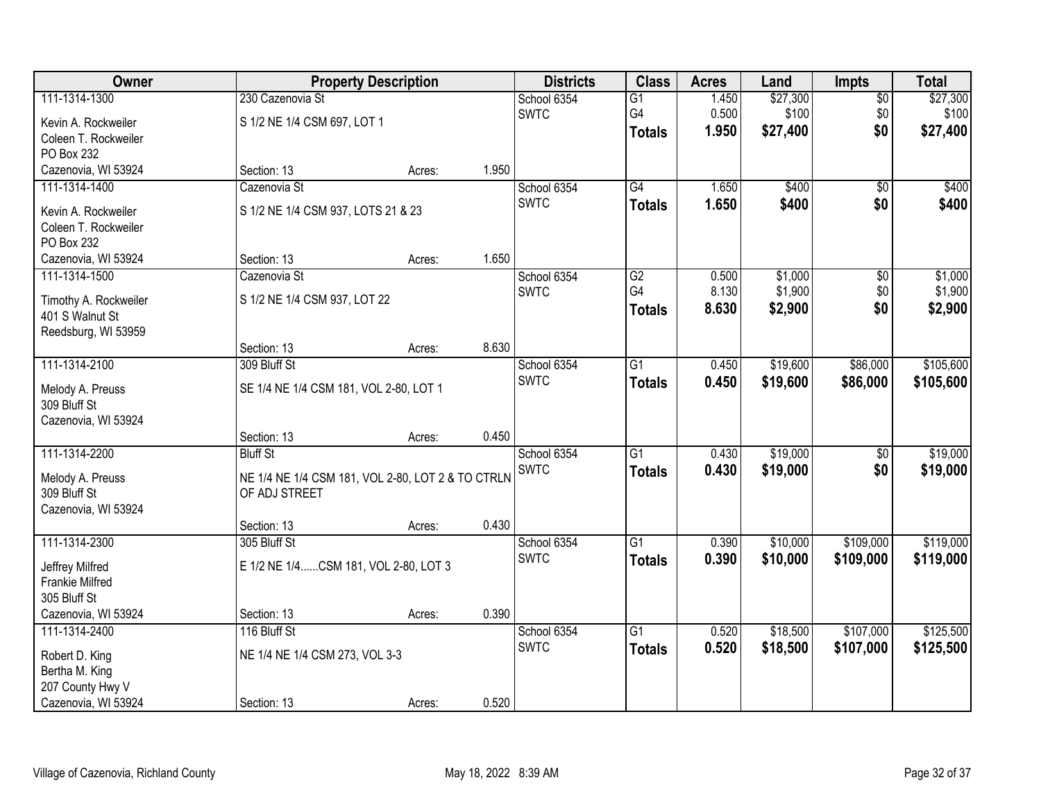| Owner | Property Description | | | Districts | Class | Acres | Land | Impts | Total |
|---|---|---|---|---|---|---|---|---|---|
| 111-1314-1300 | 230 Cazenovia St | | | School 6354 | G1 | 1.450 | $27,300 | $0 | $27,300 |
| Kevin A. Rockweiler | S 1/2 NE 1/4 CSM 697, LOT 1 | | | SWTC | G4 | 0.500 | $100 | $0 | $100 |
| Coleen T. Rockweiler | | | | | **Totals** | **1.950** | **$27,400** | **$0** | **$27,400** |
| PO Box 232 | | | | | | | | | |
| Cazenovia, WI 53924 | Section: 13 | Acres: | 1.950 | | | | | | |
| 111-1314-1400 | Cazenovia St | | | School 6354 | G4 | 1.650 | $400 | $0 | $400 |
| Kevin A. Rockweiler | S 1/2 NE 1/4 CSM 937, LOTS 21 & 23 | | | SWTC | **Totals** | **1.650** | **$400** | **$0** | **$400** |
| Coleen T. Rockweiler | | | | | | | | | |
| PO Box 232 | | | | | | | | | |
| Cazenovia, WI 53924 | Section: 13 | Acres: | 1.650 | | | | | | |
| 111-1314-1500 | Cazenovia St | | | School 6354 | G2 | 0.500 | $1,000 | $0 | $1,000 |
| Timothy A. Rockweiler | S 1/2 NE 1/4 CSM 937, LOT 22 | | | SWTC | G4 | 8.130 | $1,900 | $0 | $1,900 |
| 401 S Walnut St | | | | | **Totals** | **8.630** | **$2,900** | **$0** | **$2,900** |
| Reedsburg, WI 53959 | | | | | | | | | |
| | Section: 13 | Acres: | 8.630 | | | | | | |
| 111-1314-2100 | 309 Bluff St | | | School 6354 | G1 | 0.450 | $19,600 | $86,000 | $105,600 |
| Melody A. Preuss | SE 1/4 NE 1/4 CSM 181, VOL 2-80, LOT 1 | | | SWTC | **Totals** | **0.450** | **$19,600** | **$86,000** | **$105,600** |
| 309 Bluff St | | | | | | | | | |
| Cazenovia, WI 53924 | | | | | | | | | |
| | Section: 13 | Acres: | 0.450 | | | | | | |
| 111-1314-2200 | Bluff St | | | School 6354 | G1 | 0.430 | $19,000 | $0 | $19,000 |
| Melody A. Preuss | NE 1/4 NE 1/4 CSM 181, VOL 2-80, LOT 2 & TO CTRLN OF ADJ STREET | | | SWTC | **Totals** | **0.430** | **$19,000** | **$0** | **$19,000** |
| 309 Bluff St | | | | | | | | | |
| Cazenovia, WI 53924 | | | | | | | | | |
| | Section: 13 | Acres: | 0.430 | | | | | | |
| 111-1314-2300 | 305 Bluff St | | | School 6354 | G1 | 0.390 | $10,000 | $109,000 | $119,000 |
| Jeffrey Milfred | E 1/2 NE 1/4......CSM 181, VOL 2-80, LOT 3 | | | SWTC | **Totals** | **0.390** | **$10,000** | **$109,000** | **$119,000** |
| Frankie Milfred | | | | | | | | | |
| 305 Bluff St | | | | | | | | | |
| Cazenovia, WI 53924 | Section: 13 | Acres: | 0.390 | | | | | | |
| 111-1314-2400 | 116 Bluff St | | | School 6354 | G1 | 0.520 | $18,500 | $107,000 | $125,500 |
| Robert D. King | NE 1/4 NE 1/4 CSM 273, VOL 3-3 | | | SWTC | **Totals** | **0.520** | **$18,500** | **$107,000** | **$125,500** |
| Bertha M. King | | | | | | | | | |
| 207 County Hwy V | | | | | | | | | |
| Cazenovia, WI 53924 | Section: 13 | Acres: | 0.520 | | | | | | |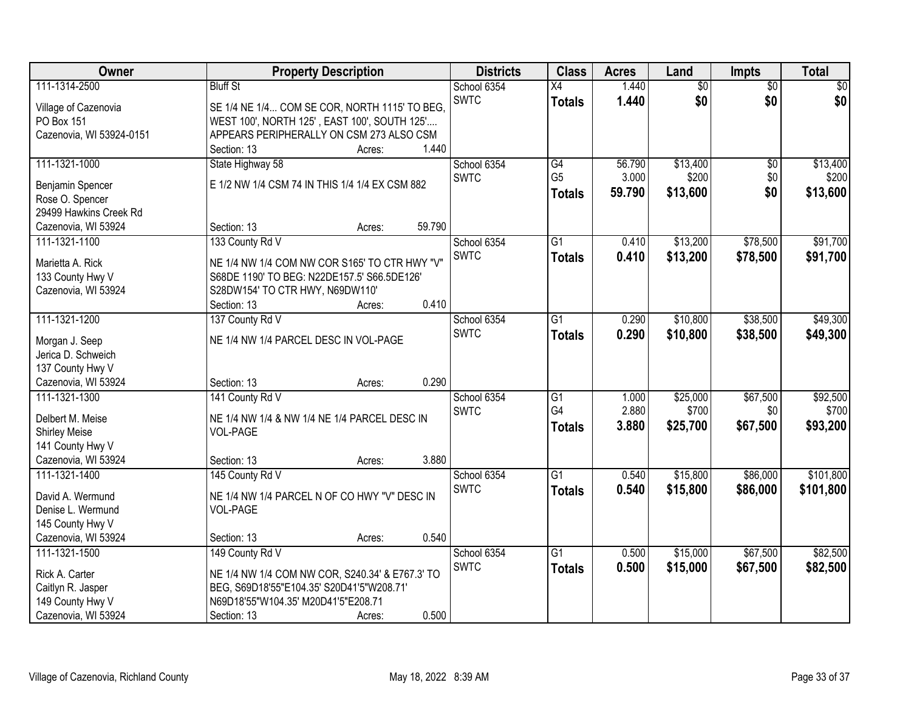| Owner | Property Description | Districts | Class | Acres | Land | Impts | Total |
|---|---|---|---|---|---|---|---|
| 111-1314-2500<br>Village of Cazenovia<br>PO Box 151<br>Cazenovia, WI 53924-0151 | Bluff St<br>SE 1/4 NE 1/4... COM SE COR, NORTH 1115' TO BEG, WEST 100', NORTH 125' , EAST 100', SOUTH 125'.... APPEARS PERIPHERALLY ON CSM 273 ALSO CSM<br>Section: 13 Acres: 1.440 | School 6354<br>SWTC | X4<br>**Totals** | 1.440<br>**1.440** | $0<br>**$0** | $0<br>**$0** | $0<br>**$0** |
| 111-1321-1000<br>Benjamin Spencer<br>Rose O. Spencer<br>29499 Hawkins Creek Rd<br>Cazenovia, WI 53924 | State Highway 58<br>E 1/2 NW 1/4 CSM 74 IN THIS 1/4 1/4 EX CSM 882<br>Section: 13 Acres: 59.790 | School 6354<br>SWTC | G4<br>G5<br>**Totals** | 56.790<br>3.000<br>**59.790** | $13,400<br>$200<br>**$13,600** | $0<br>$0<br>**$0** | $13,400<br>$200<br>**$13,600** |
| 111-1321-1100<br>Marietta A. Rick<br>133 County Hwy V<br>Cazenovia, WI 53924 | 133 County Rd V<br>NE 1/4 NW 1/4 COM NW COR S165' TO CTR HWY "V" S68DE 1190' TO BEG: N22DE157.5' S66.5DE126' S28DW154' TO CTR HWY, N69DW110'<br>Section: 13 Acres: 0.410 | School 6354<br>SWTC | G1<br>**Totals** | 0.410<br>**0.410** | $13,200<br>**$13,200** | $78,500<br>**$78,500** | $91,700<br>**$91,700** |
| 111-1321-1200<br>Morgan J. Seep<br>Jerica D. Schweich<br>137 County Hwy V<br>Cazenovia, WI 53924 | 137 County Rd V<br>NE 1/4 NW 1/4 PARCEL DESC IN VOL-PAGE<br>Section: 13 Acres: 0.290 | School 6354<br>SWTC | G1<br>**Totals** | 0.290<br>**0.290** | $10,800<br>**$10,800** | $38,500<br>**$38,500** | $49,300<br>**$49,300** |
| 111-1321-1300<br>Delbert M. Meise<br>Shirley Meise<br>141 County Hwy V<br>Cazenovia, WI 53924 | 141 County Rd V<br>NE 1/4 NW 1/4 & NW 1/4 NE 1/4 PARCEL DESC IN VOL-PAGE<br>Section: 13 Acres: 3.880 | School 6354<br>SWTC | G1<br>G4<br>**Totals** | 1.000<br>2.880<br>**3.880** | $25,000<br>$700<br>**$25,700** | $67,500<br>$0<br>**$67,500** | $92,500<br>$700<br>**$93,200** |
| 111-1321-1400<br>David A. Wermund<br>Denise L. Wermund<br>145 County Hwy V<br>Cazenovia, WI 53924 | 145 County Rd V<br>NE 1/4 NW 1/4 PARCEL N OF CO HWY "V" DESC IN VOL-PAGE<br>Section: 13 Acres: 0.540 | School 6354<br>SWTC | G1<br>**Totals** | 0.540<br>**0.540** | $15,800<br>**$15,800** | $86,000<br>**$86,000** | $101,800<br>**$101,800** |
| 111-1321-1500<br>Rick A. Carter<br>Caitlyn R. Jasper<br>149 County Hwy V<br>Cazenovia, WI 53924 | 149 County Rd V<br>NE 1/4 NW 1/4 COM NW COR, S240.34' & E767.3' TO BEG, S69D18'55"E104.35' S20D41'5"W208.71' N69D18'55"W104.35' M20D41'5"E208.71<br>Section: 13 Acres: 0.500 | School 6354<br>SWTC | G1<br>**Totals** | 0.500<br>**0.500** | $15,000<br>**$15,000** | $67,500<br>**$67,500** | $82,500<br>**$82,500** |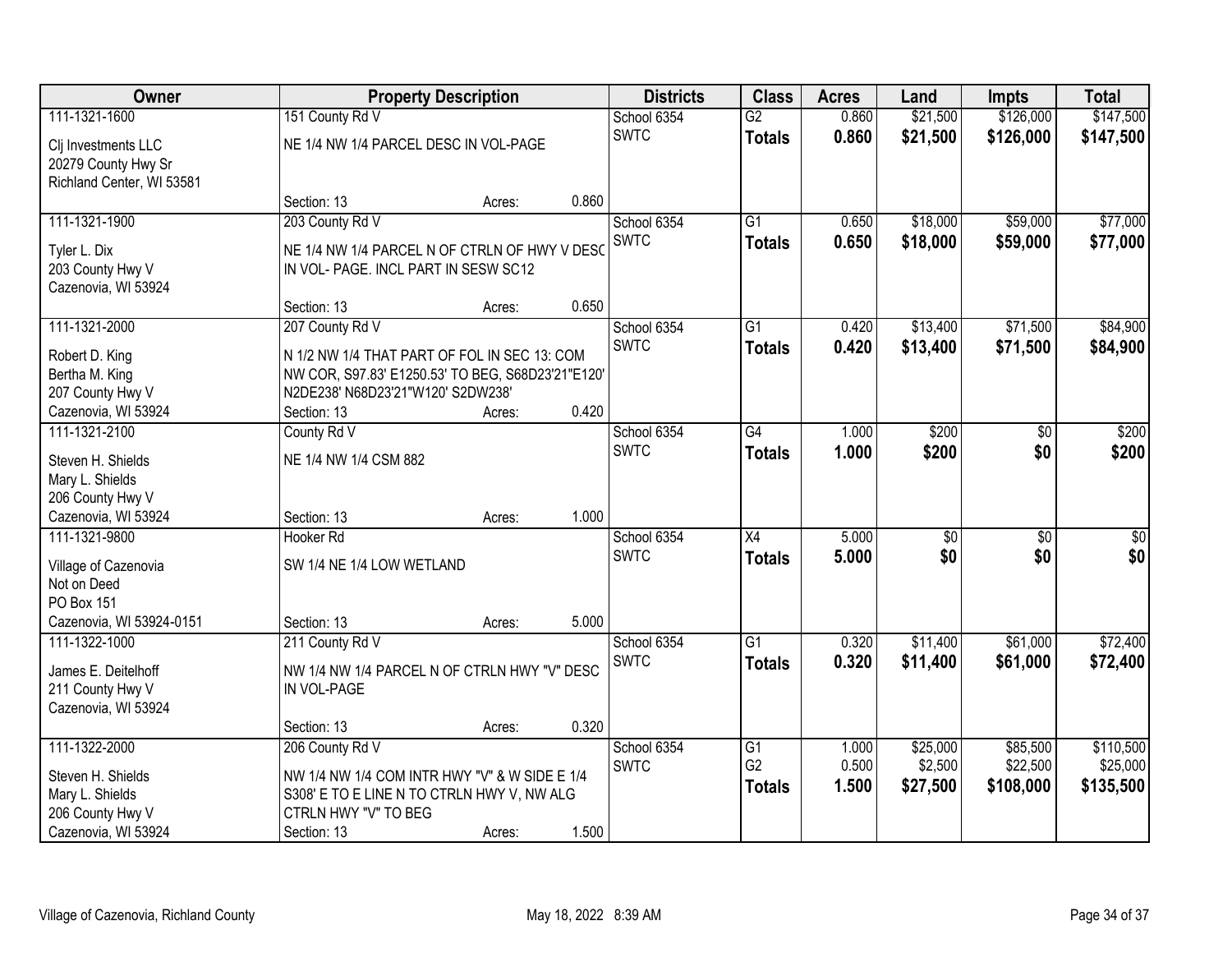| Owner | Property Description | | | Districts | Class | Acres | Land | Impts | Total |
|---|---|---|---|---|---|---|---|---|---|
| 111-1321-1600 | 151 County Rd V | | | School 6354 | G2 | 0.860 | $21,500 | $126,000 | $147,500 |
| Clj Investments LLC<br>20279 County Hwy Sr<br>Richland Center, WI 53581 | NE 1/4 NW 1/4 PARCEL DESC IN VOL-PAGE | | | SWTC | **Totals** | **0.860** | **$21,500** | **$126,000** | **$147,500** |
| | Section: 13 | Acres: | 0.860 | | | | | | |
| 111-1321-1900 | 203 County Rd V | | | School 6354 | G1 | 0.650 | $18,000 | $59,000 | $77,000 |
| Tyler L. Dix<br>203 County Hwy V<br>Cazenovia, WI 53924 | NE 1/4 NW 1/4 PARCEL N OF CTRLN OF HWY V DESC IN VOL- PAGE. INCL PART IN SESW SC12 | | | SWTC | **Totals** | **0.650** | **$18,000** | **$59,000** | **$77,000** |
| | Section: 13 | Acres: | 0.650 | | | | | | |
| 111-1321-2000 | 207 County Rd V | | | School 6354 | G1 | 0.420 | $13,400 | $71,500 | $84,900 |
| Robert D. King<br>Bertha M. King<br>207 County Hwy V<br>Cazenovia, WI 53924 | N 1/2 NW 1/4 THAT PART OF FOL IN SEC 13: COM NW COR, S97.83' E1250.53' TO BEG, S68D23'21"E120' N2DE238' N68D23'21"W120' S2DW238' | | | SWTC | **Totals** | **0.420** | **$13,400** | **$71,500** | **$84,900** |
| | Section: 13 | Acres: | 0.420 | | | | | | |
| 111-1321-2100 | County Rd V | | | School 6354 | G4 | 1.000 | $200 | $0 | $200 |
| Steven H. Shields<br>Mary L. Shields<br>206 County Hwy V<br>Cazenovia, WI 53924 | NE 1/4 NW 1/4 CSM 882 | | | SWTC | **Totals** | **1.000** | **$200** | **$0** | **$200** |
| | Section: 13 | Acres: | 1.000 | | | | | | |
| 111-1321-9800 | Hooker Rd | | | School 6354 | X4 | 5.000 | $0 | $0 | $0 |
| Village of Cazenovia<br>Not on Deed<br>PO Box 151<br>Cazenovia, WI 53924-0151 | SW 1/4 NE 1/4 LOW WETLAND | | | SWTC | **Totals** | **5.000** | **$0** | **$0** | **$0** |
| | Section: 13 | Acres: | 5.000 | | | | | | |
| 111-1322-1000 | 211 County Rd V | | | School 6354 | G1 | 0.320 | $11,400 | $61,000 | $72,400 |
| James E. Deitelhoff<br>211 County Hwy V<br>Cazenovia, WI 53924 | NW 1/4 NW 1/4 PARCEL N OF CTRLN HWY "V" DESC IN VOL-PAGE | | | SWTC | **Totals** | **0.320** | **$11,400** | **$61,000** | **$72,400** |
| | Section: 13 | Acres: | 0.320 | | | | | | |
| 111-1322-2000 | 206 County Rd V | | | School 6354 | G1 | 1.000 | $25,000 | $85,500 | $110,500 |
| Steven H. Shields<br>Mary L. Shields<br>206 County Hwy V<br>Cazenovia, WI 53924 | NW 1/4 NW 1/4 COM INTR HWY "V" & W SIDE E 1/4 S308' E TO E LINE N TO CTRLN HWY V, NW ALG CTRLN HWY "V" TO BEG | | | SWTC | G2 | 0.500 | $2,500 | $22,500 | $25,000 |
| | | | | | **Totals** | **1.500** | **$27,500** | **$108,000** | **$135,500** |
| | Section: 13 | Acres: | 1.500 | | | | | | |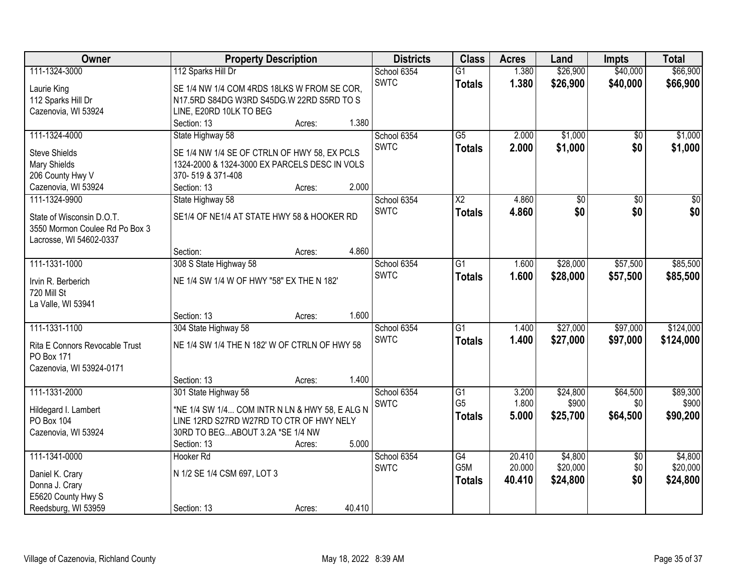| Owner | Property Description | Districts | Class | Acres | Land | Impts | Total |
|---|---|---|---|---|---|---|---|
| 111-1324-3000<br>Laurie King<br>112 Sparks Hill Dr<br>Cazenovia, WI 53924 | 112 Sparks Hill Dr<br>SE 1/4 NW 1/4 COM 4RDS 18LKS W FROM SE COR, N17.5RD S84DG W3RD S45DG.W 22RD S5RD TO S LINE, E20RD 10LK TO BEG<br>Section: 13 Acres: 1.380 | School 6354<br>SWTC | G1<br>**Totals** | 1.380<br>**1.380** | \$26,900<br>**\$26,900** | \$40,000<br>**\$40,000** | \$66,900<br>**\$66,900** |
| 111-1324-4000<br>Steve Shields<br>Mary Shields<br>206 County Hwy V<br>Cazenovia, WI 53924 | State Highway 58<br>SE 1/4 NW 1/4 SE OF CTRLN OF HWY 58, EX PCLS 1324-2000 & 1324-3000 EX PARCELS DESC IN VOLS 370- 519 & 371-408<br>Section: 13 Acres: 2.000 | School 6354<br>SWTC | G5<br>**Totals** | 2.000<br>**2.000** | \$1,000<br>**\$1,000** | \$0<br>**\$0** | \$1,000<br>**\$1,000** |
| 111-1324-9900<br>State of Wisconsin D.O.T.<br>3550 Mormon Coulee Rd Po Box 3<br>Lacrosse, WI 54602-0337 | State Highway 58<br>SE1/4 OF NE1/4 AT STATE HWY 58 & HOOKER RD<br>Section: Acres: 4.860 | School 6354<br>SWTC | X2<br>**Totals** | 4.860<br>**4.860** | \$0<br>**\$0** | \$0<br>**\$0** | \$0<br>**\$0** |
| 111-1331-1000<br>Irvin R. Berberich<br>720 Mill St<br>La Valle, WI 53941 | 308 S State Highway 58<br>NE 1/4 SW 1/4 W OF HWY "58" EX THE N 182'<br>Section: 13 Acres: 1.600 | School 6354<br>SWTC | G1<br>**Totals** | 1.600<br>**1.600** | \$28,000<br>**\$28,000** | \$57,500<br>**\$57,500** | \$85,500<br>**\$85,500** |
| 111-1331-1100<br>Rita E Connors Revocable Trust<br>PO Box 171<br>Cazenovia, WI 53924-0171 | 304 State Highway 58<br>NE 1/4 SW 1/4 THE N 182' W OF CTRLN OF HWY 58<br>Section: 13 Acres: 1.400 | School 6354<br>SWTC | G1<br>**Totals** | 1.400<br>**1.400** | \$27,000<br>**\$27,000** | \$97,000<br>**\$97,000** | \$124,000<br>**\$124,000** |
| 111-1331-2000<br>Hildegard I. Lambert<br>PO Box 104<br>Cazenovia, WI 53924 | 301 State Highway 58<br>*NE 1/4 SW 1/4... COM INTR N LN & HWY 58, E ALG N LINE 12RD S27RD W27RD TO CTR OF HWY NELY 30RD TO BEG...ABOUT 3.2A *SE 1/4 NW<br>Section: 13 Acres: 5.000 | School 6354<br>SWTC | G1<br>G5<br>**Totals** | 3.200<br>1.800<br>**5.000** | \$24,800<br>\$900<br>**\$25,700** | \$64,500<br>\$0<br>**\$64,500** | \$89,300<br>\$900<br>**\$90,200** |
| 111-1341-0000<br>Daniel K. Crary<br>Donna J. Crary<br>E5620 County Hwy S<br>Reedsburg, WI 53959 | Hooker Rd<br>N 1/2 SE 1/4 CSM 697, LOT 3<br>Section: 13 Acres: 40.410 | School 6354<br>SWTC | G4<br>G5M<br>**Totals** | 20.410<br>20.000<br>**40.410** | \$4,800<br>\$20,000<br>**\$24,800** | \$0<br>\$0<br>**\$0** | \$4,800<br>\$20,000<br>**\$24,800** |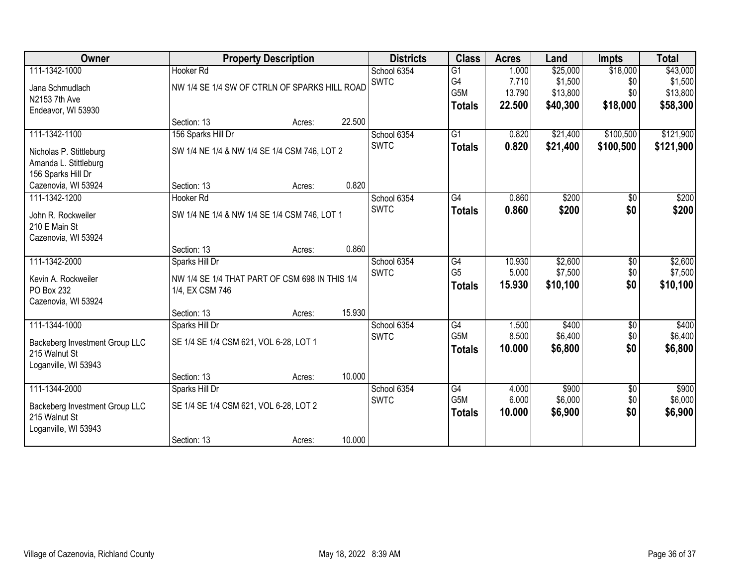| Owner | Property Description | | Districts | Class | Acres | Land | Impts | Total |
|---|---|---|---|---|---|---|---|---|
| 111-1342-1000 | Hooker Rd | | School 6354 | G1 | 1.000 | $25,000 | $18,000 | $43,000 |
| Jana Schmudlach | NW 1/4 SE 1/4 SW OF CTRLN OF SPARKS HILL ROAD | | SWTC | G4 | 7.710 | $1,500 | $0 | $1,500 |
| N2153 7th Ave | | | | G5M | 13.790 | $13,800 | $0 | $13,800 |
| Endeavor, WI 53930 | | | | **Totals** | **22.500** | **$40,300** | **$18,000** | **$58,300** |
| | Section: 13 | Acres: 22.500 | | | | | | |
| 111-1342-1100 | 156 Sparks Hill Dr | | School 6354 | G1 | 0.820 | $21,400 | $100,500 | $121,900 |
| Nicholas P. Stittleburg | SW 1/4 NE 1/4 & NW 1/4 SE 1/4 CSM 746, LOT 2 | | SWTC | **Totals** | **0.820** | **$21,400** | **$100,500** | **$121,900** |
| Amanda L. Stittleburg | | | | | | | | |
| 156 Sparks Hill Dr | | | | | | | | |
| Cazenovia, WI 53924 | Section: 13 | Acres: 0.820 | | | | | | |
| 111-1342-1200 | Hooker Rd | | School 6354 | G4 | 0.860 | $200 | $0 | $200 |
| John R. Rockweiler | SW 1/4 NE 1/4 & NW 1/4 SE 1/4 CSM 746, LOT 1 | | SWTC | **Totals** | **0.860** | **$200** | **$0** | **$200** |
| 210 E Main St | | | | | | | | |
| Cazenovia, WI 53924 | | | | | | | | |
| | Section: 13 | Acres: 0.860 | | | | | | |
| 111-1342-2000 | Sparks Hill Dr | | School 6354 | G4 | 10.930 | $2,600 | $0 | $2,600 |
| Kevin A. Rockweiler | NW 1/4 SE 1/4 THAT PART OF CSM 698 IN THIS 1/4 | | SWTC | G5 | 5.000 | $7,500 | $0 | $7,500 |
| PO Box 232 | 1/4, EX CSM 746 | | | **Totals** | **15.930** | **$10,100** | **$0** | **$10,100** |
| Cazenovia, WI 53924 | | | | | | | | |
| | Section: 13 | Acres: 15.930 | | | | | | |
| 111-1344-1000 | Sparks Hill Dr | | School 6354 | G4 | 1.500 | $400 | $0 | $400 |
| Backeberg Investment Group LLC | SE 1/4 SE 1/4 CSM 621, VOL 6-28, LOT 1 | | SWTC | G5M | 8.500 | $6,400 | $0 | $6,400 |
| 215 Walnut St | | | | **Totals** | **10.000** | **$6,800** | **$0** | **$6,800** |
| Loganville, WI 53943 | | | | | | | | |
| | Section: 13 | Acres: 10.000 | | | | | | |
| 111-1344-2000 | Sparks Hill Dr | | School 6354 | G4 | 4.000 | $900 | $0 | $900 |
| Backeberg Investment Group LLC | SE 1/4 SE 1/4 CSM 621, VOL 6-28, LOT 2 | | SWTC | G5M | 6.000 | $6,000 | $0 | $6,000 |
| 215 Walnut St | | | | **Totals** | **10.000** | **$6,900** | **$0** | **$6,900** |
| Loganville, WI 53943 | | | | | | | | |
| | Section: 13 | Acres: 10.000 | | | | | | |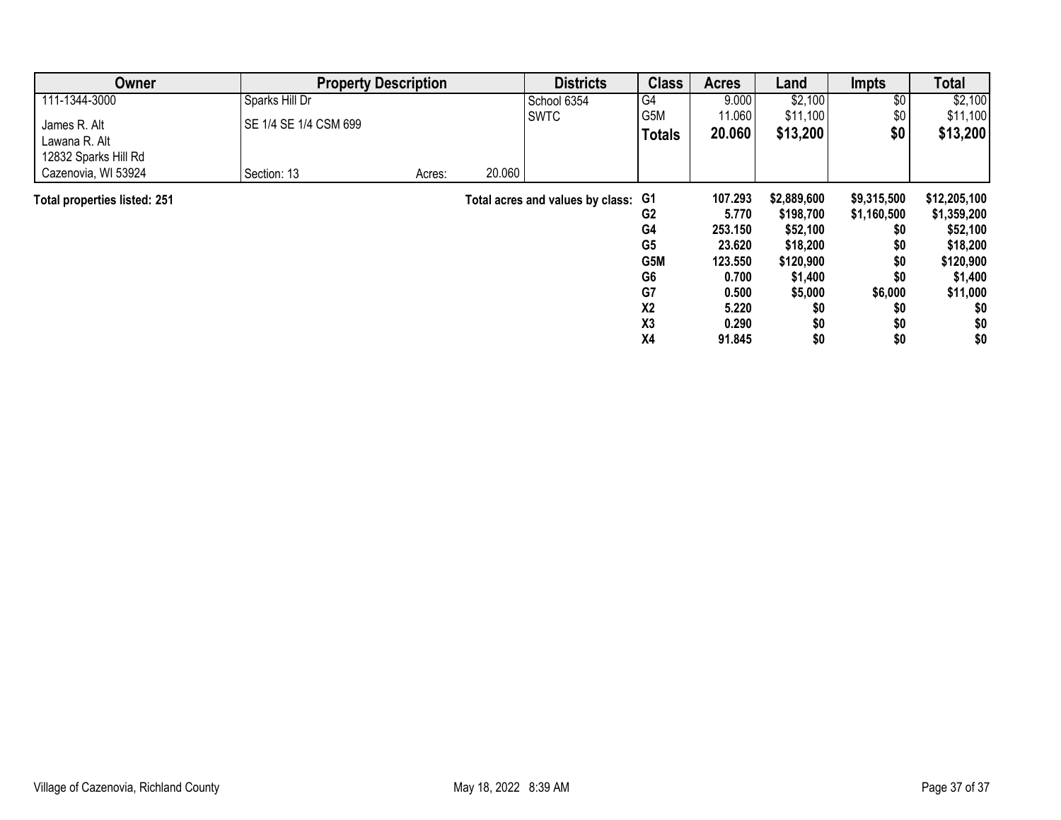| Owner | Property Description | | | Districts | Class | Acres | Land | Impts | Total |
|---|---|---|---|---|---|---|---|---|---|
| 111-1344-3000 | Sparks Hill Dr | | | School 6354 | G4 | 9.000 | $2,100 | $0 | $2,100 |
| James R. Alt | SE 1/4 SE 1/4 CSM 699 | | | SWTC | G5M | 11.060 | $11,100 | $0 | $11,100 |
| Lawana R. Alt | | | | | **Totals** | **20.060** | **$13,200** | **$0** | **$13,200** |
| 12832 Sparks Hill Rd | | | | | | | | | |
| Cazenovia, WI 53924 | Section: 13 | Acres: | 20.060 | | | | | | |

**Total properties listed: 251**

| Total acres and values by class: | Class | Acres | Land | Impts | Total |
|---|---|---|---|---|---|
| | **G1** | **107.293** | **$2,889,600** | **$9,315,500** | **$12,205,100** |
| | **G2** | **5.770** | **$198,700** | **$1,160,500** | **$1,359,200** |
| | **G4** | **253.150** | **$52,100** | **$0** | **$52,100** |
| | **G5** | **23.620** | **$18,200** | **$0** | **$18,200** |
| | **G5M** | **123.550** | **$120,900** | **$0** | **$120,900** |
| | **G6** | **0.700** | **$1,400** | **$0** | **$1,400** |
| | **G7** | **0.500** | **$5,000** | **$6,000** | **$11,000** |
| | **X2** | **5.220** | **$0** | **$0** | **$0** |
| | **X3** | **0.290** | **$0** | **$0** | **$0** |
| | **X4** | **91.845** | **$0** | **$0** | **$0** |